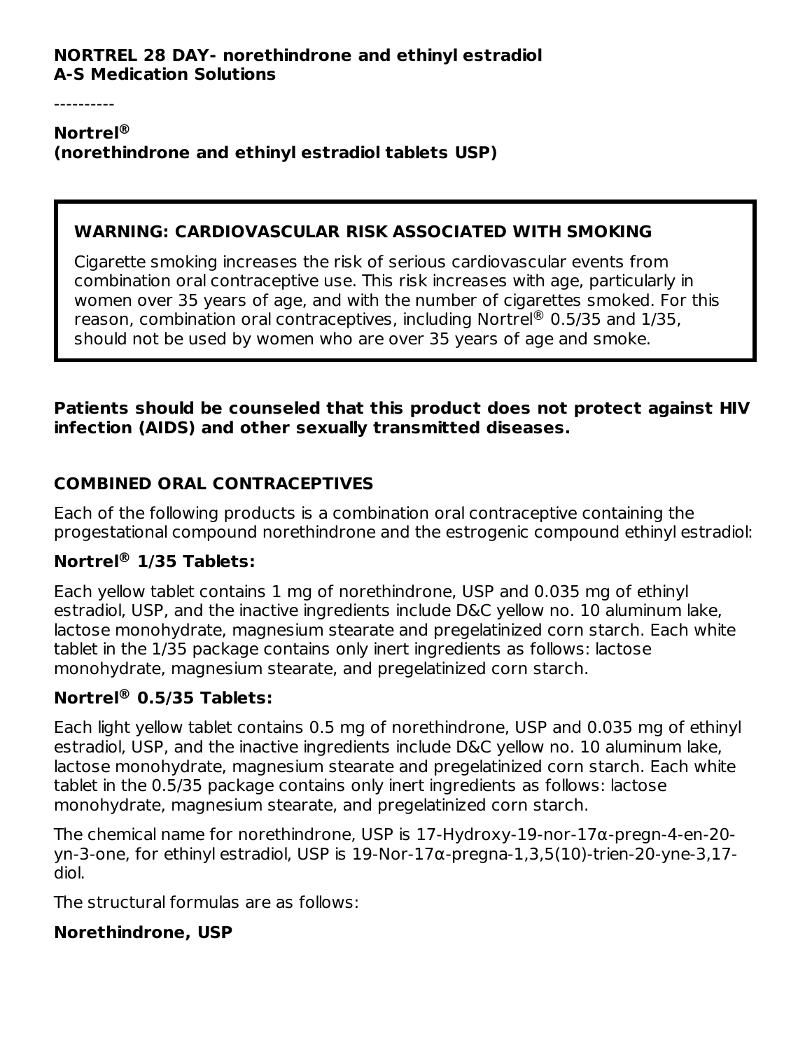**NORTREL 28 DAY- norethindrone and ethinyl estradiol**
**A-S Medication Solutions**

----------

# Nortrel®
# (norethindrone and ethinyl estradiol tablets USP)

> **WARNING: CARDIOVASCULAR RISK ASSOCIATED WITH SMOKING**
>
> Cigarette smoking increases the risk of serious cardiovascular events from combination oral contraceptive use. This risk increases with age, particularly in women over 35 years of age, and with the number of cigarettes smoked. For this reason, combination oral contraceptives, including Nortrel® 0.5/35 and 1/35, should not be used by women who are over 35 years of age and smoke.

**Patients should be counseled that this product does not protect against HIV infection (AIDS) and other sexually transmitted diseases.**

## COMBINED ORAL CONTRACEPTIVES

Each of the following products is a combination oral contraceptive containing the progestational compound norethindrone and the estrogenic compound ethinyl estradiol:

### Nortrel® 1/35 Tablets:

Each yellow tablet contains 1 mg of norethindrone, USP and 0.035 mg of ethinyl estradiol, USP, and the inactive ingredients include D&C yellow no. 10 aluminum lake, lactose monohydrate, magnesium stearate and pregelatinized corn starch. Each white tablet in the 1/35 package contains only inert ingredients as follows: lactose monohydrate, magnesium stearate, and pregelatinized corn starch.

### Nortrel® 0.5/35 Tablets:

Each light yellow tablet contains 0.5 mg of norethindrone, USP and 0.035 mg of ethinyl estradiol, USP, and the inactive ingredients include D&C yellow no. 10 aluminum lake, lactose monohydrate, magnesium stearate and pregelatinized corn starch. Each white tablet in the 0.5/35 package contains only inert ingredients as follows: lactose monohydrate, magnesium stearate, and pregelatinized corn starch.

The chemical name for norethindrone, USP is 17-Hydroxy-19-nor-17α-pregn-4-en-20-yn-3-one, for ethinyl estradiol, USP is 19-Nor-17α-pregna-1,3,5(10)-trien-20-yne-3,17-diol.

The structural formulas are as follows:

**Norethindrone, USP**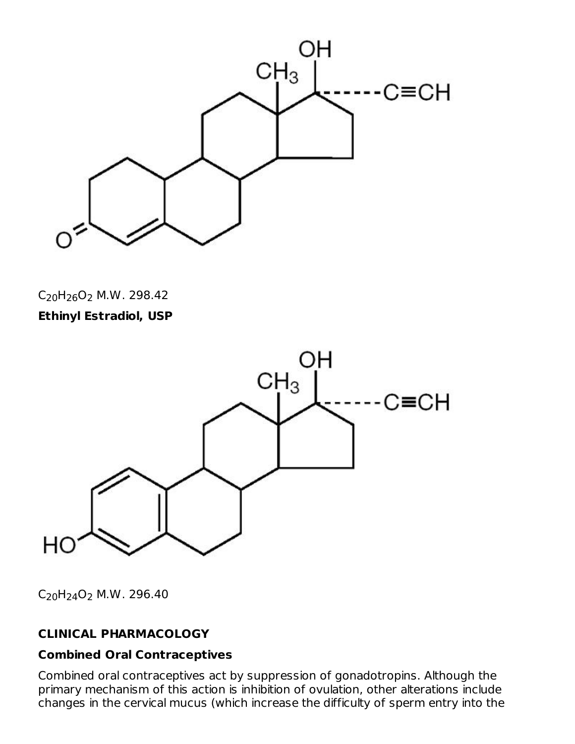$C_{20}H_{26}O_2$ M.W. 298.42

**Ethinyl Estradiol, USP**

$C_{20}H_{24}O_2$ M.W. 296.40

## CLINICAL PHARMACOLOGY

### Combined Oral Contraceptives

Combined oral contraceptives act by suppression of gonadotropins. Although the primary mechanism of this action is inhibition of ovulation, other alterations include changes in the cervical mucus (which increase the difficulty of sperm entry into the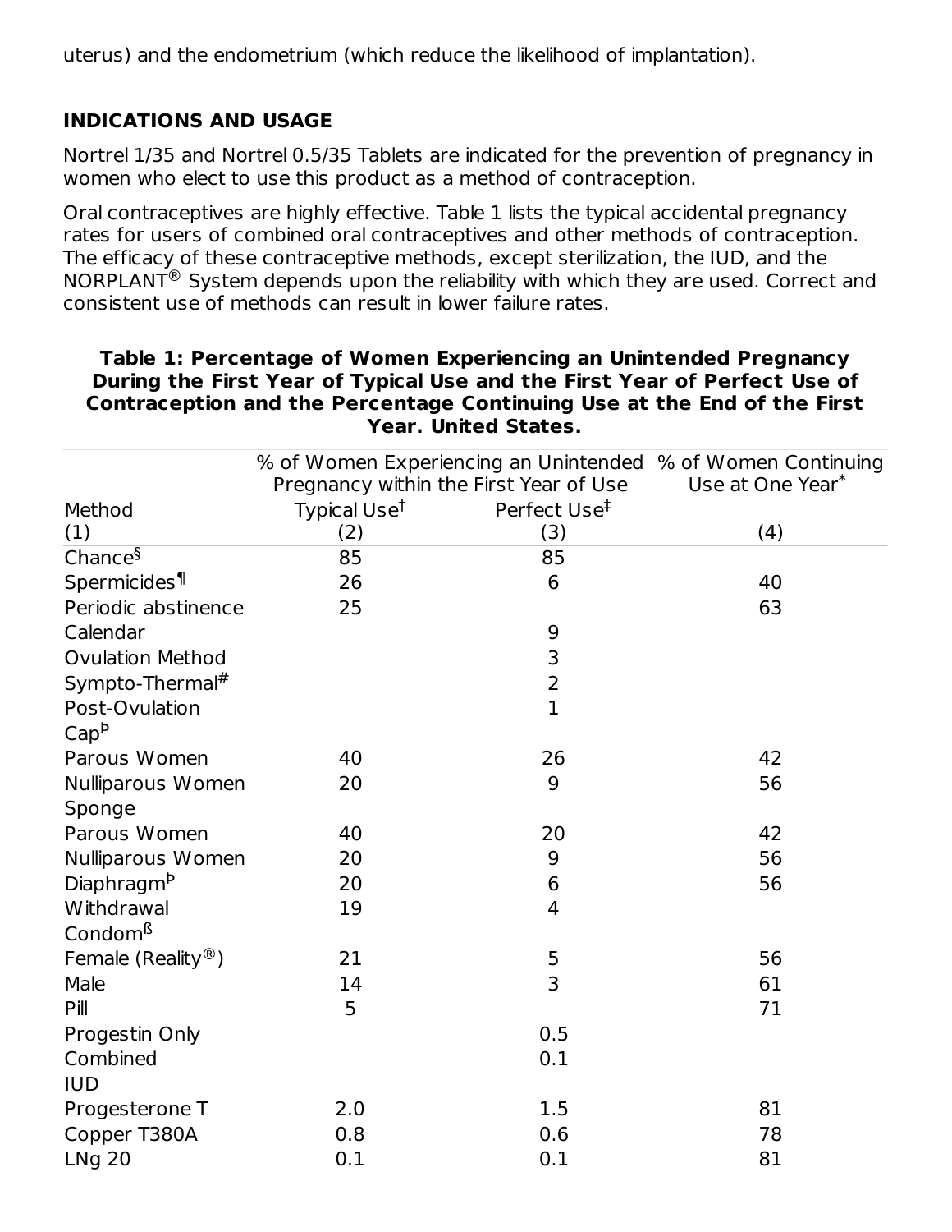uterus) and the endometrium (which reduce the likelihood of implantation).

## INDICATIONS AND USAGE

Nortrel 1/35 and Nortrel 0.5/35 Tablets are indicated for the prevention of pregnancy in women who elect to use this product as a method of contraception.

Oral contraceptives are highly effective. Table 1 lists the typical accidental pregnancy rates for users of combined oral contraceptives and other methods of contraception. The efficacy of these contraceptive methods, except sterilization, the IUD, and the NORPLANT® System depends upon the reliability with which they are used. Correct and consistent use of methods can result in lower failure rates.

**Table 1: Percentage of Women Experiencing an Unintended Pregnancy During the First Year of Typical Use and the First Year of Perfect Use of Contraception and the Percentage Continuing Use at the End of the First Year. United States.**

| Method | % of Women Experiencing an Unintended Pregnancy within the First Year of Use | | % of Women Continuing Use at One Year* |
|---|---|---|---|
| | Typical Use† | Perfect Use‡ | |
| (1) | (2) | (3) | (4) |
| Chance§ | 85 | 85 | |
| Spermicides¶ | 26 | 6 | 40 |
| Periodic abstinence | 25 | | 63 |
| Calendar | | 9 | |
| Ovulation Method | | 3 | |
| Sympto-Thermal# | | 2 | |
| Post-Ovulation | | 1 | |
| Capᵖ | | | |
| Parous Women | 40 | 26 | 42 |
| Nulliparous Women | 20 | 9 | 56 |
| Sponge | | | |
| Parous Women | 40 | 20 | 42 |
| Nulliparous Women | 20 | 9 | 56 |
| Diaphragmᵖ | 20 | 6 | 56 |
| Withdrawal | 19 | 4 | |
| Condomß | | | |
| Female (Reality®) | 21 | 5 | 56 |
| Male | 14 | 3 | 61 |
| Pill | 5 | | 71 |
| Progestin Only | | 0.5 | |
| Combined | | 0.1 | |
| IUD | | | |
| Progesterone T | 2.0 | 1.5 | 81 |
| Copper T380A | 0.8 | 0.6 | 78 |
| LNg 20 | 0.1 | 0.1 | 81 |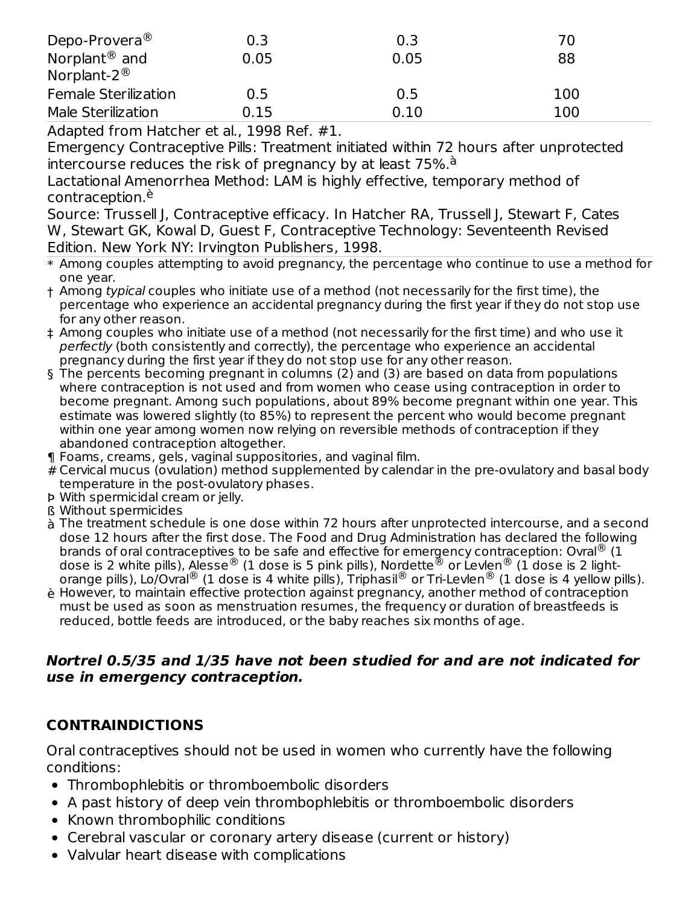| | | | |
|---|---|---|---|
| Depo-Provera® | 0.3 | 0.3 | 70 |
| Norplant® and Norplant-2® | 0.05 | 0.05 | 88 |
| Female Sterilization | 0.5 | 0.5 | 100 |
| Male Sterilization | 0.15 | 0.10 | 100 |

Adapted from Hatcher et al., 1998 Ref. #1.

Emergency Contraceptive Pills: Treatment initiated within 72 hours after unprotected intercourse reduces the risk of pregnancy by at least 75%.[à]

Lactational Amenorrhea Method: LAM is highly effective, temporary method of contraception.[è]

Source: Trussell J, Contraceptive efficacy. In Hatcher RA, Trussell J, Stewart F, Cates W, Stewart GK, Kowal D, Guest F, Contraceptive Technology: Seventeenth Revised Edition. New York NY: Irvington Publishers, 1998.

\* Among couples attempting to avoid pregnancy, the percentage who continue to use a method for one year.

† Among *typical* couples who initiate use of a method (not necessarily for the first time), the percentage who experience an accidental pregnancy during the first year if they do not stop use for any other reason.

‡ Among couples who initiate use of a method (not necessarily for the first time) and who use it *perfectly* (both consistently and correctly), the percentage who experience an accidental pregnancy during the first year if they do not stop use for any other reason.

§ The percents becoming pregnant in columns (2) and (3) are based on data from populations where contraception is not used and from women who cease using contraception in order to become pregnant. Among such populations, about 89% become pregnant within one year. This estimate was lowered slightly (to 85%) to represent the percent who would become pregnant within one year among women now relying on reversible methods of contraception if they abandoned contraception altogether.

¶ Foams, creams, gels, vaginal suppositories, and vaginal film.

\# Cervical mucus (ovulation) method supplemented by calendar in the pre-ovulatory and basal body temperature in the post-ovulatory phases.

Þ With spermicidal cream or jelly.

ß Without spermicides

à The treatment schedule is one dose within 72 hours after unprotected intercourse, and a second dose 12 hours after the first dose. The Food and Drug Administration has declared the following brands of oral contraceptives to be safe and effective for emergency contraception: Ovral® (1 dose is 2 white pills), Alesse® (1 dose is 5 pink pills), Nordette® or Levlen® (1 dose is 2 light-orange pills), Lo/Ovral® (1 dose is 4 white pills), Triphasil® or Tri-Levlen® (1 dose is 4 yellow pills).

è However, to maintain effective protection against pregnancy, another method of contraception must be used as soon as menstruation resumes, the frequency or duration of breastfeeds is reduced, bottle feeds are introduced, or the baby reaches six months of age.

***Nortrel 0.5/35 and 1/35 have not been studied for and are not indicated for use in emergency contraception.***

## CONTRAINDICTIONS

Oral contraceptives should not be used in women who currently have the following conditions:

- Thrombophlebitis or thromboembolic disorders
- A past history of deep vein thrombophlebitis or thromboembolic disorders
- Known thrombophilic conditions
- Cerebral vascular or coronary artery disease (current or history)
- Valvular heart disease with complications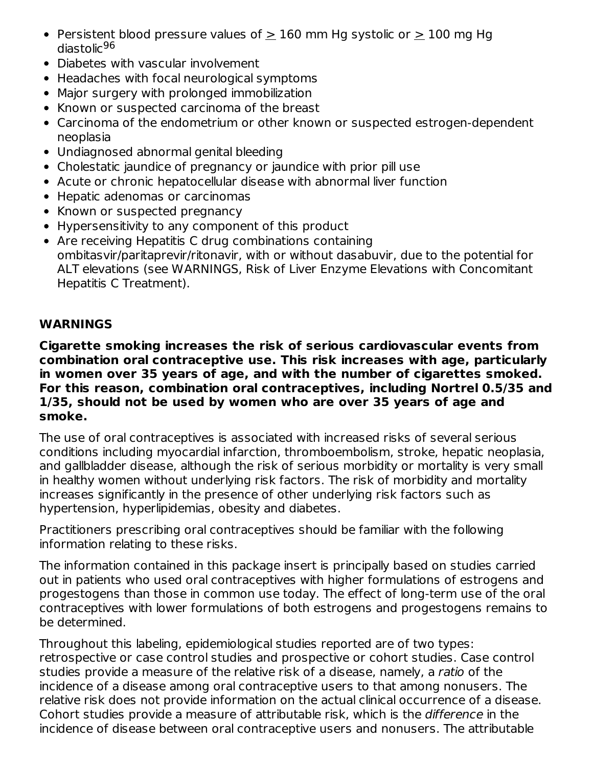- Persistent blood pressure values of ≥ 160 mm Hg systolic or ≥ 100 mg Hg diastolic[96]
- Diabetes with vascular involvement
- Headaches with focal neurological symptoms
- Major surgery with prolonged immobilization
- Known or suspected carcinoma of the breast
- Carcinoma of the endometrium or other known or suspected estrogen-dependent neoplasia
- Undiagnosed abnormal genital bleeding
- Cholestatic jaundice of pregnancy or jaundice with prior pill use
- Acute or chronic hepatocellular disease with abnormal liver function
- Hepatic adenomas or carcinomas
- Known or suspected pregnancy
- Hypersensitivity to any component of this product
- Are receiving Hepatitis C drug combinations containing ombitasvir/paritaprevir/ritonavir, with or without dasabuvir, due to the potential for ALT elevations (see WARNINGS, Risk of Liver Enzyme Elevations with Concomitant Hepatitis C Treatment).

## WARNINGS

**Cigarette smoking increases the risk of serious cardiovascular events from combination oral contraceptive use. This risk increases with age, particularly in women over 35 years of age, and with the number of cigarettes smoked. For this reason, combination oral contraceptives, including Nortrel 0.5/35 and 1/35, should not be used by women who are over 35 years of age and smoke.**

The use of oral contraceptives is associated with increased risks of several serious conditions including myocardial infarction, thromboembolism, stroke, hepatic neoplasia, and gallbladder disease, although the risk of serious morbidity or mortality is very small in healthy women without underlying risk factors. The risk of morbidity and mortality increases significantly in the presence of other underlying risk factors such as hypertension, hyperlipidemias, obesity and diabetes.

Practitioners prescribing oral contraceptives should be familiar with the following information relating to these risks.

The information contained in this package insert is principally based on studies carried out in patients who used oral contraceptives with higher formulations of estrogens and progestogens than those in common use today. The effect of long-term use of the oral contraceptives with lower formulations of both estrogens and progestogens remains to be determined.

Throughout this labeling, epidemiological studies reported are of two types: retrospective or case control studies and prospective or cohort studies. Case control studies provide a measure of the relative risk of a disease, namely, a *ratio* of the incidence of a disease among oral contraceptive users to that among nonusers. The relative risk does not provide information on the actual clinical occurrence of a disease. Cohort studies provide a measure of attributable risk, which is the *difference* in the incidence of disease between oral contraceptive users and nonusers. The attributable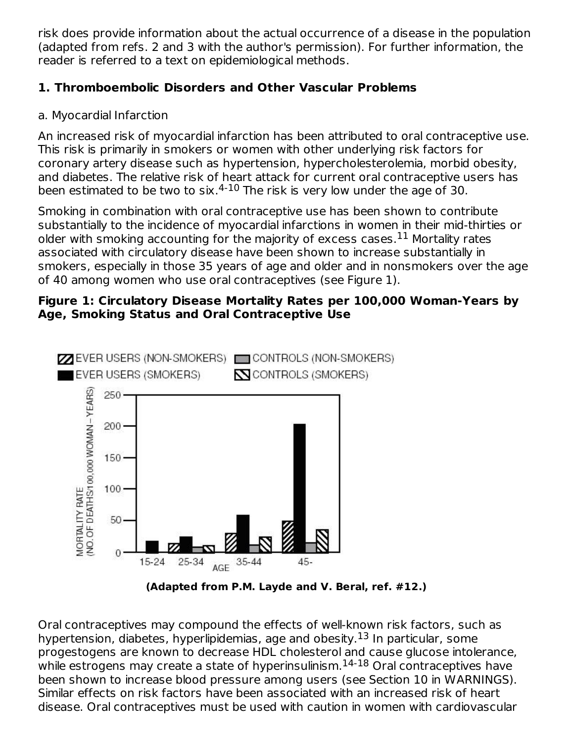risk does provide information about the actual occurrence of a disease in the population (adapted from refs. 2 and 3 with the author's permission). For further information, the reader is referred to a text on epidemiological methods.

**1. Thromboembolic Disorders and Other Vascular Problems**

a. Myocardial Infarction

An increased risk of myocardial infarction has been attributed to oral contraceptive use. This risk is primarily in smokers or women with other underlying risk factors for coronary artery disease such as hypertension, hypercholesterolemia, morbid obesity, and diabetes. The relative risk of heart attack for current oral contraceptive users has been estimated to be two to six.[4-10] The risk is very low under the age of 30.

Smoking in combination with oral contraceptive use has been shown to contribute substantially to the incidence of myocardial infarctions in women in their mid-thirties or older with smoking accounting for the majority of excess cases.[11] Mortality rates associated with circulatory disease have been shown to increase substantially in smokers, especially in those 35 years of age and older and in nonsmokers over the age of 40 among women who use oral contraceptives (see Figure 1).

**Figure 1: Circulatory Disease Mortality Rates per 100,000 Woman-Years by Age, Smoking Status and Oral Contraceptive Use**

**(Adapted from P.M. Layde and V. Beral, ref. #12.)**

Oral contraceptives may compound the effects of well-known risk factors, such as hypertension, diabetes, hyperlipidemias, age and obesity.[13] In particular, some progestogens are known to decrease HDL cholesterol and cause glucose intolerance, while estrogens may create a state of hyperinsulinism.[14-18] Oral contraceptives have been shown to increase blood pressure among users (see Section 10 in WARNINGS). Similar effects on risk factors have been associated with an increased risk of heart disease. Oral contraceptives must be used with caution in women with cardiovascular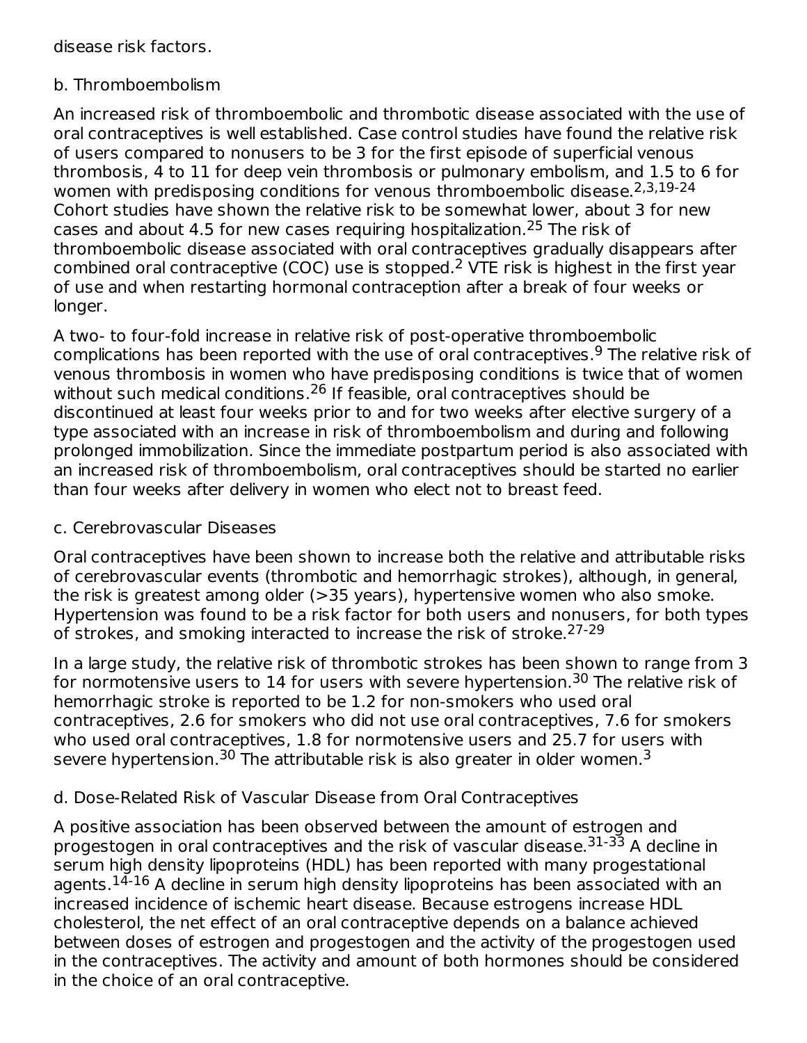disease risk factors.

### b. Thromboembolism

An increased risk of thromboembolic and thrombotic disease associated with the use of oral contraceptives is well established. Case control studies have found the relative risk of users compared to nonusers to be 3 for the first episode of superficial venous thrombosis, 4 to 11 for deep vein thrombosis or pulmonary embolism, and 1.5 to 6 for women with predisposing conditions for venous thromboembolic disease.[2,3,19-24] Cohort studies have shown the relative risk to be somewhat lower, about 3 for new cases and about 4.5 for new cases requiring hospitalization.[25] The risk of thromboembolic disease associated with oral contraceptives gradually disappears after combined oral contraceptive (COC) use is stopped.[2] VTE risk is highest in the first year of use and when restarting hormonal contraception after a break of four weeks or longer.

A two- to four-fold increase in relative risk of post-operative thromboembolic complications has been reported with the use of oral contraceptives.[9] The relative risk of venous thrombosis in women who have predisposing conditions is twice that of women without such medical conditions.[26] If feasible, oral contraceptives should be discontinued at least four weeks prior to and for two weeks after elective surgery of a type associated with an increase in risk of thromboembolism and during and following prolonged immobilization. Since the immediate postpartum period is also associated with an increased risk of thromboembolism, oral contraceptives should be started no earlier than four weeks after delivery in women who elect not to breast feed.

### c. Cerebrovascular Diseases

Oral contraceptives have been shown to increase both the relative and attributable risks of cerebrovascular events (thrombotic and hemorrhagic strokes), although, in general, the risk is greatest among older (>35 years), hypertensive women who also smoke. Hypertension was found to be a risk factor for both users and nonusers, for both types of strokes, and smoking interacted to increase the risk of stroke.[27-29]

In a large study, the relative risk of thrombotic strokes has been shown to range from 3 for normotensive users to 14 for users with severe hypertension.[30] The relative risk of hemorrhagic stroke is reported to be 1.2 for non-smokers who used oral contraceptives, 2.6 for smokers who did not use oral contraceptives, 7.6 for smokers who used oral contraceptives, 1.8 for normotensive users and 25.7 for users with severe hypertension.[30] The attributable risk is also greater in older women.[3]

### d. Dose-Related Risk of Vascular Disease from Oral Contraceptives

A positive association has been observed between the amount of estrogen and progestogen in oral contraceptives and the risk of vascular disease.[31-33] A decline in serum high density lipoproteins (HDL) has been reported with many progestational agents.[14-16] A decline in serum high density lipoproteins has been associated with an increased incidence of ischemic heart disease. Because estrogens increase HDL cholesterol, the net effect of an oral contraceptive depends on a balance achieved between doses of estrogen and progestogen and the activity of the progestogen used in the contraceptives. The activity and amount of both hormones should be considered in the choice of an oral contraceptive.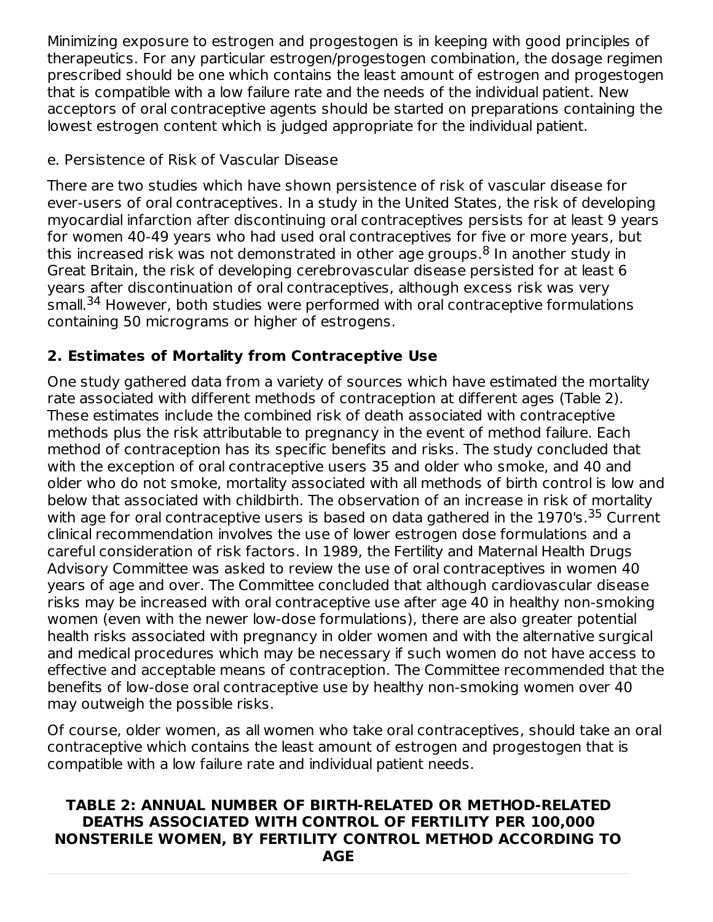Minimizing exposure to estrogen and progestogen is in keeping with good principles of therapeutics. For any particular estrogen/progestogen combination, the dosage regimen prescribed should be one which contains the least amount of estrogen and progestogen that is compatible with a low failure rate and the needs of the individual patient. New acceptors of oral contraceptive agents should be started on preparations containing the lowest estrogen content which is judged appropriate for the individual patient.

e. Persistence of Risk of Vascular Disease

There are two studies which have shown persistence of risk of vascular disease for ever-users of oral contraceptives. In a study in the United States, the risk of developing myocardial infarction after discontinuing oral contraceptives persists for at least 9 years for women 40-49 years who had used oral contraceptives for five or more years, but this increased risk was not demonstrated in other age groups.[8] In another study in Great Britain, the risk of developing cerebrovascular disease persisted for at least 6 years after discontinuation of oral contraceptives, although excess risk was very small.[34] However, both studies were performed with oral contraceptive formulations containing 50 micrograms or higher of estrogens.

## 2. Estimates of Mortality from Contraceptive Use

One study gathered data from a variety of sources which have estimated the mortality rate associated with different methods of contraception at different ages (Table 2). These estimates include the combined risk of death associated with contraceptive methods plus the risk attributable to pregnancy in the event of method failure. Each method of contraception has its specific benefits and risks. The study concluded that with the exception of oral contraceptive users 35 and older who smoke, and 40 and older who do not smoke, mortality associated with all methods of birth control is low and below that associated with childbirth. The observation of an increase in risk of mortality with age for oral contraceptive users is based on data gathered in the 1970's.[35] Current clinical recommendation involves the use of lower estrogen dose formulations and a careful consideration of risk factors. In 1989, the Fertility and Maternal Health Drugs Advisory Committee was asked to review the use of oral contraceptives in women 40 years of age and over. The Committee concluded that although cardiovascular disease risks may be increased with oral contraceptive use after age 40 in healthy non-smoking women (even with the newer low-dose formulations), there are also greater potential health risks associated with pregnancy in older women and with the alternative surgical and medical procedures which may be necessary if such women do not have access to effective and acceptable means of contraception. The Committee recommended that the benefits of low-dose oral contraceptive use by healthy non-smoking women over 40 may outweigh the possible risks.

Of course, older women, as all women who take oral contraceptives, should take an oral contraceptive which contains the least amount of estrogen and progestogen that is compatible with a low failure rate and individual patient needs.

**TABLE 2: ANNUAL NUMBER OF BIRTH-RELATED OR METHOD-RELATED DEATHS ASSOCIATED WITH CONTROL OF FERTILITY PER 100,000 NONSTERILE WOMEN, BY FERTILITY CONTROL METHOD ACCORDING TO AGE**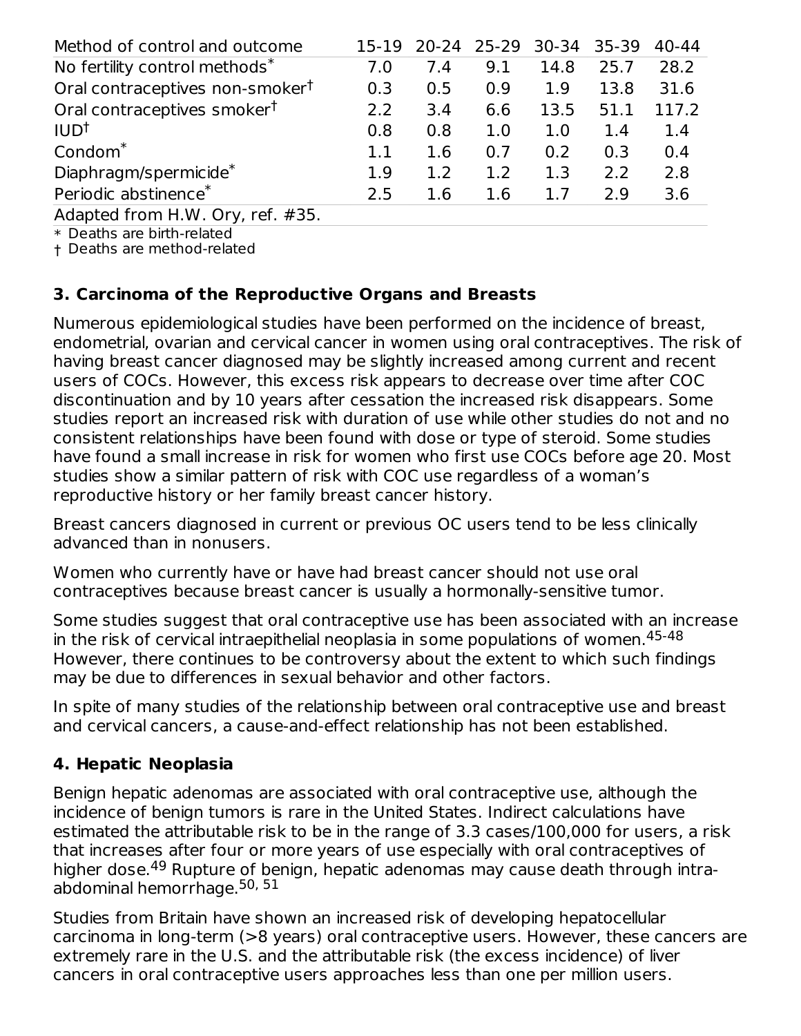| Method of control and outcome | 15-19 | 20-24 | 25-29 | 30-34 | 35-39 | 40-44 |
|---|---|---|---|---|---|---|
| No fertility control methods* | 7.0 | 7.4 | 9.1 | 14.8 | 25.7 | 28.2 |
| Oral contraceptives non-smoker† | 0.3 | 0.5 | 0.9 | 1.9 | 13.8 | 31.6 |
| Oral contraceptives smoker† | 2.2 | 3.4 | 6.6 | 13.5 | 51.1 | 117.2 |
| IUD† | 0.8 | 0.8 | 1.0 | 1.0 | 1.4 | 1.4 |
| Condom* | 1.1 | 1.6 | 0.7 | 0.2 | 0.3 | 0.4 |
| Diaphragm/spermicide* | 1.9 | 1.2 | 1.2 | 1.3 | 2.2 | 2.8 |
| Periodic abstinence* | 2.5 | 1.6 | 1.6 | 1.7 | 2.9 | 3.6 |

Adapted from H.W. Ory, ref. #35.

* Deaths are birth-related
† Deaths are method-related

### 3. Carcinoma of the Reproductive Organs and Breasts

Numerous epidemiological studies have been performed on the incidence of breast, endometrial, ovarian and cervical cancer in women using oral contraceptives. The risk of having breast cancer diagnosed may be slightly increased among current and recent users of COCs. However, this excess risk appears to decrease over time after COC discontinuation and by 10 years after cessation the increased risk disappears. Some studies report an increased risk with duration of use while other studies do not and no consistent relationships have been found with dose or type of steroid. Some studies have found a small increase in risk for women who first use COCs before age 20. Most studies show a similar pattern of risk with COC use regardless of a woman's reproductive history or her family breast cancer history.

Breast cancers diagnosed in current or previous OC users tend to be less clinically advanced than in nonusers.

Women who currently have or have had breast cancer should not use oral contraceptives because breast cancer is usually a hormonally-sensitive tumor.

Some studies suggest that oral contraceptive use has been associated with an increase in the risk of cervical intraepithelial neoplasia in some populations of women.[45-48] However, there continues to be controversy about the extent to which such findings may be due to differences in sexual behavior and other factors.

In spite of many studies of the relationship between oral contraceptive use and breast and cervical cancers, a cause-and-effect relationship has not been established.

### 4. Hepatic Neoplasia

Benign hepatic adenomas are associated with oral contraceptive use, although the incidence of benign tumors is rare in the United States. Indirect calculations have estimated the attributable risk to be in the range of 3.3 cases/100,000 for users, a risk that increases after four or more years of use especially with oral contraceptives of higher dose.[49] Rupture of benign, hepatic adenomas may cause death through intra-abdominal hemorrhage.[50, 51]

Studies from Britain have shown an increased risk of developing hepatocellular carcinoma in long-term (>8 years) oral contraceptive users. However, these cancers are extremely rare in the U.S. and the attributable risk (the excess incidence) of liver cancers in oral contraceptive users approaches less than one per million users.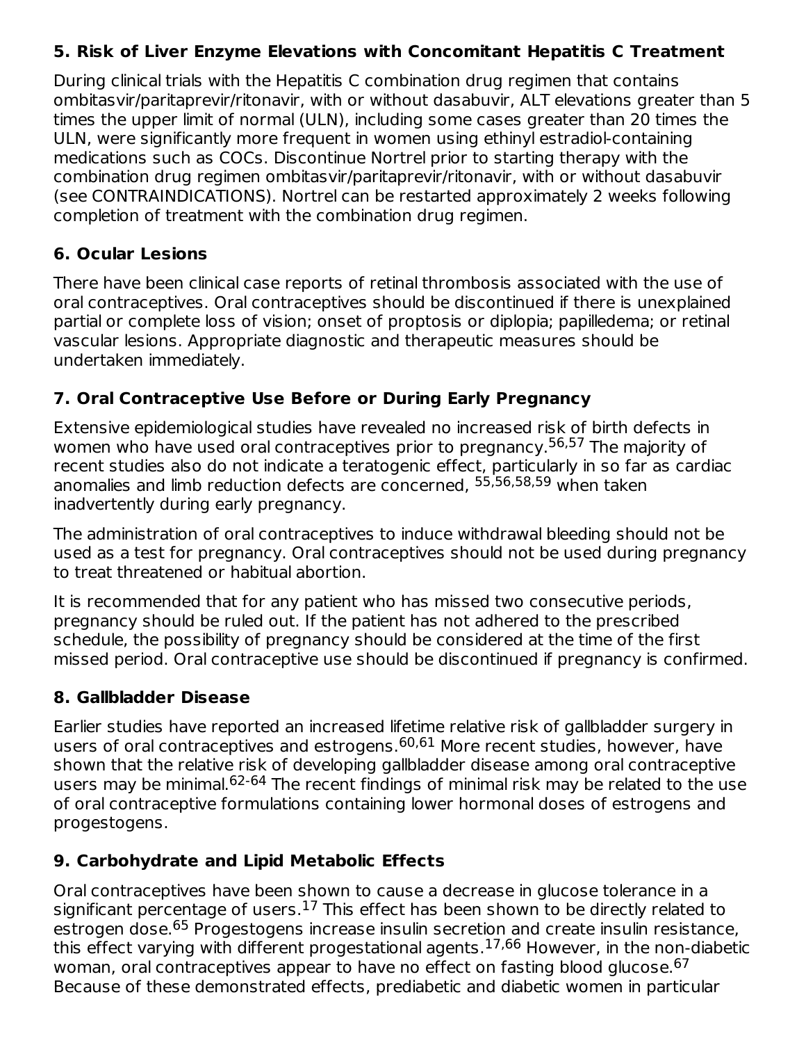### 5. Risk of Liver Enzyme Elevations with Concomitant Hepatitis C Treatment

During clinical trials with the Hepatitis C combination drug regimen that contains ombitasvir/paritaprevir/ritonavir, with or without dasabuvir, ALT elevations greater than 5 times the upper limit of normal (ULN), including some cases greater than 20 times the ULN, were significantly more frequent in women using ethinyl estradiol-containing medications such as COCs. Discontinue Nortrel prior to starting therapy with the combination drug regimen ombitasvir/paritaprevir/ritonavir, with or without dasabuvir (see CONTRAINDICATIONS). Nortrel can be restarted approximately 2 weeks following completion of treatment with the combination drug regimen.

### 6. Ocular Lesions

There have been clinical case reports of retinal thrombosis associated with the use of oral contraceptives. Oral contraceptives should be discontinued if there is unexplained partial or complete loss of vision; onset of proptosis or diplopia; papilledema; or retinal vascular lesions. Appropriate diagnostic and therapeutic measures should be undertaken immediately.

### 7. Oral Contraceptive Use Before or During Early Pregnancy

Extensive epidemiological studies have revealed no increased risk of birth defects in women who have used oral contraceptives prior to pregnancy.[56,57] The majority of recent studies also do not indicate a teratogenic effect, particularly in so far as cardiac anomalies and limb reduction defects are concerned, [55,56,58,59] when taken inadvertently during early pregnancy.

The administration of oral contraceptives to induce withdrawal bleeding should not be used as a test for pregnancy. Oral contraceptives should not be used during pregnancy to treat threatened or habitual abortion.

It is recommended that for any patient who has missed two consecutive periods, pregnancy should be ruled out. If the patient has not adhered to the prescribed schedule, the possibility of pregnancy should be considered at the time of the first missed period. Oral contraceptive use should be discontinued if pregnancy is confirmed.

### 8. Gallbladder Disease

Earlier studies have reported an increased lifetime relative risk of gallbladder surgery in users of oral contraceptives and estrogens.[60,61] More recent studies, however, have shown that the relative risk of developing gallbladder disease among oral contraceptive users may be minimal.[62-64] The recent findings of minimal risk may be related to the use of oral contraceptive formulations containing lower hormonal doses of estrogens and progestogens.

### 9. Carbohydrate and Lipid Metabolic Effects

Oral contraceptives have been shown to cause a decrease in glucose tolerance in a significant percentage of users.[17] This effect has been shown to be directly related to estrogen dose.[65] Progestogens increase insulin secretion and create insulin resistance, this effect varying with different progestational agents.[17,66] However, in the non-diabetic woman, oral contraceptives appear to have no effect on fasting blood glucose.[67] Because of these demonstrated effects, prediabetic and diabetic women in particular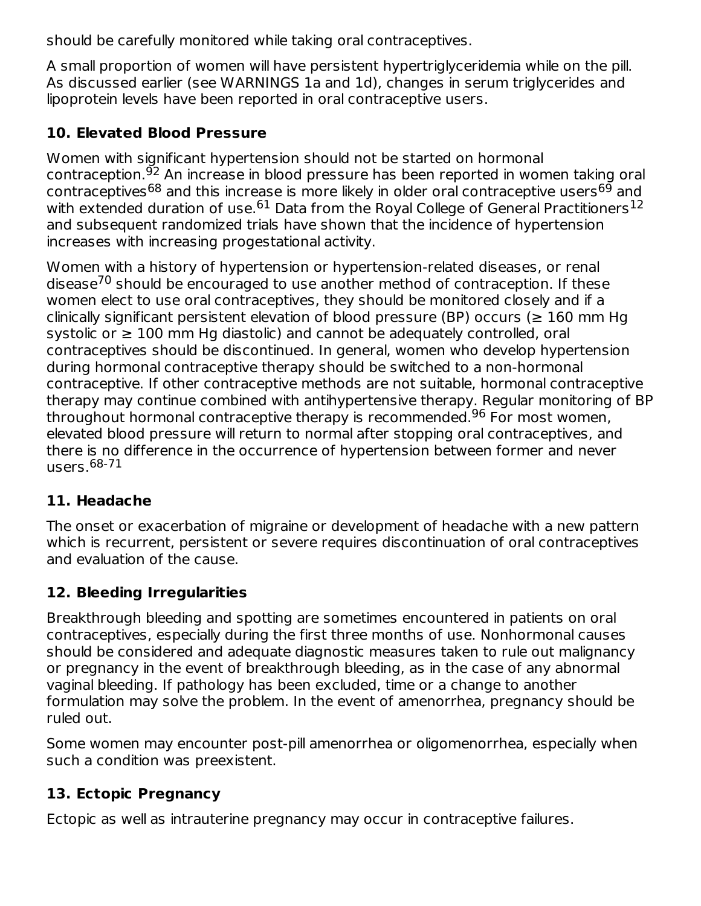should be carefully monitored while taking oral contraceptives.

A small proportion of women will have persistent hypertriglyceridemia while on the pill. As discussed earlier (see WARNINGS 1a and 1d), changes in serum triglycerides and lipoprotein levels have been reported in oral contraceptive users.

### 10. Elevated Blood Pressure

Women with significant hypertension should not be started on hormonal contraception.[92] An increase in blood pressure has been reported in women taking oral contraceptives[68] and this increase is more likely in older oral contraceptive users[69] and with extended duration of use.[61] Data from the Royal College of General Practitioners[12] and subsequent randomized trials have shown that the incidence of hypertension increases with increasing progestational activity.

Women with a history of hypertension or hypertension-related diseases, or renal disease[70] should be encouraged to use another method of contraception. If these women elect to use oral contraceptives, they should be monitored closely and if a clinically significant persistent elevation of blood pressure (BP) occurs (≥ 160 mm Hg systolic or ≥ 100 mm Hg diastolic) and cannot be adequately controlled, oral contraceptives should be discontinued. In general, women who develop hypertension during hormonal contraceptive therapy should be switched to a non-hormonal contraceptive. If other contraceptive methods are not suitable, hormonal contraceptive therapy may continue combined with antihypertensive therapy. Regular monitoring of BP throughout hormonal contraceptive therapy is recommended.[96] For most women, elevated blood pressure will return to normal after stopping oral contraceptives, and there is no difference in the occurrence of hypertension between former and never users.[68-71]

### 11. Headache

The onset or exacerbation of migraine or development of headache with a new pattern which is recurrent, persistent or severe requires discontinuation of oral contraceptives and evaluation of the cause.

### 12. Bleeding Irregularities

Breakthrough bleeding and spotting are sometimes encountered in patients on oral contraceptives, especially during the first three months of use. Nonhormonal causes should be considered and adequate diagnostic measures taken to rule out malignancy or pregnancy in the event of breakthrough bleeding, as in the case of any abnormal vaginal bleeding. If pathology has been excluded, time or a change to another formulation may solve the problem. In the event of amenorrhea, pregnancy should be ruled out.

Some women may encounter post-pill amenorrhea or oligomenorrhea, especially when such a condition was preexistent.

### 13. Ectopic Pregnancy

Ectopic as well as intrauterine pregnancy may occur in contraceptive failures.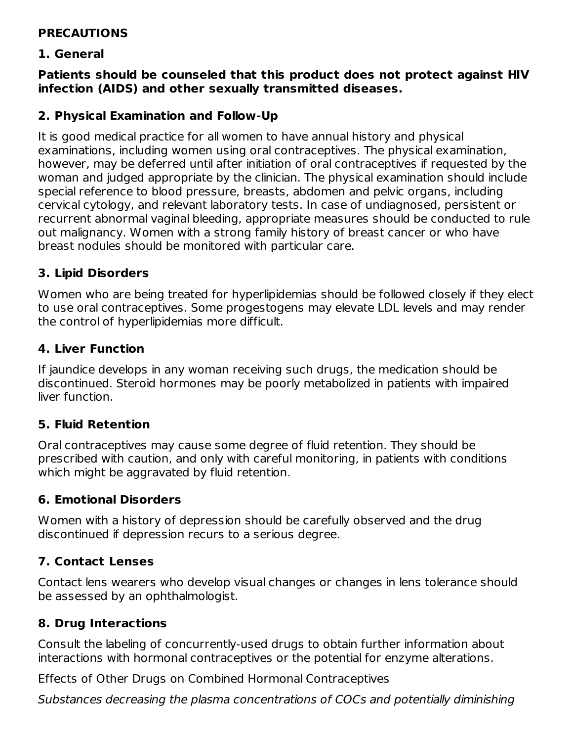## PRECAUTIONS

### 1. General

**Patients should be counseled that this product does not protect against HIV infection (AIDS) and other sexually transmitted diseases.**

### 2. Physical Examination and Follow-Up

It is good medical practice for all women to have annual history and physical examinations, including women using oral contraceptives. The physical examination, however, may be deferred until after initiation of oral contraceptives if requested by the woman and judged appropriate by the clinician. The physical examination should include special reference to blood pressure, breasts, abdomen and pelvic organs, including cervical cytology, and relevant laboratory tests. In case of undiagnosed, persistent or recurrent abnormal vaginal bleeding, appropriate measures should be conducted to rule out malignancy. Women with a strong family history of breast cancer or who have breast nodules should be monitored with particular care.

### 3. Lipid Disorders

Women who are being treated for hyperlipidemias should be followed closely if they elect to use oral contraceptives. Some progestogens may elevate LDL levels and may render the control of hyperlipidemias more difficult.

### 4. Liver Function

If jaundice develops in any woman receiving such drugs, the medication should be discontinued. Steroid hormones may be poorly metabolized in patients with impaired liver function.

### 5. Fluid Retention

Oral contraceptives may cause some degree of fluid retention. They should be prescribed with caution, and only with careful monitoring, in patients with conditions which might be aggravated by fluid retention.

### 6. Emotional Disorders

Women with a history of depression should be carefully observed and the drug discontinued if depression recurs to a serious degree.

### 7. Contact Lenses

Contact lens wearers who develop visual changes or changes in lens tolerance should be assessed by an ophthalmologist.

### 8. Drug Interactions

Consult the labeling of concurrently-used drugs to obtain further information about interactions with hormonal contraceptives or the potential for enzyme alterations.

Effects of Other Drugs on Combined Hormonal Contraceptives

*Substances decreasing the plasma concentrations of COCs and potentially diminishing*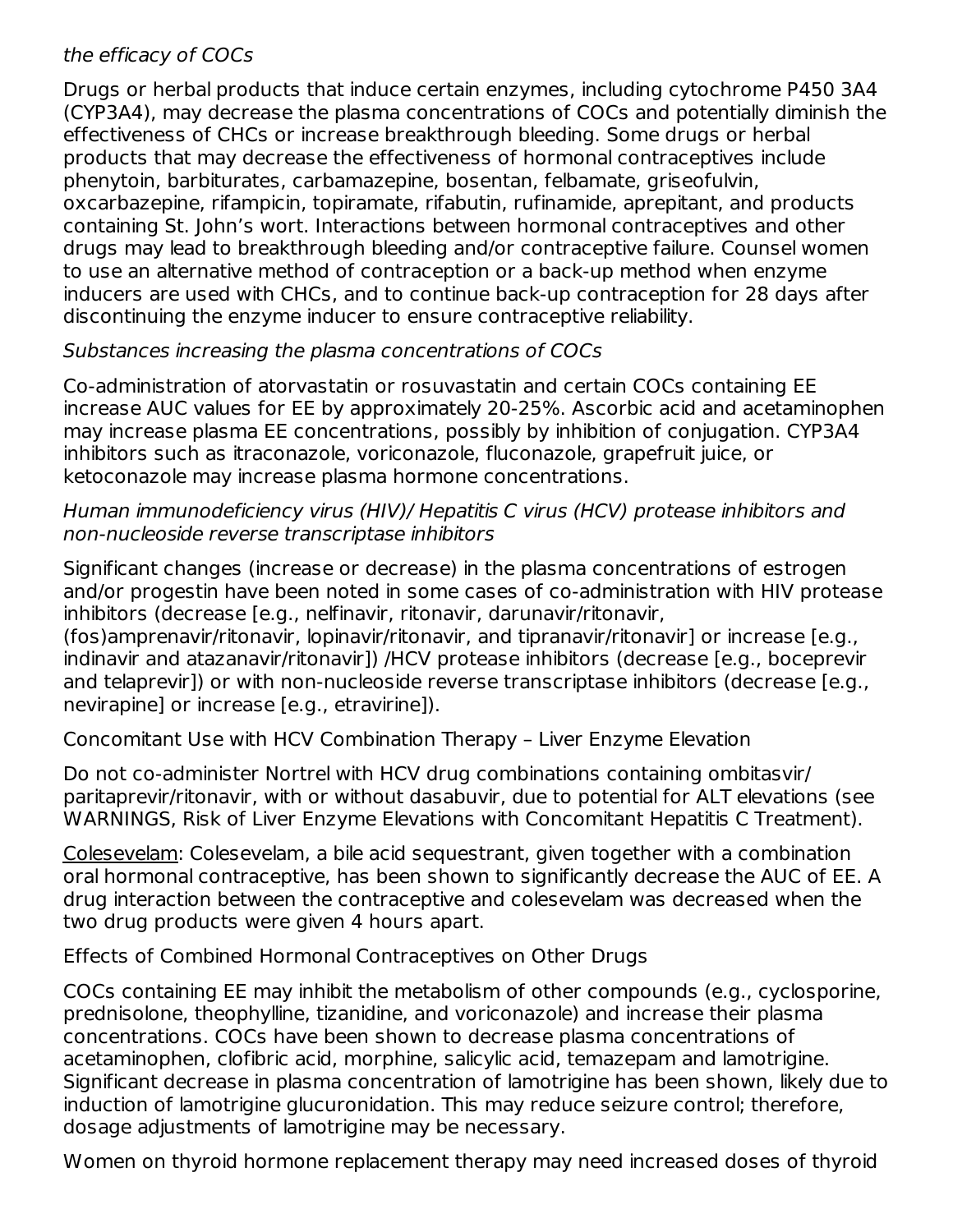*the efficacy of COCs*

Drugs or herbal products that induce certain enzymes, including cytochrome P450 3A4 (CYP3A4), may decrease the plasma concentrations of COCs and potentially diminish the effectiveness of CHCs or increase breakthrough bleeding. Some drugs or herbal products that may decrease the effectiveness of hormonal contraceptives include phenytoin, barbiturates, carbamazepine, bosentan, felbamate, griseofulvin, oxcarbazepine, rifampicin, topiramate, rifabutin, rufinamide, aprepitant, and products containing St. John's wort. Interactions between hormonal contraceptives and other drugs may lead to breakthrough bleeding and/or contraceptive failure. Counsel women to use an alternative method of contraception or a back-up method when enzyme inducers are used with CHCs, and to continue back-up contraception for 28 days after discontinuing the enzyme inducer to ensure contraceptive reliability.

*Substances increasing the plasma concentrations of COCs*

Co-administration of atorvastatin or rosuvastatin and certain COCs containing EE increase AUC values for EE by approximately 20-25%. Ascorbic acid and acetaminophen may increase plasma EE concentrations, possibly by inhibition of conjugation. CYP3A4 inhibitors such as itraconazole, voriconazole, fluconazole, grapefruit juice, or ketoconazole may increase plasma hormone concentrations.

*Human immunodeficiency virus (HIV)/ Hepatitis C virus (HCV) protease inhibitors and non-nucleoside reverse transcriptase inhibitors*

Significant changes (increase or decrease) in the plasma concentrations of estrogen and/or progestin have been noted in some cases of co-administration with HIV protease inhibitors (decrease [e.g., nelfinavir, ritonavir, darunavir/ritonavir, (fos)amprenavir/ritonavir, lopinavir/ritonavir, and tipranavir/ritonavir] or increase [e.g., indinavir and atazanavir/ritonavir]) /HCV protease inhibitors (decrease [e.g., boceprevir and telaprevir]) or with non-nucleoside reverse transcriptase inhibitors (decrease [e.g., nevirapine] or increase [e.g., etravirine]).

Concomitant Use with HCV Combination Therapy – Liver Enzyme Elevation

Do not co-administer Nortrel with HCV drug combinations containing ombitasvir/ paritaprevir/ritonavir, with or without dasabuvir, due to potential for ALT elevations (see WARNINGS, Risk of Liver Enzyme Elevations with Concomitant Hepatitis C Treatment).

<u>Colesevelam</u>: Colesevelam, a bile acid sequestrant, given together with a combination oral hormonal contraceptive, has been shown to significantly decrease the AUC of EE. A drug interaction between the contraceptive and colesevelam was decreased when the two drug products were given 4 hours apart.

Effects of Combined Hormonal Contraceptives on Other Drugs

COCs containing EE may inhibit the metabolism of other compounds (e.g., cyclosporine, prednisolone, theophylline, tizanidine, and voriconazole) and increase their plasma concentrations. COCs have been shown to decrease plasma concentrations of acetaminophen, clofibric acid, morphine, salicylic acid, temazepam and lamotrigine. Significant decrease in plasma concentration of lamotrigine has been shown, likely due to induction of lamotrigine glucuronidation. This may reduce seizure control; therefore, dosage adjustments of lamotrigine may be necessary.

Women on thyroid hormone replacement therapy may need increased doses of thyroid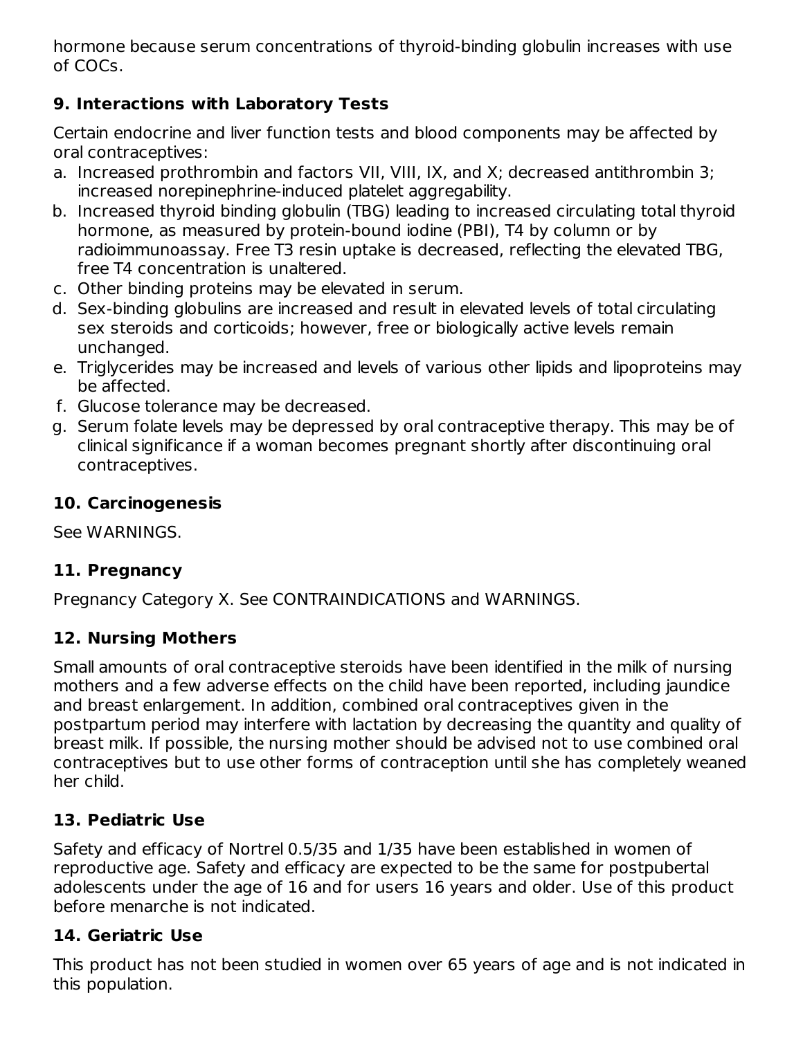hormone because serum concentrations of thyroid-binding globulin increases with use of COCs.

## 9. Interactions with Laboratory Tests

Certain endocrine and liver function tests and blood components may be affected by oral contraceptives:

a. Increased prothrombin and factors VII, VIII, IX, and X; decreased antithrombin 3; increased norepinephrine-induced platelet aggregability.
b. Increased thyroid binding globulin (TBG) leading to increased circulating total thyroid hormone, as measured by protein-bound iodine (PBI), T4 by column or by radioimmunoassay. Free T3 resin uptake is decreased, reflecting the elevated TBG, free T4 concentration is unaltered.
c. Other binding proteins may be elevated in serum.
d. Sex-binding globulins are increased and result in elevated levels of total circulating sex steroids and corticoids; however, free or biologically active levels remain unchanged.
e. Triglycerides may be increased and levels of various other lipids and lipoproteins may be affected.
f. Glucose tolerance may be decreased.
g. Serum folate levels may be depressed by oral contraceptive therapy. This may be of clinical significance if a woman becomes pregnant shortly after discontinuing oral contraceptives.

## 10. Carcinogenesis

See WARNINGS.

## 11. Pregnancy

Pregnancy Category X. See CONTRAINDICATIONS and WARNINGS.

## 12. Nursing Mothers

Small amounts of oral contraceptive steroids have been identified in the milk of nursing mothers and a few adverse effects on the child have been reported, including jaundice and breast enlargement. In addition, combined oral contraceptives given in the postpartum period may interfere with lactation by decreasing the quantity and quality of breast milk. If possible, the nursing mother should be advised not to use combined oral contraceptives but to use other forms of contraception until she has completely weaned her child.

## 13. Pediatric Use

Safety and efficacy of Nortrel 0.5/35 and 1/35 have been established in women of reproductive age. Safety and efficacy are expected to be the same for postpubertal adolescents under the age of 16 and for users 16 years and older. Use of this product before menarche is not indicated.

## 14. Geriatric Use

This product has not been studied in women over 65 years of age and is not indicated in this population.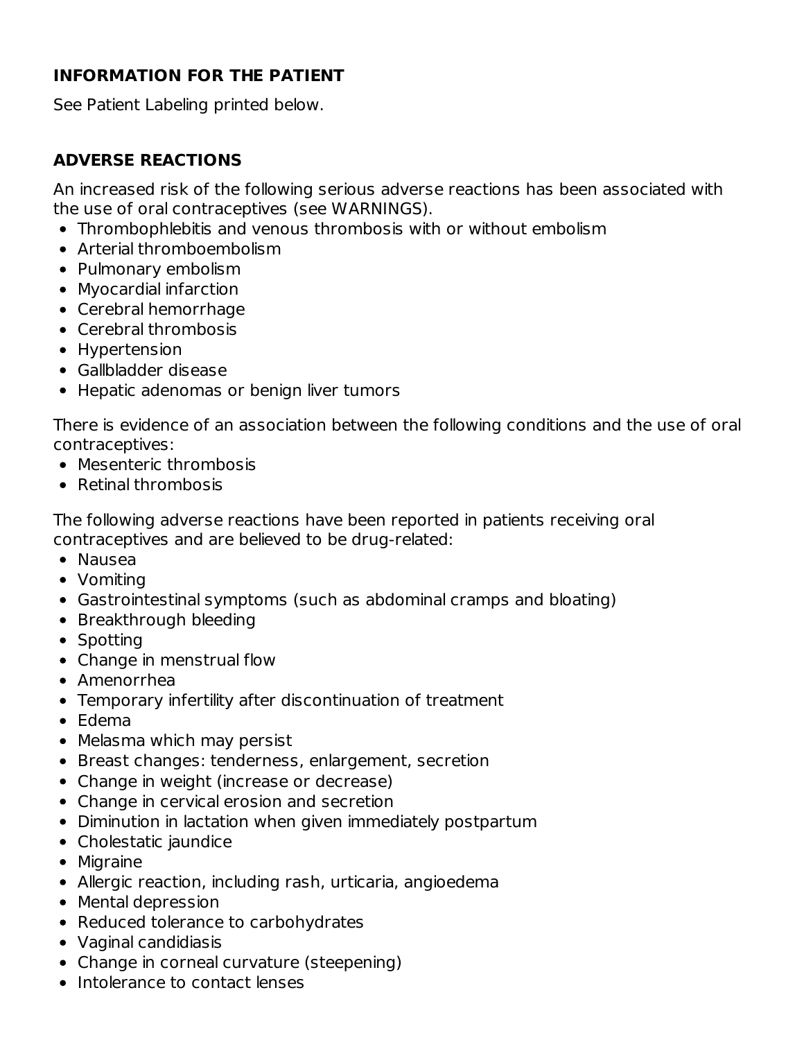## INFORMATION FOR THE PATIENT

See Patient Labeling printed below.

## ADVERSE REACTIONS

An increased risk of the following serious adverse reactions has been associated with the use of oral contraceptives (see WARNINGS).

- Thrombophlebitis and venous thrombosis with or without embolism
- Arterial thromboembolism
- Pulmonary embolism
- Myocardial infarction
- Cerebral hemorrhage
- Cerebral thrombosis
- Hypertension
- Gallbladder disease
- Hepatic adenomas or benign liver tumors

There is evidence of an association between the following conditions and the use of oral contraceptives:

- Mesenteric thrombosis
- Retinal thrombosis

The following adverse reactions have been reported in patients receiving oral contraceptives and are believed to be drug-related:

- Nausea
- Vomiting
- Gastrointestinal symptoms (such as abdominal cramps and bloating)
- Breakthrough bleeding
- Spotting
- Change in menstrual flow
- Amenorrhea
- Temporary infertility after discontinuation of treatment
- Edema
- Melasma which may persist
- Breast changes: tenderness, enlargement, secretion
- Change in weight (increase or decrease)
- Change in cervical erosion and secretion
- Diminution in lactation when given immediately postpartum
- Cholestatic jaundice
- Migraine
- Allergic reaction, including rash, urticaria, angioedema
- Mental depression
- Reduced tolerance to carbohydrates
- Vaginal candidiasis
- Change in corneal curvature (steepening)
- Intolerance to contact lenses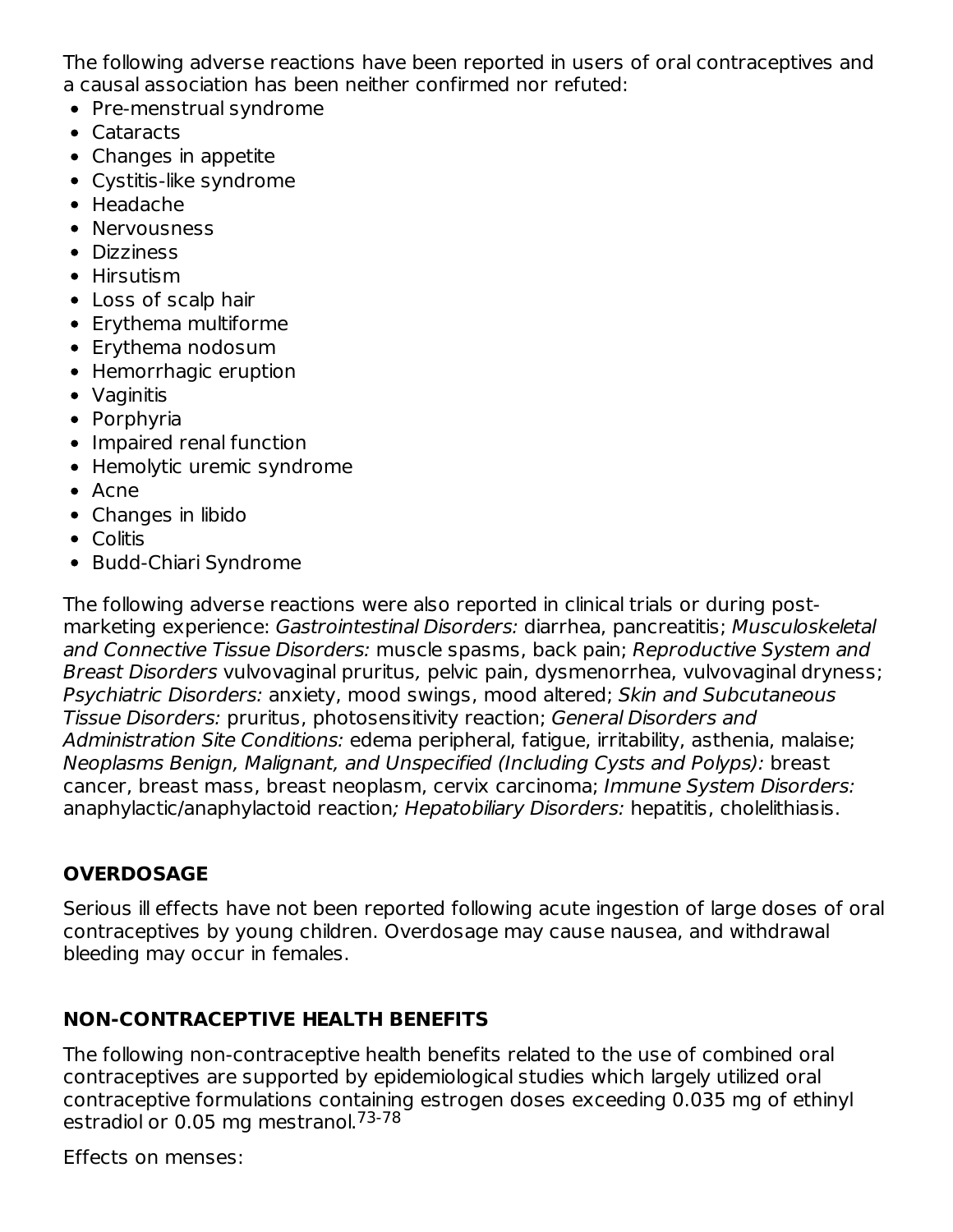The following adverse reactions have been reported in users of oral contraceptives and a causal association has been neither confirmed nor refuted:

- Pre-menstrual syndrome
- Cataracts
- Changes in appetite
- Cystitis-like syndrome
- Headache
- Nervousness
- Dizziness
- Hirsutism
- Loss of scalp hair
- Erythema multiforme
- Erythema nodosum
- Hemorrhagic eruption
- Vaginitis
- Porphyria
- Impaired renal function
- Hemolytic uremic syndrome
- Acne
- Changes in libido
- Colitis
- Budd-Chiari Syndrome

The following adverse reactions were also reported in clinical trials or during post-marketing experience: *Gastrointestinal Disorders:* diarrhea, pancreatitis; *Musculoskeletal and Connective Tissue Disorders:* muscle spasms, back pain; *Reproductive System and Breast Disorders* vulvovaginal pruritus, pelvic pain, dysmenorrhea, vulvovaginal dryness; *Psychiatric Disorders:* anxiety, mood swings, mood altered; *Skin and Subcutaneous Tissue Disorders:* pruritus, photosensitivity reaction; *General Disorders and Administration Site Conditions:* edema peripheral, fatigue, irritability, asthenia, malaise; *Neoplasms Benign, Malignant, and Unspecified (Including Cysts and Polyps):* breast cancer, breast mass, breast neoplasm, cervix carcinoma; *Immune System Disorders:* anaphylactic/anaphylactoid reaction*; Hepatobiliary Disorders:* hepatitis, cholelithiasis.

## OVERDOSAGE

Serious ill effects have not been reported following acute ingestion of large doses of oral contraceptives by young children. Overdosage may cause nausea, and withdrawal bleeding may occur in females.

## NON-CONTRACEPTIVE HEALTH BENEFITS

The following non-contraceptive health benefits related to the use of combined oral contraceptives are supported by epidemiological studies which largely utilized oral contraceptive formulations containing estrogen doses exceeding 0.035 mg of ethinyl estradiol or 0.05 mg mestranol.[73-78]

Effects on menses: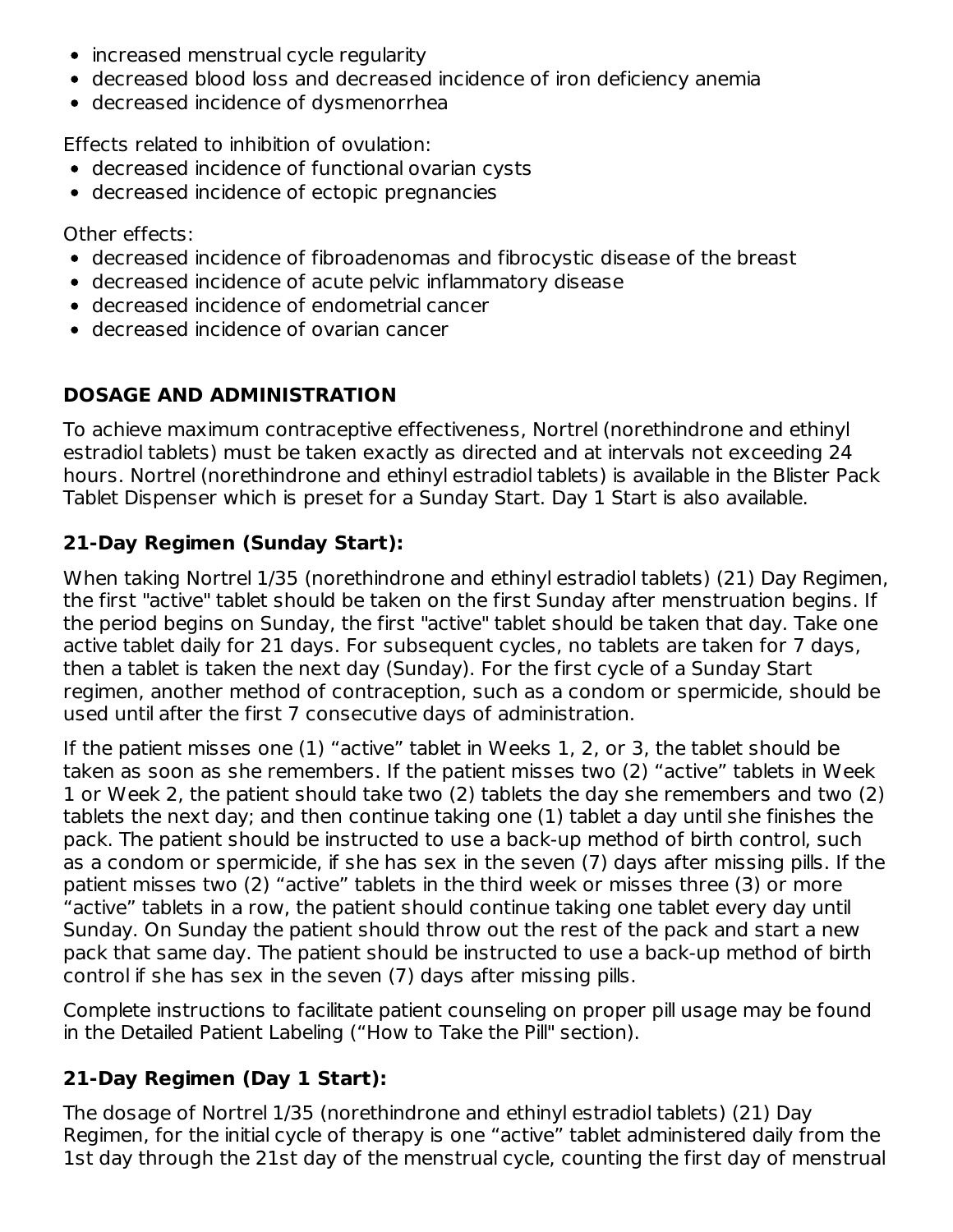- increased menstrual cycle regularity
- decreased blood loss and decreased incidence of iron deficiency anemia
- decreased incidence of dysmenorrhea

Effects related to inhibition of ovulation:

- decreased incidence of functional ovarian cysts
- decreased incidence of ectopic pregnancies

Other effects:

- decreased incidence of fibroadenomas and fibrocystic disease of the breast
- decreased incidence of acute pelvic inflammatory disease
- decreased incidence of endometrial cancer
- decreased incidence of ovarian cancer

## DOSAGE AND ADMINISTRATION

To achieve maximum contraceptive effectiveness, Nortrel (norethindrone and ethinyl estradiol tablets) must be taken exactly as directed and at intervals not exceeding 24 hours. Nortrel (norethindrone and ethinyl estradiol tablets) is available in the Blister Pack Tablet Dispenser which is preset for a Sunday Start. Day 1 Start is also available.

### 21-Day Regimen (Sunday Start):

When taking Nortrel 1/35 (norethindrone and ethinyl estradiol tablets) (21) Day Regimen, the first "active" tablet should be taken on the first Sunday after menstruation begins. If the period begins on Sunday, the first "active" tablet should be taken that day. Take one active tablet daily for 21 days. For subsequent cycles, no tablets are taken for 7 days, then a tablet is taken the next day (Sunday). For the first cycle of a Sunday Start regimen, another method of contraception, such as a condom or spermicide, should be used until after the first 7 consecutive days of administration.

If the patient misses one (1) “active” tablet in Weeks 1, 2, or 3, the tablet should be taken as soon as she remembers. If the patient misses two (2) “active” tablets in Week 1 or Week 2, the patient should take two (2) tablets the day she remembers and two (2) tablets the next day; and then continue taking one (1) tablet a day until she finishes the pack. The patient should be instructed to use a back-up method of birth control, such as a condom or spermicide, if she has sex in the seven (7) days after missing pills. If the patient misses two (2) “active” tablets in the third week or misses three (3) or more “active” tablets in a row, the patient should continue taking one tablet every day until Sunday. On Sunday the patient should throw out the rest of the pack and start a new pack that same day. The patient should be instructed to use a back-up method of birth control if she has sex in the seven (7) days after missing pills.

Complete instructions to facilitate patient counseling on proper pill usage may be found in the Detailed Patient Labeling (“How to Take the Pill" section).

### 21-Day Regimen (Day 1 Start):

The dosage of Nortrel 1/35 (norethindrone and ethinyl estradiol tablets) (21) Day Regimen, for the initial cycle of therapy is one “active” tablet administered daily from the 1st day through the 21st day of the menstrual cycle, counting the first day of menstrual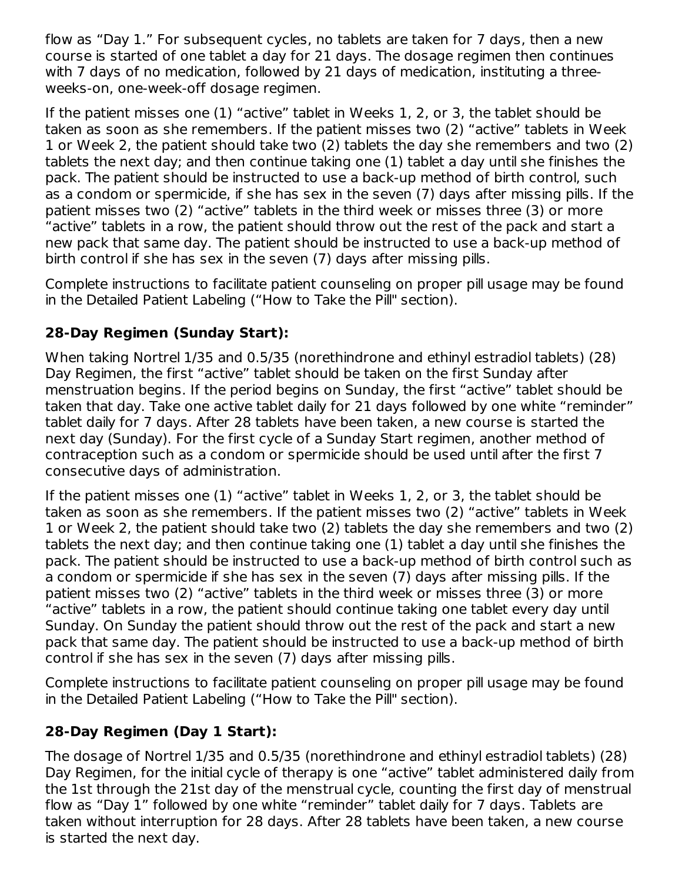flow as “Day 1.” For subsequent cycles, no tablets are taken for 7 days, then a new course is started of one tablet a day for 21 days. The dosage regimen then continues with 7 days of no medication, followed by 21 days of medication, instituting a three-weeks-on, one-week-off dosage regimen.

If the patient misses one (1) “active” tablet in Weeks 1, 2, or 3, the tablet should be taken as soon as she remembers. If the patient misses two (2) “active” tablets in Week 1 or Week 2, the patient should take two (2) tablets the day she remembers and two (2) tablets the next day; and then continue taking one (1) tablet a day until she finishes the pack. The patient should be instructed to use a back-up method of birth control, such as a condom or spermicide, if she has sex in the seven (7) days after missing pills. If the patient misses two (2) “active” tablets in the third week or misses three (3) or more “active” tablets in a row, the patient should throw out the rest of the pack and start a new pack that same day. The patient should be instructed to use a back-up method of birth control if she has sex in the seven (7) days after missing pills.

Complete instructions to facilitate patient counseling on proper pill usage may be found in the Detailed Patient Labeling (“How to Take the Pill" section).

**28-Day Regimen (Sunday Start):**

When taking Nortrel 1/35 and 0.5/35 (norethindrone and ethinyl estradiol tablets) (28) Day Regimen, the first “active” tablet should be taken on the first Sunday after menstruation begins. If the period begins on Sunday, the first “active” tablet should be taken that day. Take one active tablet daily for 21 days followed by one white “reminder” tablet daily for 7 days. After 28 tablets have been taken, a new course is started the next day (Sunday). For the first cycle of a Sunday Start regimen, another method of contraception such as a condom or spermicide should be used until after the first 7 consecutive days of administration.

If the patient misses one (1) “active” tablet in Weeks 1, 2, or 3, the tablet should be taken as soon as she remembers. If the patient misses two (2) “active” tablets in Week 1 or Week 2, the patient should take two (2) tablets the day she remembers and two (2) tablets the next day; and then continue taking one (1) tablet a day until she finishes the pack. The patient should be instructed to use a back-up method of birth control such as a condom or spermicide if she has sex in the seven (7) days after missing pills. If the patient misses two (2) “active” tablets in the third week or misses three (3) or more “active” tablets in a row, the patient should continue taking one tablet every day until Sunday. On Sunday the patient should throw out the rest of the pack and start a new pack that same day. The patient should be instructed to use a back-up method of birth control if she has sex in the seven (7) days after missing pills.

Complete instructions to facilitate patient counseling on proper pill usage may be found in the Detailed Patient Labeling (“How to Take the Pill" section).

**28-Day Regimen (Day 1 Start):**

The dosage of Nortrel 1/35 and 0.5/35 (norethindrone and ethinyl estradiol tablets) (28) Day Regimen, for the initial cycle of therapy is one “active” tablet administered daily from the 1st through the 21st day of the menstrual cycle, counting the first day of menstrual flow as “Day 1” followed by one white “reminder” tablet daily for 7 days. Tablets are taken without interruption for 28 days. After 28 tablets have been taken, a new course is started the next day.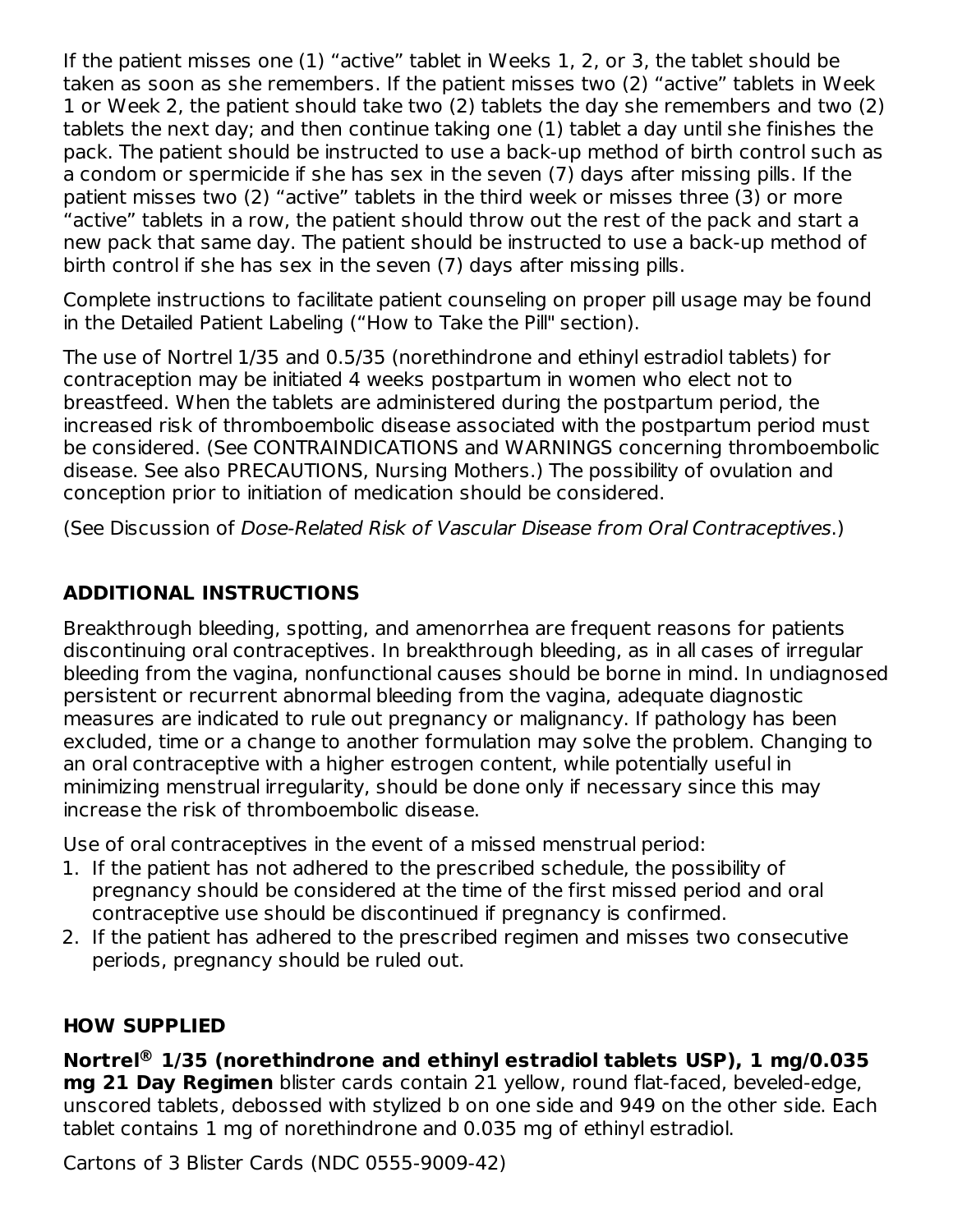If the patient misses one (1) "active" tablet in Weeks 1, 2, or 3, the tablet should be taken as soon as she remembers. If the patient misses two (2) "active" tablets in Week 1 or Week 2, the patient should take two (2) tablets the day she remembers and two (2) tablets the next day; and then continue taking one (1) tablet a day until she finishes the pack. The patient should be instructed to use a back-up method of birth control such as a condom or spermicide if she has sex in the seven (7) days after missing pills. If the patient misses two (2) "active" tablets in the third week or misses three (3) or more "active" tablets in a row, the patient should throw out the rest of the pack and start a new pack that same day. The patient should be instructed to use a back-up method of birth control if she has sex in the seven (7) days after missing pills.

Complete instructions to facilitate patient counseling on proper pill usage may be found in the Detailed Patient Labeling ("How to Take the Pill" section).

The use of Nortrel 1/35 and 0.5/35 (norethindrone and ethinyl estradiol tablets) for contraception may be initiated 4 weeks postpartum in women who elect not to breastfeed. When the tablets are administered during the postpartum period, the increased risk of thromboembolic disease associated with the postpartum period must be considered. (See CONTRAINDICATIONS and WARNINGS concerning thromboembolic disease. See also PRECAUTIONS, Nursing Mothers.) The possibility of ovulation and conception prior to initiation of medication should be considered.

(See Discussion of *Dose-Related Risk of Vascular Disease from Oral Contraceptives*.)

## ADDITIONAL INSTRUCTIONS

Breakthrough bleeding, spotting, and amenorrhea are frequent reasons for patients discontinuing oral contraceptives. In breakthrough bleeding, as in all cases of irregular bleeding from the vagina, nonfunctional causes should be borne in mind. In undiagnosed persistent or recurrent abnormal bleeding from the vagina, adequate diagnostic measures are indicated to rule out pregnancy or malignancy. If pathology has been excluded, time or a change to another formulation may solve the problem. Changing to an oral contraceptive with a higher estrogen content, while potentially useful in minimizing menstrual irregularity, should be done only if necessary since this may increase the risk of thromboembolic disease.

Use of oral contraceptives in the event of a missed menstrual period:

1. If the patient has not adhered to the prescribed schedule, the possibility of pregnancy should be considered at the time of the first missed period and oral contraceptive use should be discontinued if pregnancy is confirmed.
2. If the patient has adhered to the prescribed regimen and misses two consecutive periods, pregnancy should be ruled out.

## HOW SUPPLIED

**Nortrel® 1/35 (norethindrone and ethinyl estradiol tablets USP), 1 mg/0.035 mg 21 Day Regimen** blister cards contain 21 yellow, round flat-faced, beveled-edge, unscored tablets, debossed with stylized b on one side and 949 on the other side. Each tablet contains 1 mg of norethindrone and 0.035 mg of ethinyl estradiol.

Cartons of 3 Blister Cards (NDC 0555-9009-42)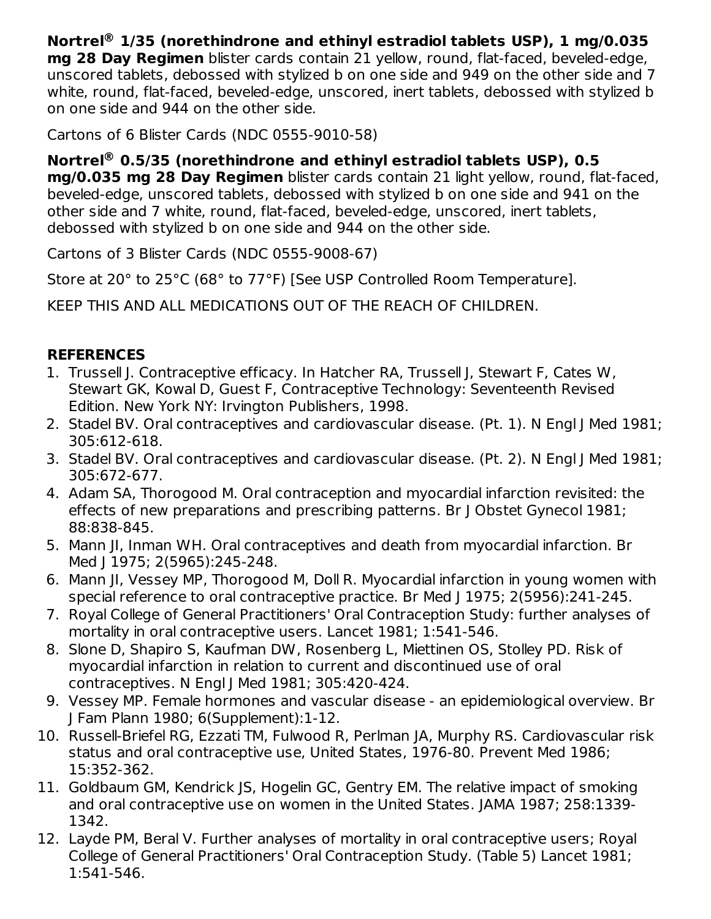**Nortrel® 1/35 (norethindrone and ethinyl estradiol tablets USP), 1 mg/0.035 mg 28 Day Regimen** blister cards contain 21 yellow, round, flat-faced, beveled-edge, unscored tablets, debossed with stylized b on one side and 949 on the other side and 7 white, round, flat-faced, beveled-edge, unscored, inert tablets, debossed with stylized b on one side and 944 on the other side.

Cartons of 6 Blister Cards (NDC 0555-9010-58)

**Nortrel® 0.5/35 (norethindrone and ethinyl estradiol tablets USP), 0.5 mg/0.035 mg 28 Day Regimen** blister cards contain 21 light yellow, round, flat-faced, beveled-edge, unscored tablets, debossed with stylized b on one side and 941 on the other side and 7 white, round, flat-faced, beveled-edge, unscored, inert tablets, debossed with stylized b on one side and 944 on the other side.

Cartons of 3 Blister Cards (NDC 0555-9008-67)

Store at 20° to 25°C (68° to 77°F) [See USP Controlled Room Temperature].

KEEP THIS AND ALL MEDICATIONS OUT OF THE REACH OF CHILDREN.

**REFERENCES**

1. Trussell J. Contraceptive efficacy. In Hatcher RA, Trussell J, Stewart F, Cates W, Stewart GK, Kowal D, Guest F, Contraceptive Technology: Seventeenth Revised Edition. New York NY: Irvington Publishers, 1998.
2. Stadel BV. Oral contraceptives and cardiovascular disease. (Pt. 1). N Engl J Med 1981; 305:612-618.
3. Stadel BV. Oral contraceptives and cardiovascular disease. (Pt. 2). N Engl J Med 1981; 305:672-677.
4. Adam SA, Thorogood M. Oral contraception and myocardial infarction revisited: the effects of new preparations and prescribing patterns. Br J Obstet Gynecol 1981; 88:838-845.
5. Mann JI, Inman WH. Oral contraceptives and death from myocardial infarction. Br Med J 1975; 2(5965):245-248.
6. Mann JI, Vessey MP, Thorogood M, Doll R. Myocardial infarction in young women with special reference to oral contraceptive practice. Br Med J 1975; 2(5956):241-245.
7. Royal College of General Practitioners' Oral Contraception Study: further analyses of mortality in oral contraceptive users. Lancet 1981; 1:541-546.
8. Slone D, Shapiro S, Kaufman DW, Rosenberg L, Miettinen OS, Stolley PD. Risk of myocardial infarction in relation to current and discontinued use of oral contraceptives. N Engl J Med 1981; 305:420-424.
9. Vessey MP. Female hormones and vascular disease - an epidemiological overview. Br J Fam Plann 1980; 6(Supplement):1-12.
10. Russell-Briefel RG, Ezzati TM, Fulwood R, Perlman JA, Murphy RS. Cardiovascular risk status and oral contraceptive use, United States, 1976-80. Prevent Med 1986; 15:352-362.
11. Goldbaum GM, Kendrick JS, Hogelin GC, Gentry EM. The relative impact of smoking and oral contraceptive use on women in the United States. JAMA 1987; 258:1339-1342.
12. Layde PM, Beral V. Further analyses of mortality in oral contraceptive users; Royal College of General Practitioners' Oral Contraception Study. (Table 5) Lancet 1981; 1:541-546.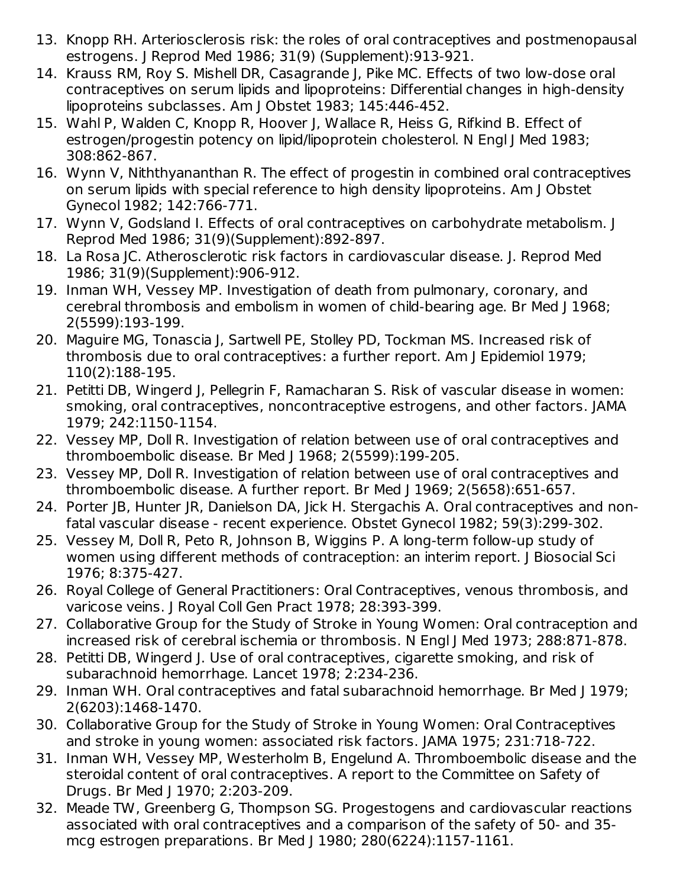13. Knopp RH. Arteriosclerosis risk: the roles of oral contraceptives and postmenopausal estrogens. J Reprod Med 1986; 31(9) (Supplement):913-921.
14. Krauss RM, Roy S. Mishell DR, Casagrande J, Pike MC. Effects of two low-dose oral contraceptives on serum lipids and lipoproteins: Differential changes in high-density lipoproteins subclasses. Am J Obstet 1983; 145:446-452.
15. Wahl P, Walden C, Knopp R, Hoover J, Wallace R, Heiss G, Rifkind B. Effect of estrogen/progestin potency on lipid/lipoprotein cholesterol. N Engl J Med 1983; 308:862-867.
16. Wynn V, Niththyananthan R. The effect of progestin in combined oral contraceptives on serum lipids with special reference to high density lipoproteins. Am J Obstet Gynecol 1982; 142:766-771.
17. Wynn V, Godsland I. Effects of oral contraceptives on carbohydrate metabolism. J Reprod Med 1986; 31(9)(Supplement):892-897.
18. La Rosa JC. Atherosclerotic risk factors in cardiovascular disease. J. Reprod Med 1986; 31(9)(Supplement):906-912.
19. Inman WH, Vessey MP. Investigation of death from pulmonary, coronary, and cerebral thrombosis and embolism in women of child-bearing age. Br Med J 1968; 2(5599):193-199.
20. Maguire MG, Tonascia J, Sartwell PE, Stolley PD, Tockman MS. Increased risk of thrombosis due to oral contraceptives: a further report. Am J Epidemiol 1979; 110(2):188-195.
21. Petitti DB, Wingerd J, Pellegrin F, Ramacharan S. Risk of vascular disease in women: smoking, oral contraceptives, noncontraceptive estrogens, and other factors. JAMA 1979; 242:1150-1154.
22. Vessey MP, Doll R. Investigation of relation between use of oral contraceptives and thromboembolic disease. Br Med J 1968; 2(5599):199-205.
23. Vessey MP, Doll R. Investigation of relation between use of oral contraceptives and thromboembolic disease. A further report. Br Med J 1969; 2(5658):651-657.
24. Porter JB, Hunter JR, Danielson DA, Jick H. Stergachis A. Oral contraceptives and non-fatal vascular disease - recent experience. Obstet Gynecol 1982; 59(3):299-302.
25. Vessey M, Doll R, Peto R, Johnson B, Wiggins P. A long-term follow-up study of women using different methods of contraception: an interim report. J Biosocial Sci 1976; 8:375-427.
26. Royal College of General Practitioners: Oral Contraceptives, venous thrombosis, and varicose veins. J Royal Coll Gen Pract 1978; 28:393-399.
27. Collaborative Group for the Study of Stroke in Young Women: Oral contraception and increased risk of cerebral ischemia or thrombosis. N Engl J Med 1973; 288:871-878.
28. Petitti DB, Wingerd J. Use of oral contraceptives, cigarette smoking, and risk of subarachnoid hemorrhage. Lancet 1978; 2:234-236.
29. Inman WH. Oral contraceptives and fatal subarachnoid hemorrhage. Br Med J 1979; 2(6203):1468-1470.
30. Collaborative Group for the Study of Stroke in Young Women: Oral Contraceptives and stroke in young women: associated risk factors. JAMA 1975; 231:718-722.
31. Inman WH, Vessey MP, Westerholm B, Engelund A. Thromboembolic disease and the steroidal content of oral contraceptives. A report to the Committee on Safety of Drugs. Br Med J 1970; 2:203-209.
32. Meade TW, Greenberg G, Thompson SG. Progestogens and cardiovascular reactions associated with oral contraceptives and a comparison of the safety of 50- and 35-mcg estrogen preparations. Br Med J 1980; 280(6224):1157-1161.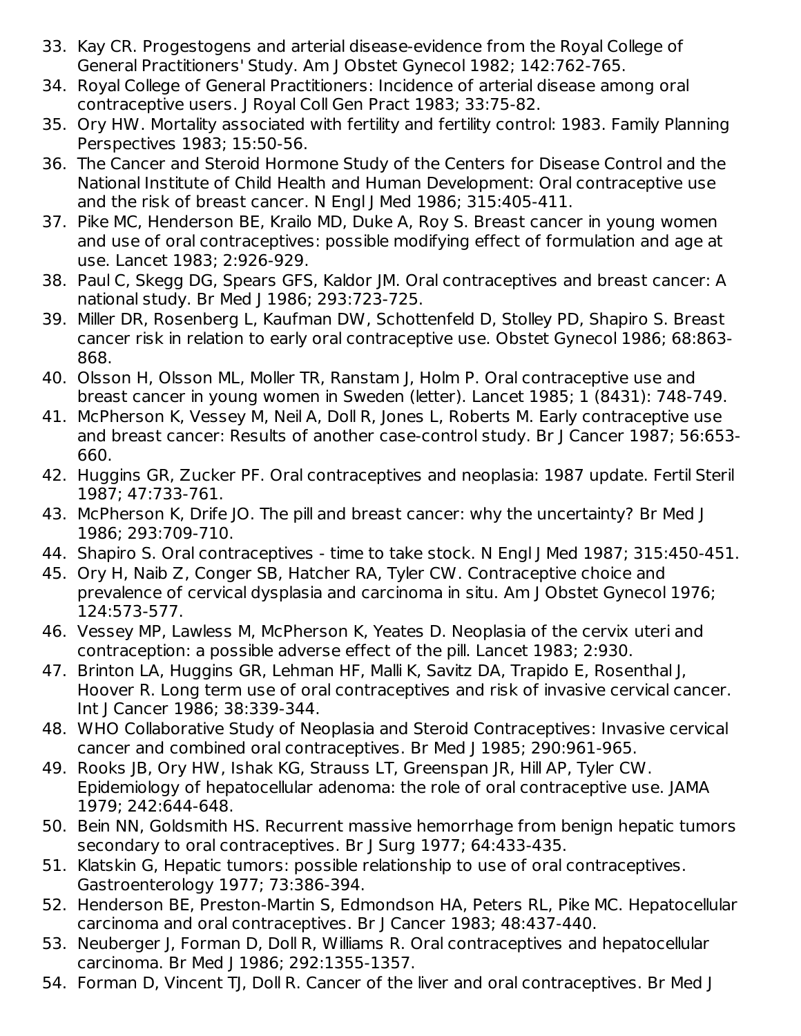33. Kay CR. Progestogens and arterial disease-evidence from the Royal College of General Practitioners' Study. Am J Obstet Gynecol 1982; 142:762-765.
34. Royal College of General Practitioners: Incidence of arterial disease among oral contraceptive users. J Royal Coll Gen Pract 1983; 33:75-82.
35. Ory HW. Mortality associated with fertility and fertility control: 1983. Family Planning Perspectives 1983; 15:50-56.
36. The Cancer and Steroid Hormone Study of the Centers for Disease Control and the National Institute of Child Health and Human Development: Oral contraceptive use and the risk of breast cancer. N Engl J Med 1986; 315:405-411.
37. Pike MC, Henderson BE, Krailo MD, Duke A, Roy S. Breast cancer in young women and use of oral contraceptives: possible modifying effect of formulation and age at use. Lancet 1983; 2:926-929.
38. Paul C, Skegg DG, Spears GFS, Kaldor JM. Oral contraceptives and breast cancer: A national study. Br Med J 1986; 293:723-725.
39. Miller DR, Rosenberg L, Kaufman DW, Schottenfeld D, Stolley PD, Shapiro S. Breast cancer risk in relation to early oral contraceptive use. Obstet Gynecol 1986; 68:863-868.
40. Olsson H, Olsson ML, Moller TR, Ranstam J, Holm P. Oral contraceptive use and breast cancer in young women in Sweden (letter). Lancet 1985; 1 (8431): 748-749.
41. McPherson K, Vessey M, Neil A, Doll R, Jones L, Roberts M. Early contraceptive use and breast cancer: Results of another case-control study. Br J Cancer 1987; 56:653-660.
42. Huggins GR, Zucker PF. Oral contraceptives and neoplasia: 1987 update. Fertil Steril 1987; 47:733-761.
43. McPherson K, Drife JO. The pill and breast cancer: why the uncertainty? Br Med J 1986; 293:709-710.
44. Shapiro S. Oral contraceptives - time to take stock. N Engl J Med 1987; 315:450-451.
45. Ory H, Naib Z, Conger SB, Hatcher RA, Tyler CW. Contraceptive choice and prevalence of cervical dysplasia and carcinoma in situ. Am J Obstet Gynecol 1976; 124:573-577.
46. Vessey MP, Lawless M, McPherson K, Yeates D. Neoplasia of the cervix uteri and contraception: a possible adverse effect of the pill. Lancet 1983; 2:930.
47. Brinton LA, Huggins GR, Lehman HF, Malli K, Savitz DA, Trapido E, Rosenthal J, Hoover R. Long term use of oral contraceptives and risk of invasive cervical cancer. Int J Cancer 1986; 38:339-344.
48. WHO Collaborative Study of Neoplasia and Steroid Contraceptives: Invasive cervical cancer and combined oral contraceptives. Br Med J 1985; 290:961-965.
49. Rooks JB, Ory HW, Ishak KG, Strauss LT, Greenspan JR, Hill AP, Tyler CW. Epidemiology of hepatocellular adenoma: the role of oral contraceptive use. JAMA 1979; 242:644-648.
50. Bein NN, Goldsmith HS. Recurrent massive hemorrhage from benign hepatic tumors secondary to oral contraceptives. Br J Surg 1977; 64:433-435.
51. Klatskin G, Hepatic tumors: possible relationship to use of oral contraceptives. Gastroenterology 1977; 73:386-394.
52. Henderson BE, Preston-Martin S, Edmondson HA, Peters RL, Pike MC. Hepatocellular carcinoma and oral contraceptives. Br J Cancer 1983; 48:437-440.
53. Neuberger J, Forman D, Doll R, Williams R. Oral contraceptives and hepatocellular carcinoma. Br Med J 1986; 292:1355-1357.
54. Forman D, Vincent TJ, Doll R. Cancer of the liver and oral contraceptives. Br Med J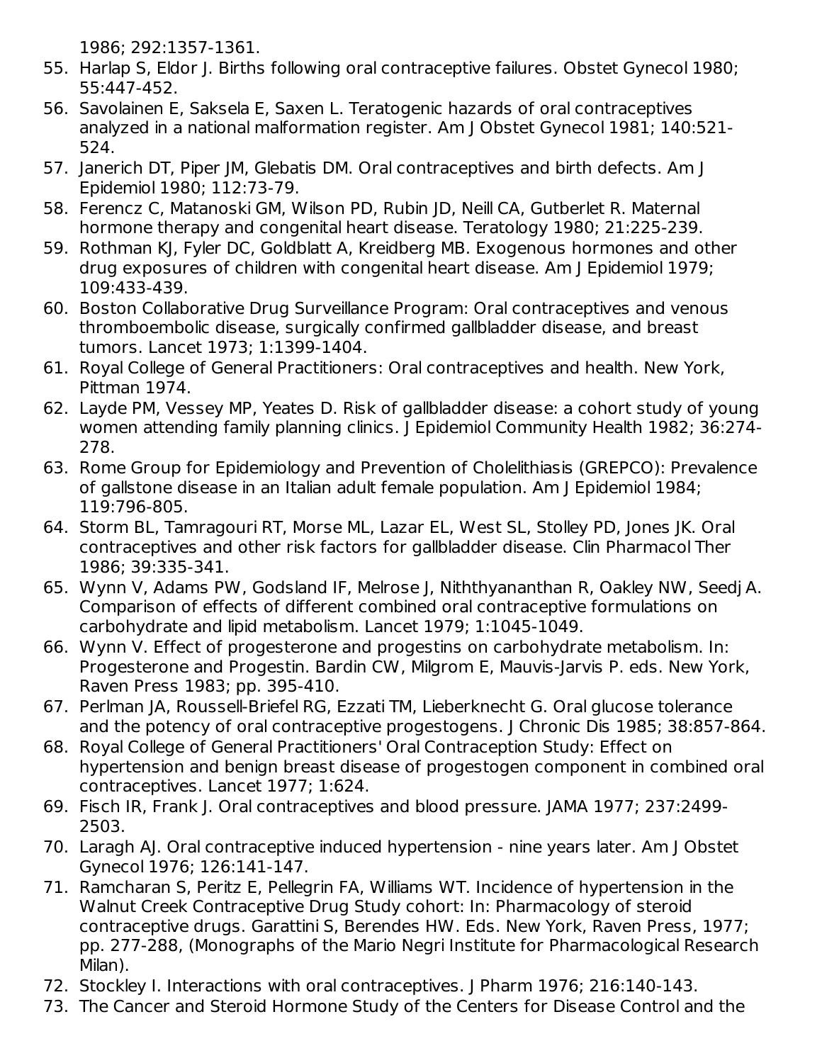1986; 292:1357-1361.

55. Harlap S, Eldor J. Births following oral contraceptive failures. Obstet Gynecol 1980; 55:447-452.
56. Savolainen E, Saksela E, Saxen L. Teratogenic hazards of oral contraceptives analyzed in a national malformation register. Am J Obstet Gynecol 1981; 140:521-524.
57. Janerich DT, Piper JM, Glebatis DM. Oral contraceptives and birth defects. Am J Epidemiol 1980; 112:73-79.
58. Ferencz C, Matanoski GM, Wilson PD, Rubin JD, Neill CA, Gutberlet R. Maternal hormone therapy and congenital heart disease. Teratology 1980; 21:225-239.
59. Rothman KJ, Fyler DC, Goldblatt A, Kreidberg MB. Exogenous hormones and other drug exposures of children with congenital heart disease. Am J Epidemiol 1979; 109:433-439.
60. Boston Collaborative Drug Surveillance Program: Oral contraceptives and venous thromboembolic disease, surgically confirmed gallbladder disease, and breast tumors. Lancet 1973; 1:1399-1404.
61. Royal College of General Practitioners: Oral contraceptives and health. New York, Pittman 1974.
62. Layde PM, Vessey MP, Yeates D. Risk of gallbladder disease: a cohort study of young women attending family planning clinics. J Epidemiol Community Health 1982; 36:274-278.
63. Rome Group for Epidemiology and Prevention of Cholelithiasis (GREPCO): Prevalence of gallstone disease in an Italian adult female population. Am J Epidemiol 1984; 119:796-805.
64. Storm BL, Tamragouri RT, Morse ML, Lazar EL, West SL, Stolley PD, Jones JK. Oral contraceptives and other risk factors for gallbladder disease. Clin Pharmacol Ther 1986; 39:335-341.
65. Wynn V, Adams PW, Godsland IF, Melrose J, Niththyananthan R, Oakley NW, Seedj A. Comparison of effects of different combined oral contraceptive formulations on carbohydrate and lipid metabolism. Lancet 1979; 1:1045-1049.
66. Wynn V. Effect of progesterone and progestins on carbohydrate metabolism. In: Progesterone and Progestin. Bardin CW, Milgrom E, Mauvis-Jarvis P. eds. New York, Raven Press 1983; pp. 395-410.
67. Perlman JA, Roussell-Briefel RG, Ezzati TM, Lieberknecht G. Oral glucose tolerance and the potency of oral contraceptive progestogens. J Chronic Dis 1985; 38:857-864.
68. Royal College of General Practitioners' Oral Contraception Study: Effect on hypertension and benign breast disease of progestogen component in combined oral contraceptives. Lancet 1977; 1:624.
69. Fisch IR, Frank J. Oral contraceptives and blood pressure. JAMA 1977; 237:2499-2503.
70. Laragh AJ. Oral contraceptive induced hypertension - nine years later. Am J Obstet Gynecol 1976; 126:141-147.
71. Ramcharan S, Peritz E, Pellegrin FA, Williams WT. Incidence of hypertension in the Walnut Creek Contraceptive Drug Study cohort: In: Pharmacology of steroid contraceptive drugs. Garattini S, Berendes HW. Eds. New York, Raven Press, 1977; pp. 277-288, (Monographs of the Mario Negri Institute for Pharmacological Research Milan).
72. Stockley I. Interactions with oral contraceptives. J Pharm 1976; 216:140-143.
73. The Cancer and Steroid Hormone Study of the Centers for Disease Control and the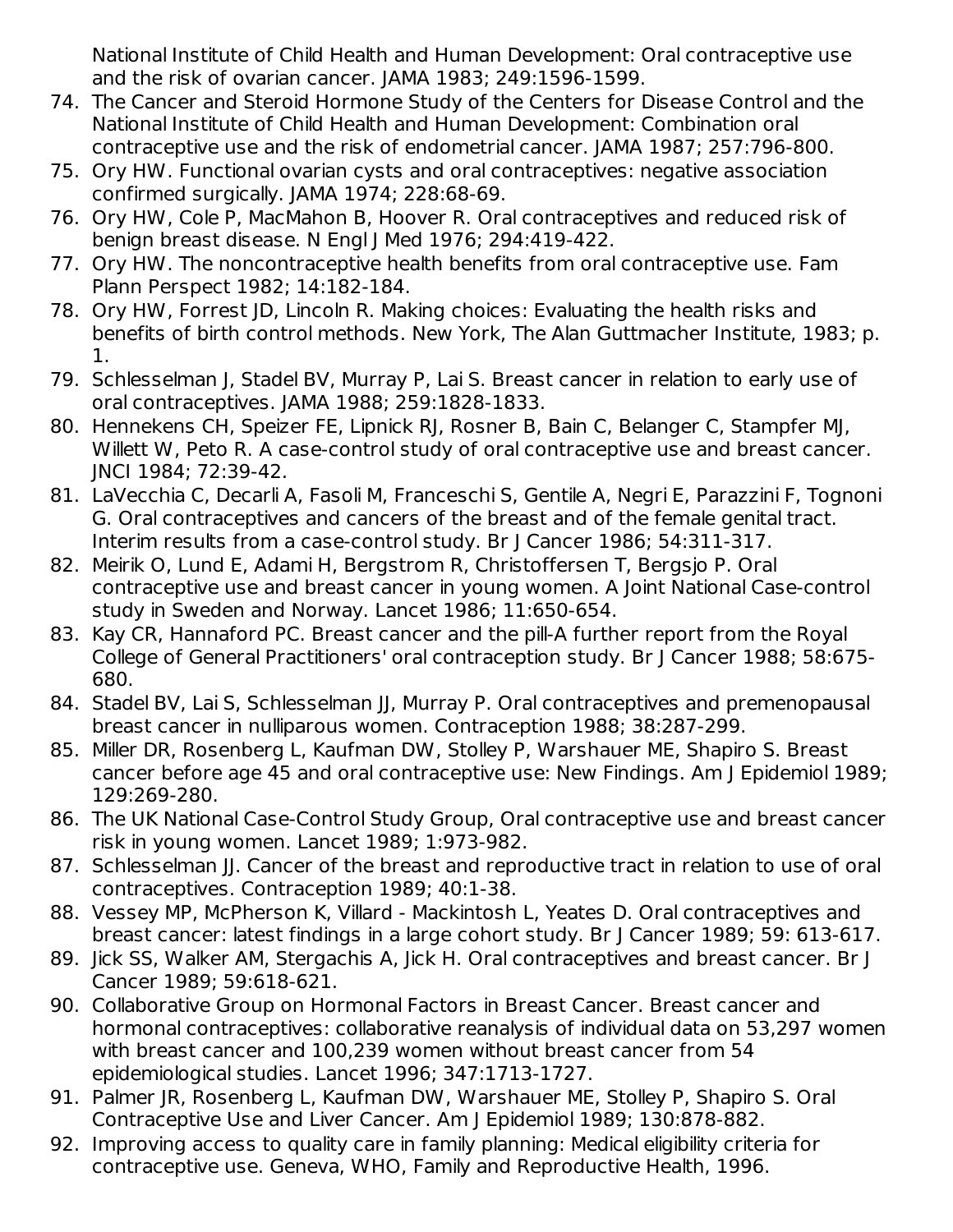National Institute of Child Health and Human Development: Oral contraceptive use and the risk of ovarian cancer. JAMA 1983; 249:1596-1599.

74. The Cancer and Steroid Hormone Study of the Centers for Disease Control and the National Institute of Child Health and Human Development: Combination oral contraceptive use and the risk of endometrial cancer. JAMA 1987; 257:796-800.
75. Ory HW. Functional ovarian cysts and oral contraceptives: negative association confirmed surgically. JAMA 1974; 228:68-69.
76. Ory HW, Cole P, MacMahon B, Hoover R. Oral contraceptives and reduced risk of benign breast disease. N Engl J Med 1976; 294:419-422.
77. Ory HW. The noncontraceptive health benefits from oral contraceptive use. Fam Plann Perspect 1982; 14:182-184.
78. Ory HW, Forrest JD, Lincoln R. Making choices: Evaluating the health risks and benefits of birth control methods. New York, The Alan Guttmacher Institute, 1983; p. 1.
79. Schlesselman J, Stadel BV, Murray P, Lai S. Breast cancer in relation to early use of oral contraceptives. JAMA 1988; 259:1828-1833.
80. Hennekens CH, Speizer FE, Lipnick RJ, Rosner B, Bain C, Belanger C, Stampfer MJ, Willett W, Peto R. A case-control study of oral contraceptive use and breast cancer. JNCI 1984; 72:39-42.
81. LaVecchia C, Decarli A, Fasoli M, Franceschi S, Gentile A, Negri E, Parazzini F, Tognoni G. Oral contraceptives and cancers of the breast and of the female genital tract. Interim results from a case-control study. Br J Cancer 1986; 54:311-317.
82. Meirik O, Lund E, Adami H, Bergstrom R, Christoffersen T, Bergsjo P. Oral contraceptive use and breast cancer in young women. A Joint National Case-control study in Sweden and Norway. Lancet 1986; 11:650-654.
83. Kay CR, Hannaford PC. Breast cancer and the pill-A further report from the Royal College of General Practitioners' oral contraception study. Br J Cancer 1988; 58:675-680.
84. Stadel BV, Lai S, Schlesselman JJ, Murray P. Oral contraceptives and premenopausal breast cancer in nulliparous women. Contraception 1988; 38:287-299.
85. Miller DR, Rosenberg L, Kaufman DW, Stolley P, Warshauer ME, Shapiro S. Breast cancer before age 45 and oral contraceptive use: New Findings. Am J Epidemiol 1989; 129:269-280.
86. The UK National Case-Control Study Group, Oral contraceptive use and breast cancer risk in young women. Lancet 1989; 1:973-982.
87. Schlesselman JJ. Cancer of the breast and reproductive tract in relation to use of oral contraceptives. Contraception 1989; 40:1-38.
88. Vessey MP, McPherson K, Villard - Mackintosh L, Yeates D. Oral contraceptives and breast cancer: latest findings in a large cohort study. Br J Cancer 1989; 59: 613-617.
89. Jick SS, Walker AM, Stergachis A, Jick H. Oral contraceptives and breast cancer. Br J Cancer 1989; 59:618-621.
90. Collaborative Group on Hormonal Factors in Breast Cancer. Breast cancer and hormonal contraceptives: collaborative reanalysis of individual data on 53,297 women with breast cancer and 100,239 women without breast cancer from 54 epidemiological studies. Lancet 1996; 347:1713-1727.
91. Palmer JR, Rosenberg L, Kaufman DW, Warshauer ME, Stolley P, Shapiro S. Oral Contraceptive Use and Liver Cancer. Am J Epidemiol 1989; 130:878-882.
92. Improving access to quality care in family planning: Medical eligibility criteria for contraceptive use. Geneva, WHO, Family and Reproductive Health, 1996.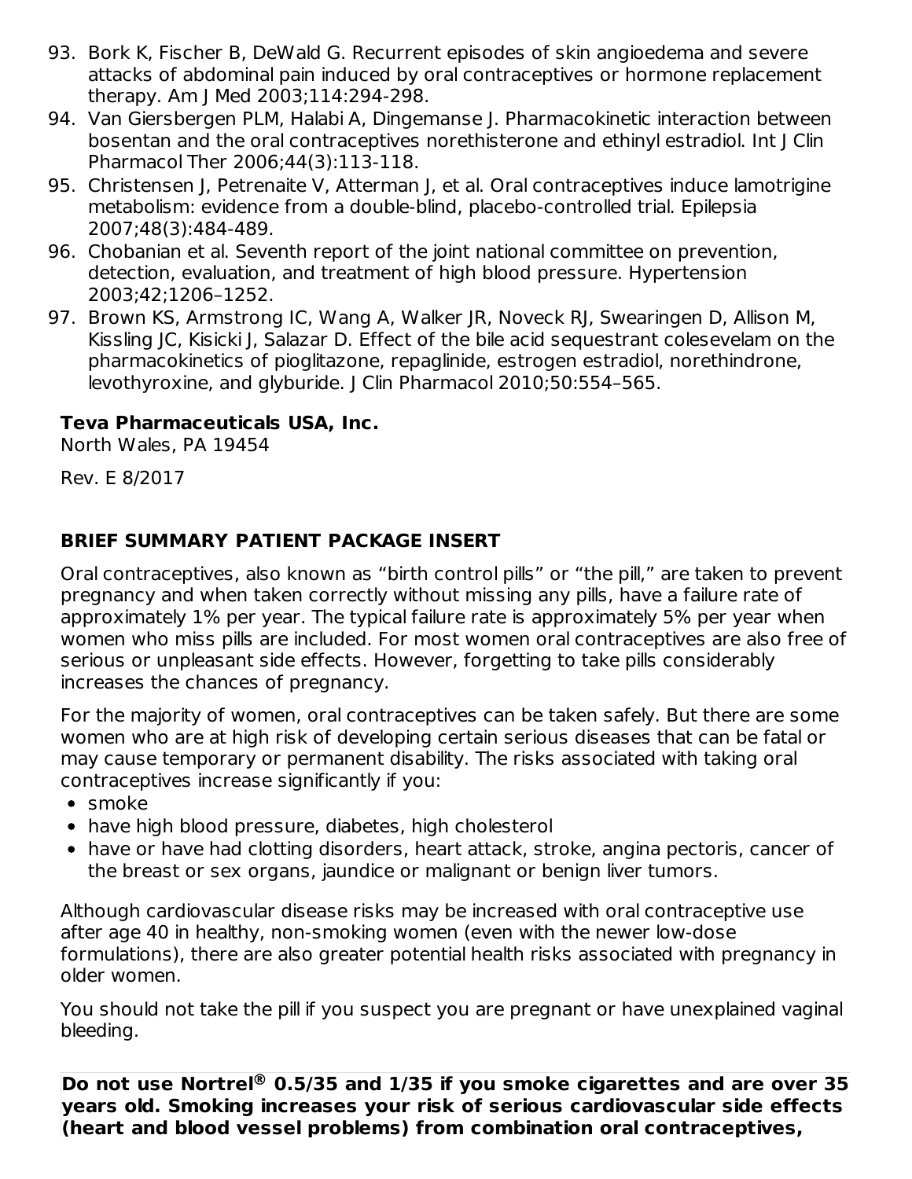93. Bork K, Fischer B, DeWald G. Recurrent episodes of skin angioedema and severe attacks of abdominal pain induced by oral contraceptives or hormone replacement therapy. Am J Med 2003;114:294-298.
94. Van Giersbergen PLM, Halabi A, Dingemanse J. Pharmacokinetic interaction between bosentan and the oral contraceptives norethisterone and ethinyl estradiol. Int J Clin Pharmacol Ther 2006;44(3):113-118.
95. Christensen J, Petrenaite V, Atterman J, et al. Oral contraceptives induce lamotrigine metabolism: evidence from a double-blind, placebo-controlled trial. Epilepsia 2007;48(3):484-489.
96. Chobanian et al. Seventh report of the joint national committee on prevention, detection, evaluation, and treatment of high blood pressure. Hypertension 2003;42;1206–1252.
97. Brown KS, Armstrong IC, Wang A, Walker JR, Noveck RJ, Swearingen D, Allison M, Kissling JC, Kisicki J, Salazar D. Effect of the bile acid sequestrant colesevelam on the pharmacokinetics of pioglitazone, repaglinide, estrogen estradiol, norethindrone, levothyroxine, and glyburide. J Clin Pharmacol 2010;50:554–565.

**Teva Pharmaceuticals USA, Inc.**
North Wales, PA 19454

Rev. E 8/2017

## BRIEF SUMMARY PATIENT PACKAGE INSERT

Oral contraceptives, also known as "birth control pills" or "the pill," are taken to prevent pregnancy and when taken correctly without missing any pills, have a failure rate of approximately 1% per year. The typical failure rate is approximately 5% per year when women who miss pills are included. For most women oral contraceptives are also free of serious or unpleasant side effects. However, forgetting to take pills considerably increases the chances of pregnancy.

For the majority of women, oral contraceptives can be taken safely. But there are some women who are at high risk of developing certain serious diseases that can be fatal or may cause temporary or permanent disability. The risks associated with taking oral contraceptives increase significantly if you:

- smoke
- have high blood pressure, diabetes, high cholesterol
- have or have had clotting disorders, heart attack, stroke, angina pectoris, cancer of the breast or sex organs, jaundice or malignant or benign liver tumors.

Although cardiovascular disease risks may be increased with oral contraceptive use after age 40 in healthy, non-smoking women (even with the newer low-dose formulations), there are also greater potential health risks associated with pregnancy in older women.

You should not take the pill if you suspect you are pregnant or have unexplained vaginal bleeding.

**Do not use Nortrel® 0.5/35 and 1/35 if you smoke cigarettes and are over 35 years old. Smoking increases your risk of serious cardiovascular side effects (heart and blood vessel problems) from combination oral contraceptives,**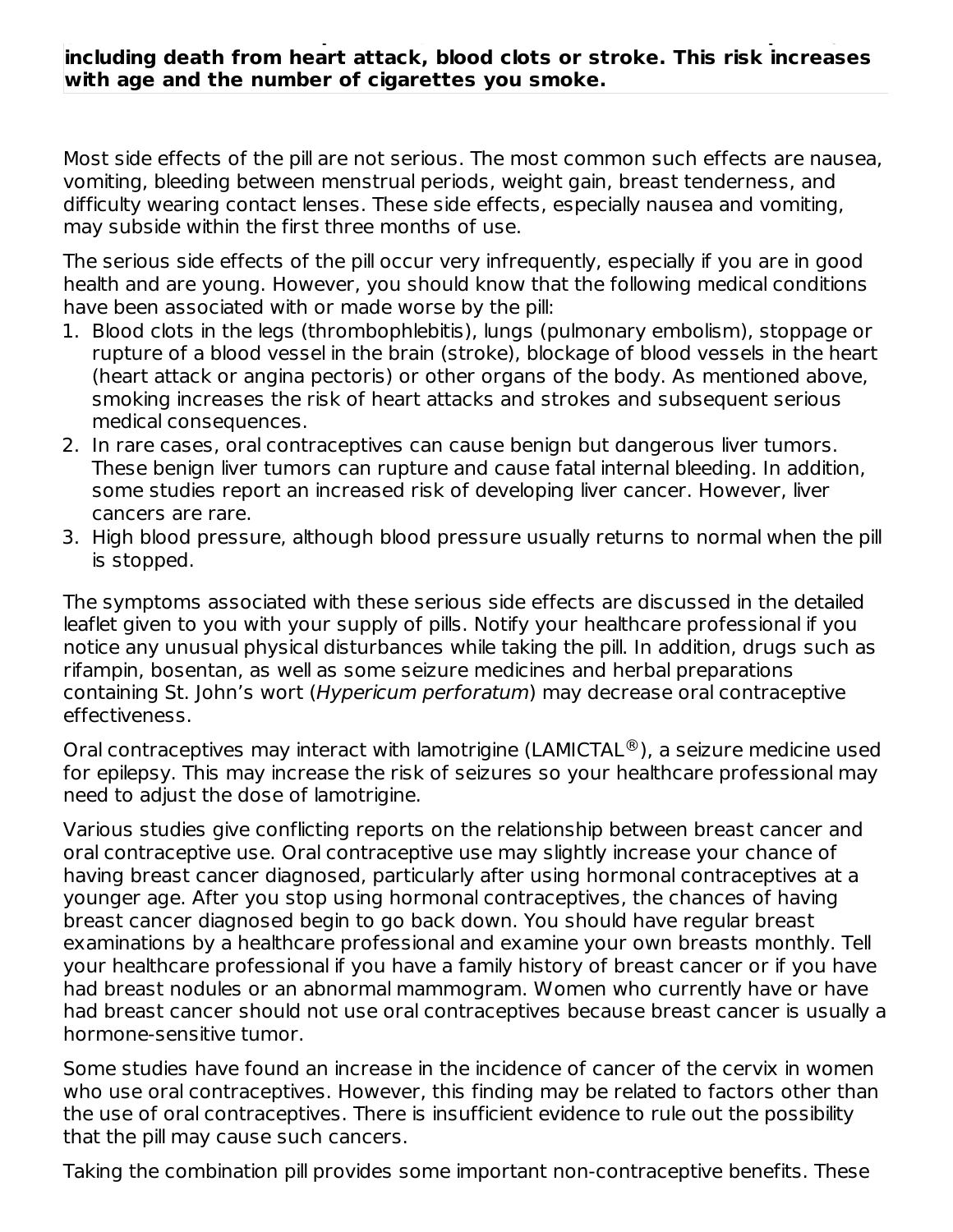**including death from heart attack, blood clots or stroke. This risk increases with age and the number of cigarettes you smoke.**

Most side effects of the pill are not serious. The most common such effects are nausea, vomiting, bleeding between menstrual periods, weight gain, breast tenderness, and difficulty wearing contact lenses. These side effects, especially nausea and vomiting, may subside within the first three months of use.

The serious side effects of the pill occur very infrequently, especially if you are in good health and are young. However, you should know that the following medical conditions have been associated with or made worse by the pill:

1. Blood clots in the legs (thrombophlebitis), lungs (pulmonary embolism), stoppage or rupture of a blood vessel in the brain (stroke), blockage of blood vessels in the heart (heart attack or angina pectoris) or other organs of the body. As mentioned above, smoking increases the risk of heart attacks and strokes and subsequent serious medical consequences.
2. In rare cases, oral contraceptives can cause benign but dangerous liver tumors. These benign liver tumors can rupture and cause fatal internal bleeding. In addition, some studies report an increased risk of developing liver cancer. However, liver cancers are rare.
3. High blood pressure, although blood pressure usually returns to normal when the pill is stopped.

The symptoms associated with these serious side effects are discussed in the detailed leaflet given to you with your supply of pills. Notify your healthcare professional if you notice any unusual physical disturbances while taking the pill. In addition, drugs such as rifampin, bosentan, as well as some seizure medicines and herbal preparations containing St. John's wort (*Hypericum perforatum*) may decrease oral contraceptive effectiveness.

Oral contraceptives may interact with lamotrigine (LAMICTAL®), a seizure medicine used for epilepsy. This may increase the risk of seizures so your healthcare professional may need to adjust the dose of lamotrigine.

Various studies give conflicting reports on the relationship between breast cancer and oral contraceptive use. Oral contraceptive use may slightly increase your chance of having breast cancer diagnosed, particularly after using hormonal contraceptives at a younger age. After you stop using hormonal contraceptives, the chances of having breast cancer diagnosed begin to go back down. You should have regular breast examinations by a healthcare professional and examine your own breasts monthly. Tell your healthcare professional if you have a family history of breast cancer or if you have had breast nodules or an abnormal mammogram. Women who currently have or have had breast cancer should not use oral contraceptives because breast cancer is usually a hormone-sensitive tumor.

Some studies have found an increase in the incidence of cancer of the cervix in women who use oral contraceptives. However, this finding may be related to factors other than the use of oral contraceptives. There is insufficient evidence to rule out the possibility that the pill may cause such cancers.

Taking the combination pill provides some important non-contraceptive benefits. These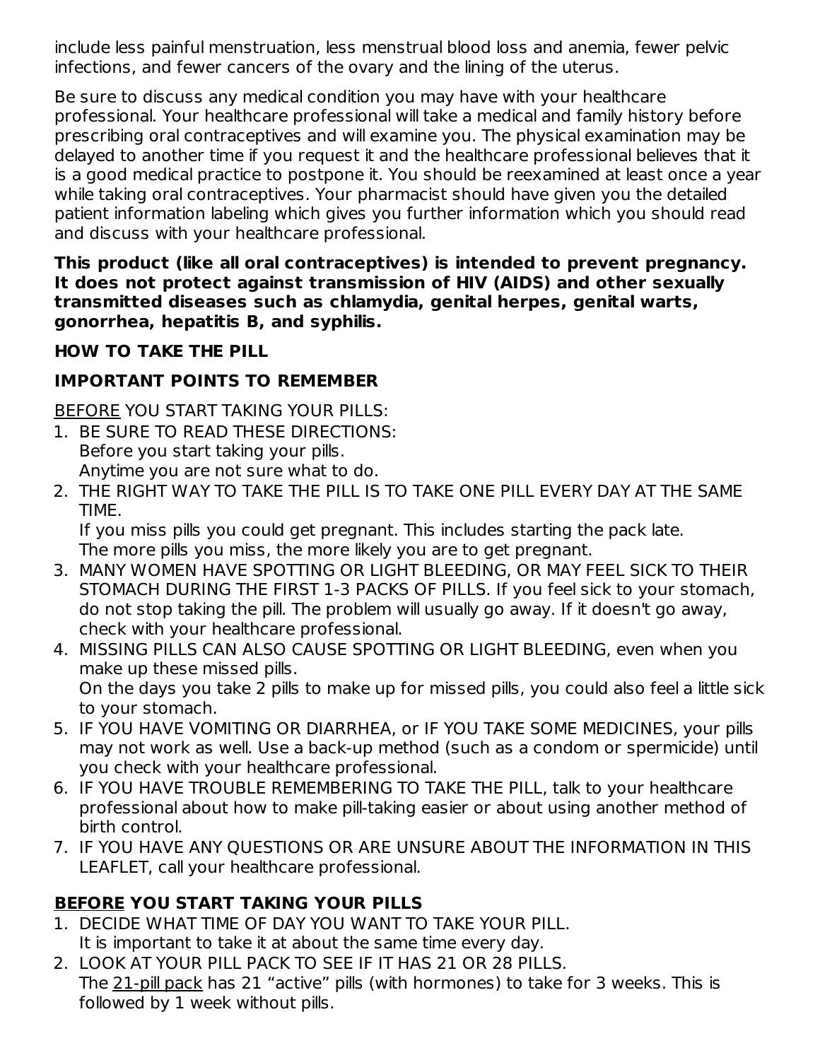include less painful menstruation, less menstrual blood loss and anemia, fewer pelvic infections, and fewer cancers of the ovary and the lining of the uterus.

Be sure to discuss any medical condition you may have with your healthcare professional. Your healthcare professional will take a medical and family history before prescribing oral contraceptives and will examine you. The physical examination may be delayed to another time if you request it and the healthcare professional believes that it is a good medical practice to postpone it. You should be reexamined at least once a year while taking oral contraceptives. Your pharmacist should have given you the detailed patient information labeling which gives you further information which you should read and discuss with your healthcare professional.

**This product (like all oral contraceptives) is intended to prevent pregnancy. It does not protect against transmission of HIV (AIDS) and other sexually transmitted diseases such as chlamydia, genital herpes, genital warts, gonorrhea, hepatitis B, and syphilis.**

**HOW TO TAKE THE PILL**

**IMPORTANT POINTS TO REMEMBER**

<u>BEFORE</u> YOU START TAKING YOUR PILLS:

1. BE SURE TO READ THESE DIRECTIONS:
   Before you start taking your pills.
   Anytime you are not sure what to do.
2. THE RIGHT WAY TO TAKE THE PILL IS TO TAKE ONE PILL EVERY DAY AT THE SAME TIME.
   If you miss pills you could get pregnant. This includes starting the pack late.
   The more pills you miss, the more likely you are to get pregnant.
3. MANY WOMEN HAVE SPOTTING OR LIGHT BLEEDING, OR MAY FEEL SICK TO THEIR STOMACH DURING THE FIRST 1-3 PACKS OF PILLS. If you feel sick to your stomach, do not stop taking the pill. The problem will usually go away. If it doesn't go away, check with your healthcare professional.
4. MISSING PILLS CAN ALSO CAUSE SPOTTING OR LIGHT BLEEDING, even when you make up these missed pills.
   On the days you take 2 pills to make up for missed pills, you could also feel a little sick to your stomach.
5. IF YOU HAVE VOMITING OR DIARRHEA, or IF YOU TAKE SOME MEDICINES, your pills may not work as well. Use a back-up method (such as a condom or spermicide) until you check with your healthcare professional.
6. IF YOU HAVE TROUBLE REMEMBERING TO TAKE THE PILL, talk to your healthcare professional about how to make pill-taking easier or about using another method of birth control.
7. IF YOU HAVE ANY QUESTIONS OR ARE UNSURE ABOUT THE INFORMATION IN THIS LEAFLET, call your healthcare professional.

## <u>BEFORE</u> YOU START TAKING YOUR PILLS

1. DECIDE WHAT TIME OF DAY YOU WANT TO TAKE YOUR PILL.
   It is important to take it at about the same time every day.
2. LOOK AT YOUR PILL PACK TO SEE IF IT HAS 21 OR 28 PILLS.
   The <u>21-pill pack</u> has 21 "active" pills (with hormones) to take for 3 weeks. This is followed by 1 week without pills.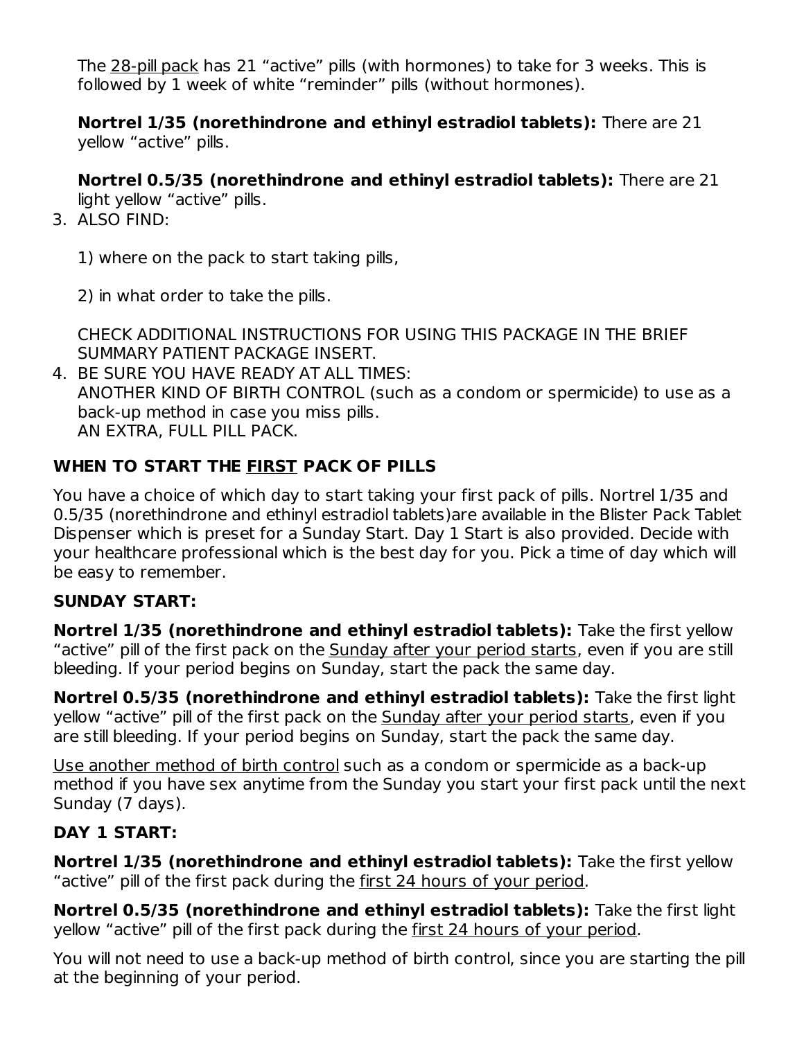The <u>28-pill pack</u> has 21 “active” pills (with hormones) to take for 3 weeks. This is followed by 1 week of white “reminder” pills (without hormones).

**Nortrel 1/35 (norethindrone and ethinyl estradiol tablets):** There are 21 yellow “active” pills.

**Nortrel 0.5/35 (norethindrone and ethinyl estradiol tablets):** There are 21 light yellow “active” pills.

3. ALSO FIND:

   1) where on the pack to start taking pills,

   2) in what order to take the pills.

   CHECK ADDITIONAL INSTRUCTIONS FOR USING THIS PACKAGE IN THE BRIEF SUMMARY PATIENT PACKAGE INSERT.
4. BE SURE YOU HAVE READY AT ALL TIMES:
   ANOTHER KIND OF BIRTH CONTROL (such as a condom or spermicide) to use as a back-up method in case you miss pills.
   AN EXTRA, FULL PILL PACK.

**WHEN TO START THE <u>FIRST</u> PACK OF PILLS**

You have a choice of which day to start taking your first pack of pills. Nortrel 1/35 and 0.5/35 (norethindrone and ethinyl estradiol tablets)are available in the Blister Pack Tablet Dispenser which is preset for a Sunday Start. Day 1 Start is also provided. Decide with your healthcare professional which is the best day for you. Pick a time of day which will be easy to remember.

**SUNDAY START:**

**Nortrel 1/35 (norethindrone and ethinyl estradiol tablets):** Take the first yellow “active” pill of the first pack on the <u>Sunday after your period starts</u>, even if you are still bleeding. If your period begins on Sunday, start the pack the same day.

**Nortrel 0.5/35 (norethindrone and ethinyl estradiol tablets):** Take the first light yellow “active” pill of the first pack on the <u>Sunday after your period starts</u>, even if you are still bleeding. If your period begins on Sunday, start the pack the same day.

<u>Use another method of birth control</u> such as a condom or spermicide as a back-up method if you have sex anytime from the Sunday you start your first pack until the next Sunday (7 days).

**DAY 1 START:**

**Nortrel 1/35 (norethindrone and ethinyl estradiol tablets):** Take the first yellow “active” pill of the first pack during the <u>first 24 hours of your period</u>.

**Nortrel 0.5/35 (norethindrone and ethinyl estradiol tablets):** Take the first light yellow “active” pill of the first pack during the <u>first 24 hours of your period</u>.

You will not need to use a back-up method of birth control, since you are starting the pill at the beginning of your period.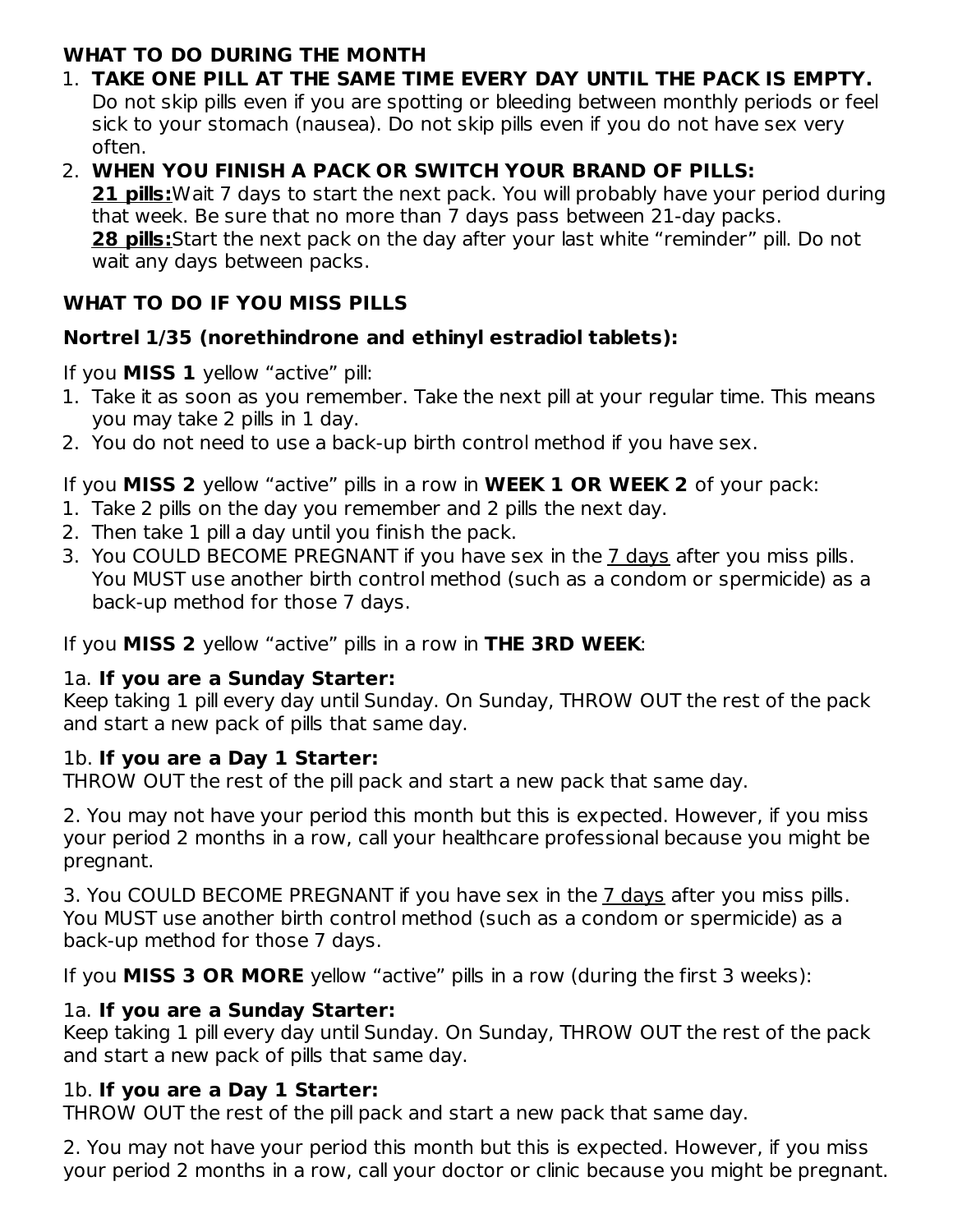**WHAT TO DO DURING THE MONTH**

1. **TAKE ONE PILL AT THE SAME TIME EVERY DAY UNTIL THE PACK IS EMPTY.** Do not skip pills even if you are spotting or bleeding between monthly periods or feel sick to your stomach (nausea). Do not skip pills even if you do not have sex very often.
2. **WHEN YOU FINISH A PACK OR SWITCH YOUR BRAND OF PILLS:**
   **21 pills:** Wait 7 days to start the next pack. You will probably have your period during that week. Be sure that no more than 7 days pass between 21-day packs.
   **28 pills:** Start the next pack on the day after your last white "reminder" pill. Do not wait any days between packs.

**WHAT TO DO IF YOU MISS PILLS**

**Nortrel 1/35 (norethindrone and ethinyl estradiol tablets):**

If you **MISS 1** yellow "active" pill:

1. Take it as soon as you remember. Take the next pill at your regular time. This means you may take 2 pills in 1 day.
2. You do not need to use a back-up birth control method if you have sex.

If you **MISS 2** yellow "active" pills in a row in **WEEK 1 OR WEEK 2** of your pack:

1. Take 2 pills on the day you remember and 2 pills the next day.
2. Then take 1 pill a day until you finish the pack.
3. You COULD BECOME PREGNANT if you have sex in the 7 days after you miss pills. You MUST use another birth control method (such as a condom or spermicide) as a back-up method for those 7 days.

If you **MISS 2** yellow "active" pills in a row in **THE 3RD WEEK**:

1a. **If you are a Sunday Starter:**
Keep taking 1 pill every day until Sunday. On Sunday, THROW OUT the rest of the pack and start a new pack of pills that same day.

1b. **If you are a Day 1 Starter:**
THROW OUT the rest of the pill pack and start a new pack that same day.

2. You may not have your period this month but this is expected. However, if you miss your period 2 months in a row, call your healthcare professional because you might be pregnant.

3. You COULD BECOME PREGNANT if you have sex in the 7 days after you miss pills. You MUST use another birth control method (such as a condom or spermicide) as a back-up method for those 7 days.

If you **MISS 3 OR MORE** yellow "active" pills in a row (during the first 3 weeks):

1a. **If you are a Sunday Starter:**
Keep taking 1 pill every day until Sunday. On Sunday, THROW OUT the rest of the pack and start a new pack of pills that same day.

1b. **If you are a Day 1 Starter:**
THROW OUT the rest of the pill pack and start a new pack that same day.

2. You may not have your period this month but this is expected. However, if you miss your period 2 months in a row, call your doctor or clinic because you might be pregnant.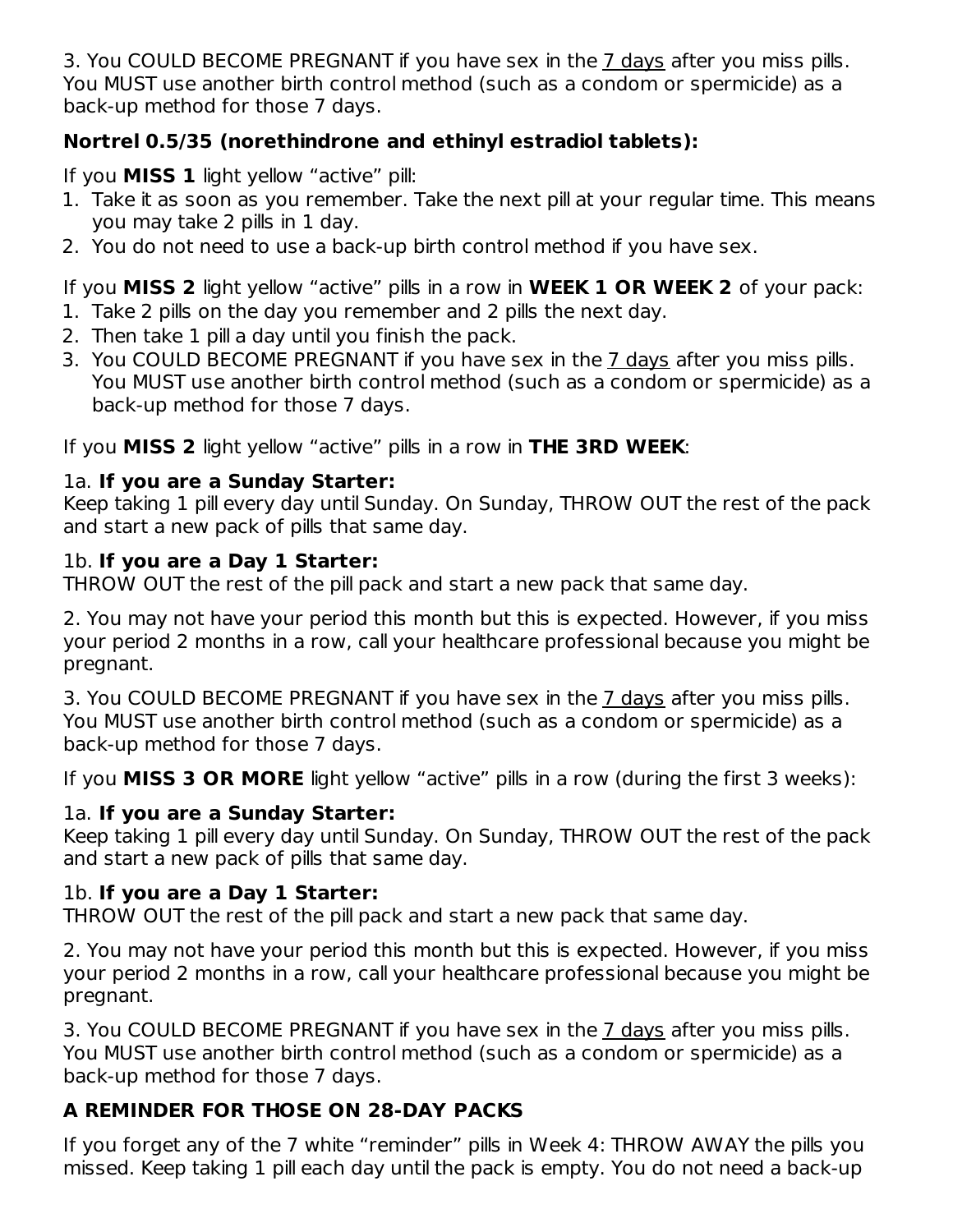3. You COULD BECOME PREGNANT if you have sex in the 7 days after you miss pills. You MUST use another birth control method (such as a condom or spermicide) as a back-up method for those 7 days.

**Nortrel 0.5/35 (norethindrone and ethinyl estradiol tablets):**

If you **MISS 1** light yellow "active" pill:

1. Take it as soon as you remember. Take the next pill at your regular time. This means you may take 2 pills in 1 day.
2. You do not need to use a back-up birth control method if you have sex.

If you **MISS 2** light yellow "active" pills in a row in **WEEK 1 OR WEEK 2** of your pack:

1. Take 2 pills on the day you remember and 2 pills the next day.
2. Then take 1 pill a day until you finish the pack.
3. You COULD BECOME PREGNANT if you have sex in the 7 days after you miss pills. You MUST use another birth control method (such as a condom or spermicide) as a back-up method for those 7 days.

If you **MISS 2** light yellow "active" pills in a row in **THE 3RD WEEK**:

1a. **If you are a Sunday Starter:**
Keep taking 1 pill every day until Sunday. On Sunday, THROW OUT the rest of the pack and start a new pack of pills that same day.

1b. **If you are a Day 1 Starter:**
THROW OUT the rest of the pill pack and start a new pack that same day.

2. You may not have your period this month but this is expected. However, if you miss your period 2 months in a row, call your healthcare professional because you might be pregnant.

3. You COULD BECOME PREGNANT if you have sex in the 7 days after you miss pills. You MUST use another birth control method (such as a condom or spermicide) as a back-up method for those 7 days.

If you **MISS 3 OR MORE** light yellow "active" pills in a row (during the first 3 weeks):

1a. **If you are a Sunday Starter:**
Keep taking 1 pill every day until Sunday. On Sunday, THROW OUT the rest of the pack and start a new pack of pills that same day.

1b. **If you are a Day 1 Starter:**
THROW OUT the rest of the pill pack and start a new pack that same day.

2. You may not have your period this month but this is expected. However, if you miss your period 2 months in a row, call your healthcare professional because you might be pregnant.

3. You COULD BECOME PREGNANT if you have sex in the 7 days after you miss pills. You MUST use another birth control method (such as a condom or spermicide) as a back-up method for those 7 days.

**A REMINDER FOR THOSE ON 28-DAY PACKS**

If you forget any of the 7 white "reminder" pills in Week 4: THROW AWAY the pills you missed. Keep taking 1 pill each day until the pack is empty. You do not need a back-up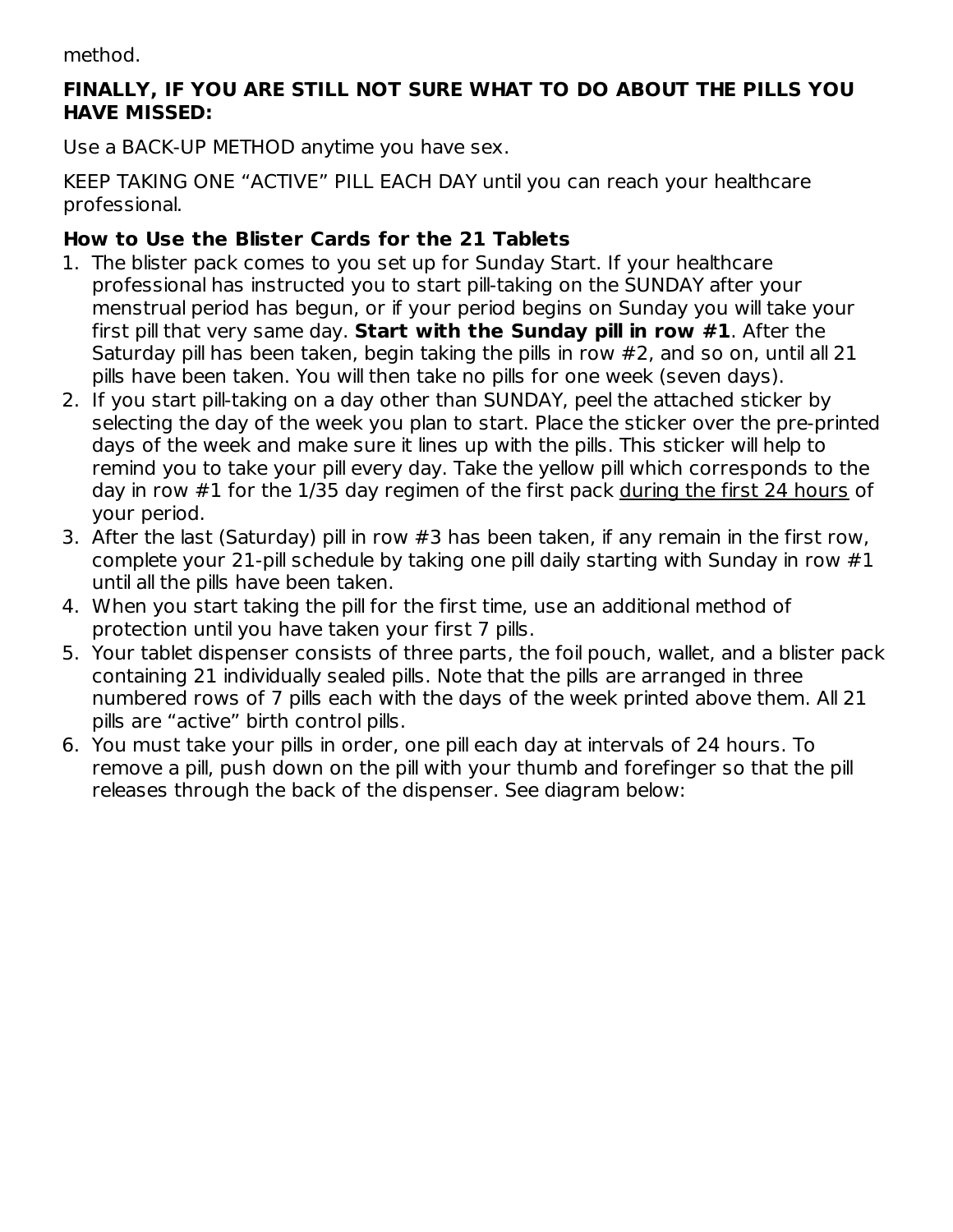method.

**FINALLY, IF YOU ARE STILL NOT SURE WHAT TO DO ABOUT THE PILLS YOU HAVE MISSED:**

Use a BACK-UP METHOD anytime you have sex.

KEEP TAKING ONE "ACTIVE" PILL EACH DAY until you can reach your healthcare professional.

**How to Use the Blister Cards for the 21 Tablets**

1. The blister pack comes to you set up for Sunday Start. If your healthcare professional has instructed you to start pill-taking on the SUNDAY after your menstrual period has begun, or if your period begins on Sunday you will take your first pill that very same day. **Start with the Sunday pill in row #1**. After the Saturday pill has been taken, begin taking the pills in row #2, and so on, until all 21 pills have been taken. You will then take no pills for one week (seven days).
2. If you start pill-taking on a day other than SUNDAY, peel the attached sticker by selecting the day of the week you plan to start. Place the sticker over the pre-printed days of the week and make sure it lines up with the pills. This sticker will help to remind you to take your pill every day. Take the yellow pill which corresponds to the day in row #1 for the 1/35 day regimen of the first pack <u>during the first 24 hours</u> of your period.
3. After the last (Saturday) pill in row #3 has been taken, if any remain in the first row, complete your 21-pill schedule by taking one pill daily starting with Sunday in row #1 until all the pills have been taken.
4. When you start taking the pill for the first time, use an additional method of protection until you have taken your first 7 pills.
5. Your tablet dispenser consists of three parts, the foil pouch, wallet, and a blister pack containing 21 individually sealed pills. Note that the pills are arranged in three numbered rows of 7 pills each with the days of the week printed above them. All 21 pills are "active" birth control pills.
6. You must take your pills in order, one pill each day at intervals of 24 hours. To remove a pill, push down on the pill with your thumb and forefinger so that the pill releases through the back of the dispenser. See diagram below: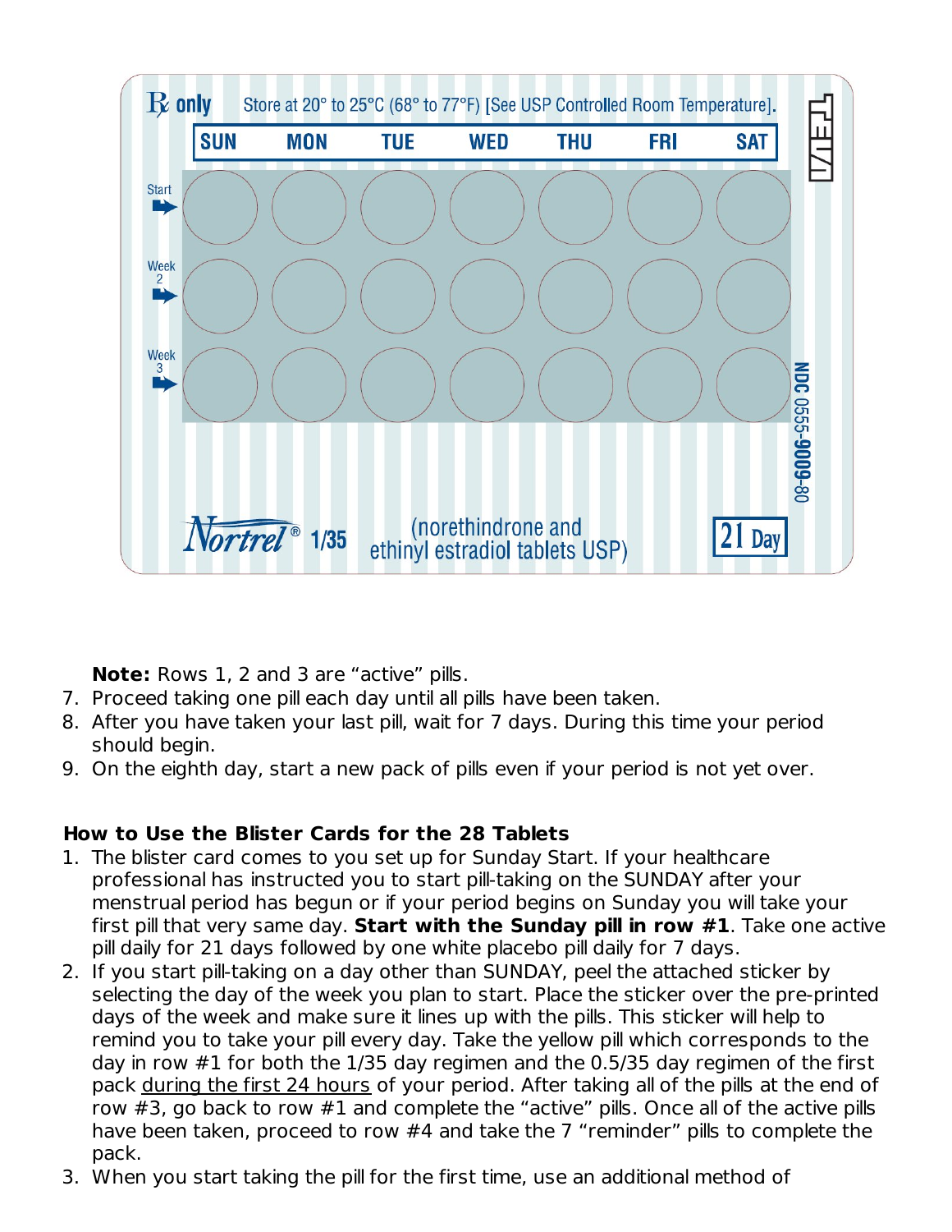Rx only Store at 20° to 25°C (68° to 77°F) [See USP Controlled Room Temperature].

| | SUN | MON | TUE | WED | THU | FRI | SAT |
|---|---|---|---|---|---|---|---|
| Start | | | | | | | |
| Week 2 | | | | | | | |
| Week 3 | | | | | | | |

TEVA

NDC 0555-9009-80

Nortrel® 1/35 (norethindrone and ethinyl estradiol tablets USP) 21 Day

**Note:** Rows 1, 2 and 3 are "active" pills.

7. Proceed taking one pill each day until all pills have been taken.
8. After you have taken your last pill, wait for 7 days. During this time your period should begin.
9. On the eighth day, start a new pack of pills even if your period is not yet over.

**How to Use the Blister Cards for the 28 Tablets**

1. The blister card comes to you set up for Sunday Start. If your healthcare professional has instructed you to start pill-taking on the SUNDAY after your menstrual period has begun or if your period begins on Sunday you will take your first pill that very same day. **Start with the Sunday pill in row #1**. Take one active pill daily for 21 days followed by one white placebo pill daily for 7 days.
2. If you start pill-taking on a day other than SUNDAY, peel the attached sticker by selecting the day of the week you plan to start. Place the sticker over the pre-printed days of the week and make sure it lines up with the pills. This sticker will help to remind you to take your pill every day. Take the yellow pill which corresponds to the day in row #1 for both the 1/35 day regimen and the 0.5/35 day regimen of the first pack during the first 24 hours of your period. After taking all of the pills at the end of row #3, go back to row #1 and complete the "active" pills. Once all of the active pills have been taken, proceed to row #4 and take the 7 "reminder" pills to complete the pack.
3. When you start taking the pill for the first time, use an additional method of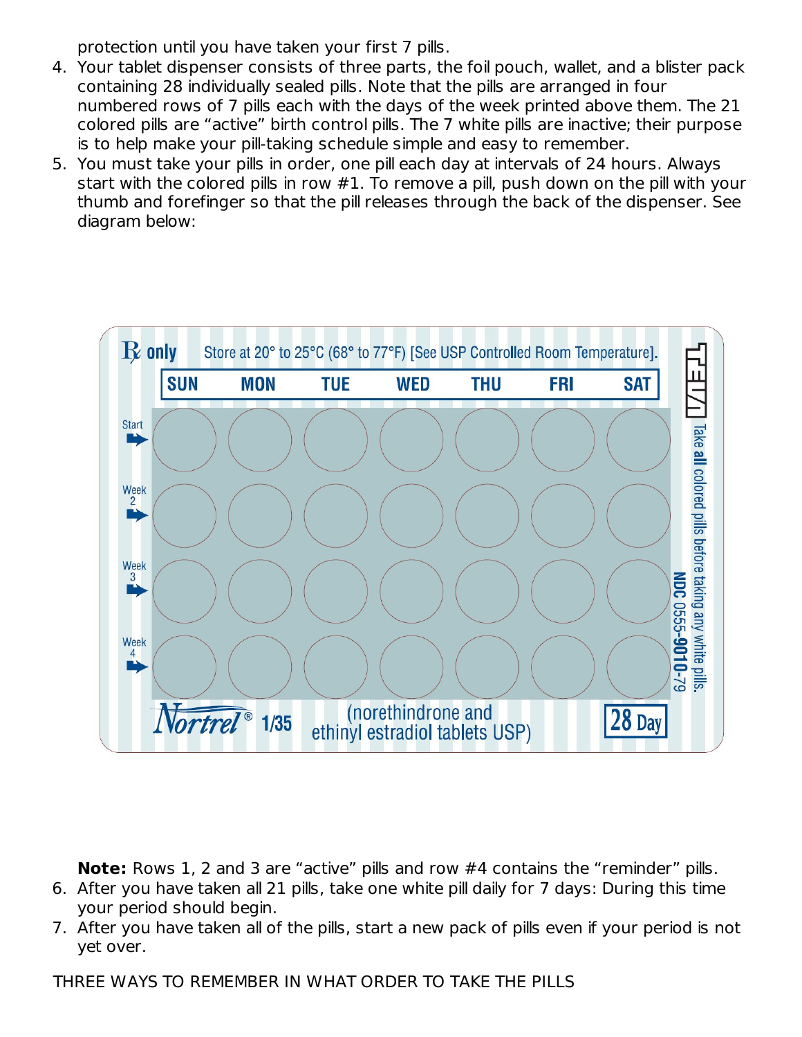protection until you have taken your first 7 pills.

4. Your tablet dispenser consists of three parts, the foil pouch, wallet, and a blister pack containing 28 individually sealed pills. Note that the pills are arranged in four numbered rows of 7 pills each with the days of the week printed above them. The 21 colored pills are "active" birth control pills. The 7 white pills are inactive; their purpose is to help make your pill-taking schedule simple and easy to remember.
5. You must take your pills in order, one pill each day at intervals of 24 hours. Always start with the colored pills in row #1. To remove a pill, push down on the pill with your thumb and forefinger so that the pill releases through the back of the dispenser. See diagram below:

℞ only Store at 20° to 25°C (68° to 77°F) [See USP Controlled Room Temperature].

| | SUN | MON | TUE | WED | THU | FRI | SAT |
|---|---|---|---|---|---|---|---|
| Start | | | | | | | |
| Week 2 | | | | | | | |
| Week 3 | | | | | | | |
| Week 4 | | | | | | | |

TEVA Take **all** colored pills before taking any white pills.

**NDC 0555-9010-79**

Nortrel® 1/35 (norethindrone and ethinyl estradiol tablets USP) 28 Day

**Note:** Rows 1, 2 and 3 are "active" pills and row #4 contains the "reminder" pills.

6. After you have taken all 21 pills, take one white pill daily for 7 days: During this time your period should begin.
7. After you have taken all of the pills, start a new pack of pills even if your period is not yet over.

THREE WAYS TO REMEMBER IN WHAT ORDER TO TAKE THE PILLS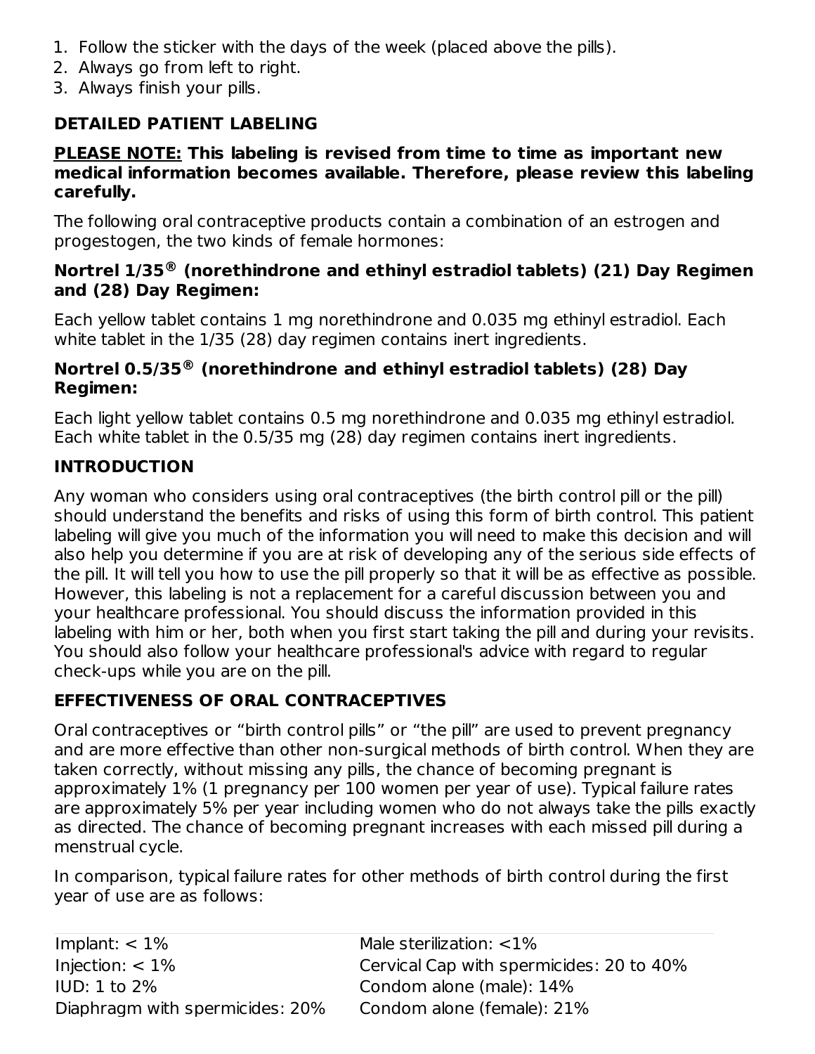1. Follow the sticker with the days of the week (placed above the pills).
2. Always go from left to right.
3. Always finish your pills.

## DETAILED PATIENT LABELING

**PLEASE NOTE: This labeling is revised from time to time as important new medical information becomes available. Therefore, please review this labeling carefully.**

The following oral contraceptive products contain a combination of an estrogen and progestogen, the two kinds of female hormones:

### Nortrel 1/35® (norethindrone and ethinyl estradiol tablets) (21) Day Regimen and (28) Day Regimen:

Each yellow tablet contains 1 mg norethindrone and 0.035 mg ethinyl estradiol. Each white tablet in the 1/35 (28) day regimen contains inert ingredients.

### Nortrel 0.5/35® (norethindrone and ethinyl estradiol tablets) (28) Day Regimen:

Each light yellow tablet contains 0.5 mg norethindrone and 0.035 mg ethinyl estradiol. Each white tablet in the 0.5/35 mg (28) day regimen contains inert ingredients.

## INTRODUCTION

Any woman who considers using oral contraceptives (the birth control pill or the pill) should understand the benefits and risks of using this form of birth control. This patient labeling will give you much of the information you will need to make this decision and will also help you determine if you are at risk of developing any of the serious side effects of the pill. It will tell you how to use the pill properly so that it will be as effective as possible. However, this labeling is not a replacement for a careful discussion between you and your healthcare professional. You should discuss the information provided in this labeling with him or her, both when you first start taking the pill and during your revisits. You should also follow your healthcare professional's advice with regard to regular check-ups while you are on the pill.

## EFFECTIVENESS OF ORAL CONTRACEPTIVES

Oral contraceptives or “birth control pills” or “the pill” are used to prevent pregnancy and are more effective than other non-surgical methods of birth control. When they are taken correctly, without missing any pills, the chance of becoming pregnant is approximately 1% (1 pregnancy per 100 women per year of use). Typical failure rates are approximately 5% per year including women who do not always take the pills exactly as directed. The chance of becoming pregnant increases with each missed pill during a menstrual cycle.

In comparison, typical failure rates for other methods of birth control during the first year of use are as follows:

| | |
|---|---|
| Implant: < 1% | Male sterilization: <1% |
| Injection: < 1% | Cervical Cap with spermicides: 20 to 40% |
| IUD: 1 to 2% | Condom alone (male): 14% |
| Diaphragm with spermicides: 20% | Condom alone (female): 21% |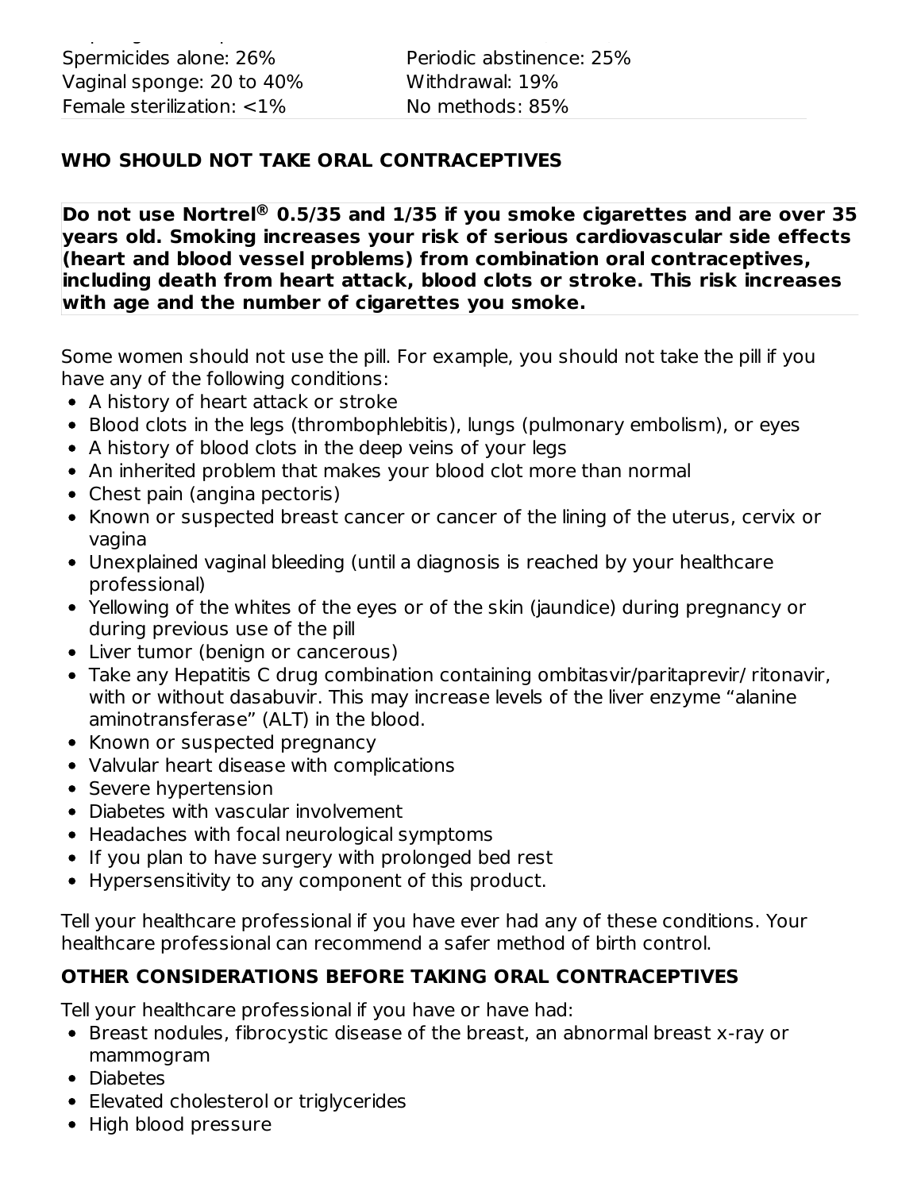| | |
|---|---|
| Spermicides alone: 26% | Periodic abstinence: 25% |
| Vaginal sponge: 20 to 40% | Withdrawal: 19% |
| Female sterilization: <1% | No methods: 85% |

## WHO SHOULD NOT TAKE ORAL CONTRACEPTIVES

**Do not use Nortrel® 0.5/35 and 1/35 if you smoke cigarettes and are over 35 years old. Smoking increases your risk of serious cardiovascular side effects (heart and blood vessel problems) from combination oral contraceptives, including death from heart attack, blood clots or stroke. This risk increases with age and the number of cigarettes you smoke.**

Some women should not use the pill. For example, you should not take the pill if you have any of the following conditions:

- A history of heart attack or stroke
- Blood clots in the legs (thrombophlebitis), lungs (pulmonary embolism), or eyes
- A history of blood clots in the deep veins of your legs
- An inherited problem that makes your blood clot more than normal
- Chest pain (angina pectoris)
- Known or suspected breast cancer or cancer of the lining of the uterus, cervix or vagina
- Unexplained vaginal bleeding (until a diagnosis is reached by your healthcare professional)
- Yellowing of the whites of the eyes or of the skin (jaundice) during pregnancy or during previous use of the pill
- Liver tumor (benign or cancerous)
- Take any Hepatitis C drug combination containing ombitasvir/paritaprevir/ ritonavir, with or without dasabuvir. This may increase levels of the liver enzyme “alanine aminotransferase” (ALT) in the blood.
- Known or suspected pregnancy
- Valvular heart disease with complications
- Severe hypertension
- Diabetes with vascular involvement
- Headaches with focal neurological symptoms
- If you plan to have surgery with prolonged bed rest
- Hypersensitivity to any component of this product.

Tell your healthcare professional if you have ever had any of these conditions. Your healthcare professional can recommend a safer method of birth control.

## OTHER CONSIDERATIONS BEFORE TAKING ORAL CONTRACEPTIVES

Tell your healthcare professional if you have or have had:

- Breast nodules, fibrocystic disease of the breast, an abnormal breast x-ray or mammogram
- Diabetes
- Elevated cholesterol or triglycerides
- High blood pressure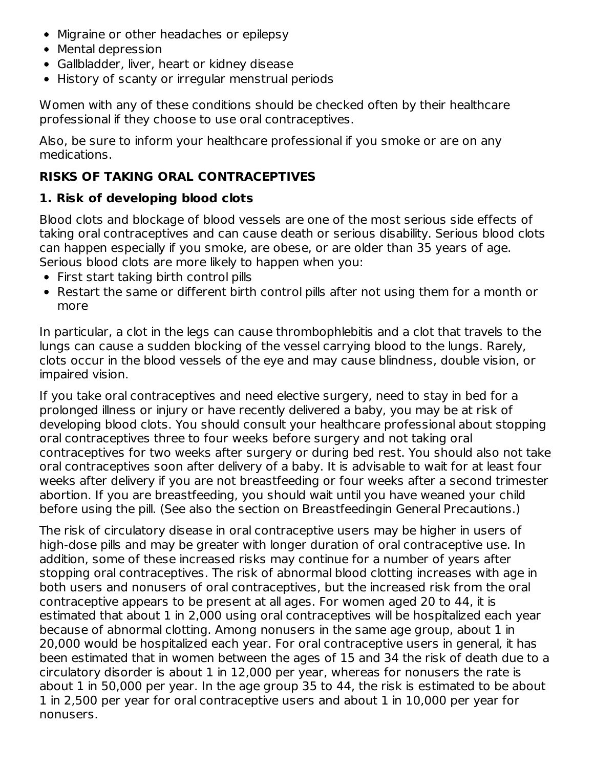- Migraine or other headaches or epilepsy
- Mental depression
- Gallbladder, liver, heart or kidney disease
- History of scanty or irregular menstrual periods

Women with any of these conditions should be checked often by their healthcare professional if they choose to use oral contraceptives.

Also, be sure to inform your healthcare professional if you smoke or are on any medications.

## RISKS OF TAKING ORAL CONTRACEPTIVES

### 1. Risk of developing blood clots

Blood clots and blockage of blood vessels are one of the most serious side effects of taking oral contraceptives and can cause death or serious disability. Serious blood clots can happen especially if you smoke, are obese, or are older than 35 years of age. Serious blood clots are more likely to happen when you:

- First start taking birth control pills
- Restart the same or different birth control pills after not using them for a month or more

In particular, a clot in the legs can cause thrombophlebitis and a clot that travels to the lungs can cause a sudden blocking of the vessel carrying blood to the lungs. Rarely, clots occur in the blood vessels of the eye and may cause blindness, double vision, or impaired vision.

If you take oral contraceptives and need elective surgery, need to stay in bed for a prolonged illness or injury or have recently delivered a baby, you may be at risk of developing blood clots. You should consult your healthcare professional about stopping oral contraceptives three to four weeks before surgery and not taking oral contraceptives for two weeks after surgery or during bed rest. You should also not take oral contraceptives soon after delivery of a baby. It is advisable to wait for at least four weeks after delivery if you are not breastfeeding or four weeks after a second trimester abortion. If you are breastfeeding, you should wait until you have weaned your child before using the pill. (See also the section on Breastfeedingin General Precautions.)

The risk of circulatory disease in oral contraceptive users may be higher in users of high-dose pills and may be greater with longer duration of oral contraceptive use. In addition, some of these increased risks may continue for a number of years after stopping oral contraceptives. The risk of abnormal blood clotting increases with age in both users and nonusers of oral contraceptives, but the increased risk from the oral contraceptive appears to be present at all ages. For women aged 20 to 44, it is estimated that about 1 in 2,000 using oral contraceptives will be hospitalized each year because of abnormal clotting. Among nonusers in the same age group, about 1 in 20,000 would be hospitalized each year. For oral contraceptive users in general, it has been estimated that in women between the ages of 15 and 34 the risk of death due to a circulatory disorder is about 1 in 12,000 per year, whereas for nonusers the rate is about 1 in 50,000 per year. In the age group 35 to 44, the risk is estimated to be about 1 in 2,500 per year for oral contraceptive users and about 1 in 10,000 per year for nonusers.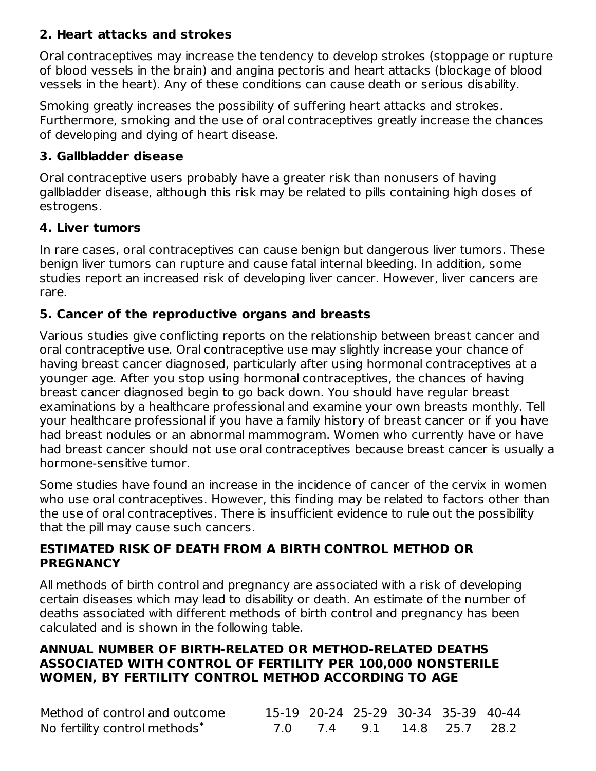**2. Heart attacks and strokes**

Oral contraceptives may increase the tendency to develop strokes (stoppage or rupture of blood vessels in the brain) and angina pectoris and heart attacks (blockage of blood vessels in the heart). Any of these conditions can cause death or serious disability.

Smoking greatly increases the possibility of suffering heart attacks and strokes. Furthermore, smoking and the use of oral contraceptives greatly increase the chances of developing and dying of heart disease.

**3. Gallbladder disease**

Oral contraceptive users probably have a greater risk than nonusers of having gallbladder disease, although this risk may be related to pills containing high doses of estrogens.

**4. Liver tumors**

In rare cases, oral contraceptives can cause benign but dangerous liver tumors. These benign liver tumors can rupture and cause fatal internal bleeding. In addition, some studies report an increased risk of developing liver cancer. However, liver cancers are rare.

**5. Cancer of the reproductive organs and breasts**

Various studies give conflicting reports on the relationship between breast cancer and oral contraceptive use. Oral contraceptive use may slightly increase your chance of having breast cancer diagnosed, particularly after using hormonal contraceptives at a younger age. After you stop using hormonal contraceptives, the chances of having breast cancer diagnosed begin to go back down. You should have regular breast examinations by a healthcare professional and examine your own breasts monthly. Tell your healthcare professional if you have a family history of breast cancer or if you have had breast nodules or an abnormal mammogram. Women who currently have or have had breast cancer should not use oral contraceptives because breast cancer is usually a hormone-sensitive tumor.

Some studies have found an increase in the incidence of cancer of the cervix in women who use oral contraceptives. However, this finding may be related to factors other than the use of oral contraceptives. There is insufficient evidence to rule out the possibility that the pill may cause such cancers.

**ESTIMATED RISK OF DEATH FROM A BIRTH CONTROL METHOD OR PREGNANCY**

All methods of birth control and pregnancy are associated with a risk of developing certain diseases which may lead to disability or death. An estimate of the number of deaths associated with different methods of birth control and pregnancy has been calculated and is shown in the following table.

**ANNUAL NUMBER OF BIRTH-RELATED OR METHOD-RELATED DEATHS ASSOCIATED WITH CONTROL OF FERTILITY PER 100,000 NONSTERILE WOMEN, BY FERTILITY CONTROL METHOD ACCORDING TO AGE**

| Method of control and outcome | 15-19 | 20-24 | 25-29 | 30-34 | 35-39 | 40-44 |
|---|---|---|---|---|---|---|
| No fertility control methods* | 7.0 | 7.4 | 9.1 | 14.8 | 25.7 | 28.2 |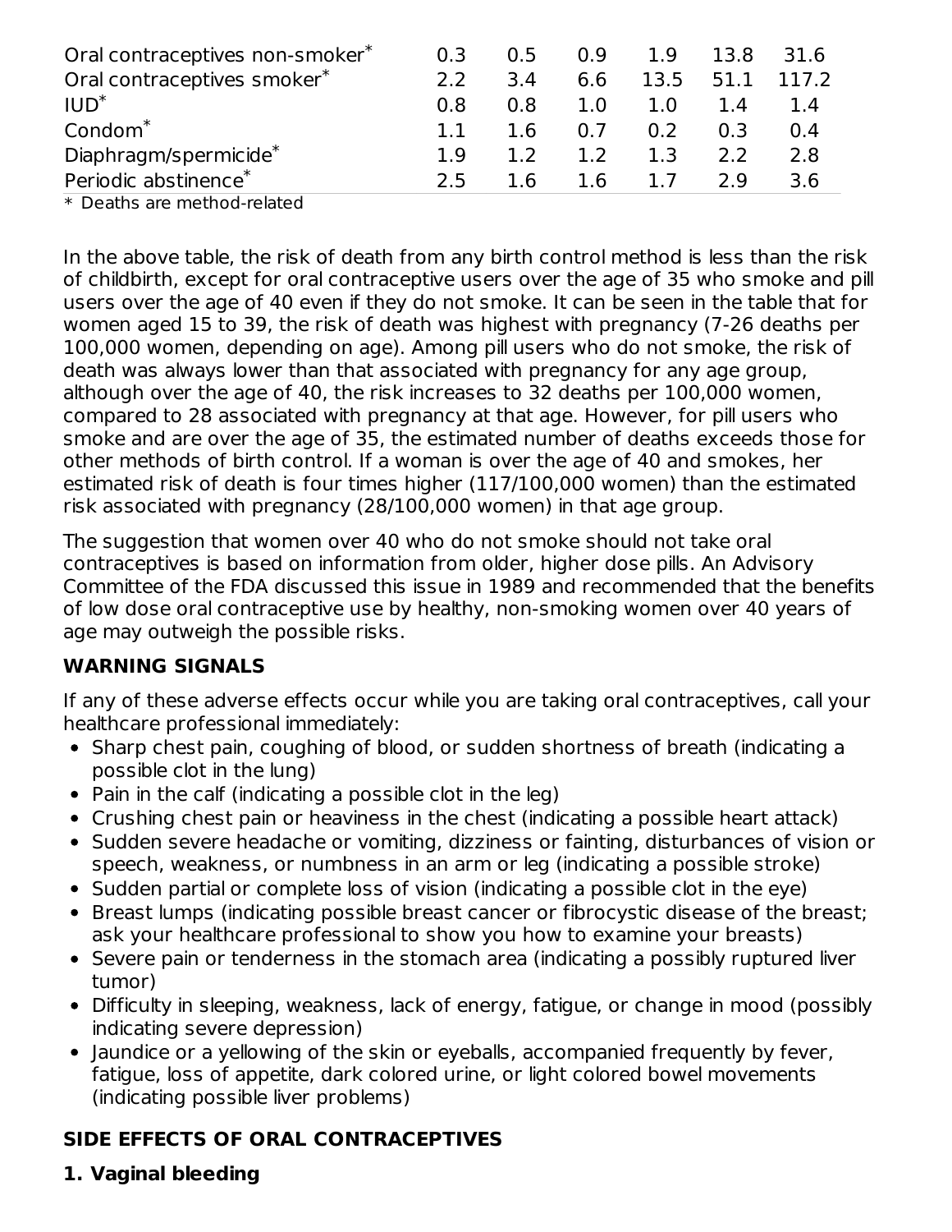| | | | | | | |
|---|---|---|---|---|---|---|
| Oral contraceptives non-smoker* | 0.3 | 0.5 | 0.9 | 1.9 | 13.8 | 31.6 |
| Oral contraceptives smoker* | 2.2 | 3.4 | 6.6 | 13.5 | 51.1 | 117.2 |
| IUD* | 0.8 | 0.8 | 1.0 | 1.0 | 1.4 | 1.4 |
| Condom* | 1.1 | 1.6 | 0.7 | 0.2 | 0.3 | 0.4 |
| Diaphragm/spermicide* | 1.9 | 1.2 | 1.2 | 1.3 | 2.2 | 2.8 |
| Periodic abstinence* | 2.5 | 1.6 | 1.6 | 1.7 | 2.9 | 3.6 |

* Deaths are method-related

In the above table, the risk of death from any birth control method is less than the risk of childbirth, except for oral contraceptive users over the age of 35 who smoke and pill users over the age of 40 even if they do not smoke. It can be seen in the table that for women aged 15 to 39, the risk of death was highest with pregnancy (7-26 deaths per 100,000 women, depending on age). Among pill users who do not smoke, the risk of death was always lower than that associated with pregnancy for any age group, although over the age of 40, the risk increases to 32 deaths per 100,000 women, compared to 28 associated with pregnancy at that age. However, for pill users who smoke and are over the age of 35, the estimated number of deaths exceeds those for other methods of birth control. If a woman is over the age of 40 and smokes, her estimated risk of death is four times higher (117/100,000 women) than the estimated risk associated with pregnancy (28/100,000 women) in that age group.

The suggestion that women over 40 who do not smoke should not take oral contraceptives is based on information from older, higher dose pills. An Advisory Committee of the FDA discussed this issue in 1989 and recommended that the benefits of low dose oral contraceptive use by healthy, non-smoking women over 40 years of age may outweigh the possible risks.

## WARNING SIGNALS

If any of these adverse effects occur while you are taking oral contraceptives, call your healthcare professional immediately:

- Sharp chest pain, coughing of blood, or sudden shortness of breath (indicating a possible clot in the lung)
- Pain in the calf (indicating a possible clot in the leg)
- Crushing chest pain or heaviness in the chest (indicating a possible heart attack)
- Sudden severe headache or vomiting, dizziness or fainting, disturbances of vision or speech, weakness, or numbness in an arm or leg (indicating a possible stroke)
- Sudden partial or complete loss of vision (indicating a possible clot in the eye)
- Breast lumps (indicating possible breast cancer or fibrocystic disease of the breast; ask your healthcare professional to show you how to examine your breasts)
- Severe pain or tenderness in the stomach area (indicating a possibly ruptured liver tumor)
- Difficulty in sleeping, weakness, lack of energy, fatigue, or change in mood (possibly indicating severe depression)
- Jaundice or a yellowing of the skin or eyeballs, accompanied frequently by fever, fatigue, loss of appetite, dark colored urine, or light colored bowel movements (indicating possible liver problems)

## SIDE EFFECTS OF ORAL CONTRACEPTIVES

### 1. Vaginal bleeding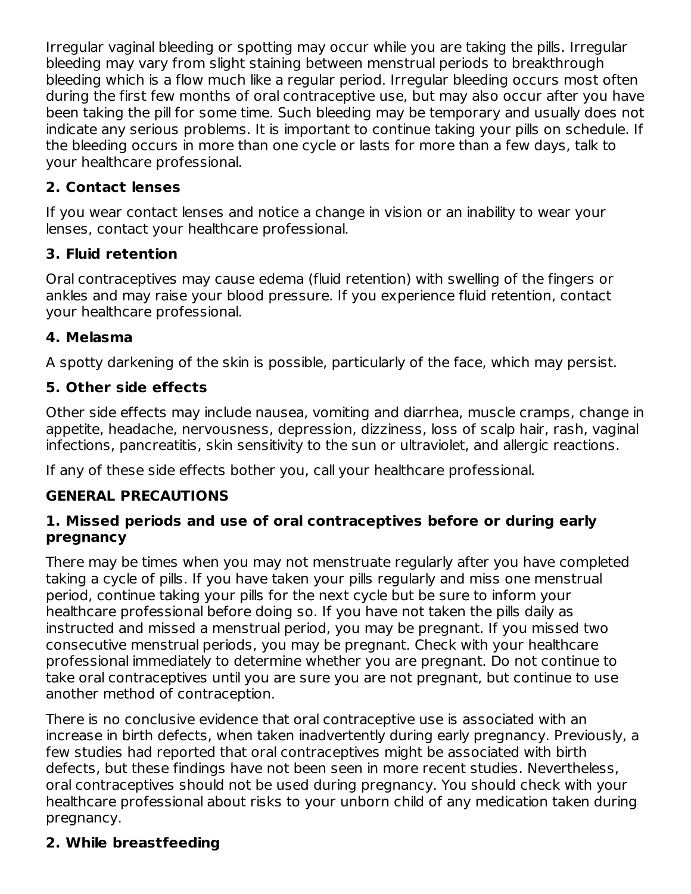Irregular vaginal bleeding or spotting may occur while you are taking the pills. Irregular bleeding may vary from slight staining between menstrual periods to breakthrough bleeding which is a flow much like a regular period. Irregular bleeding occurs most often during the first few months of oral contraceptive use, but may also occur after you have been taking the pill for some time. Such bleeding may be temporary and usually does not indicate any serious problems. It is important to continue taking your pills on schedule. If the bleeding occurs in more than one cycle or lasts for more than a few days, talk to your healthcare professional.

**2. Contact lenses**

If you wear contact lenses and notice a change in vision or an inability to wear your lenses, contact your healthcare professional.

**3. Fluid retention**

Oral contraceptives may cause edema (fluid retention) with swelling of the fingers or ankles and may raise your blood pressure. If you experience fluid retention, contact your healthcare professional.

**4. Melasma**

A spotty darkening of the skin is possible, particularly of the face, which may persist.

**5. Other side effects**

Other side effects may include nausea, vomiting and diarrhea, muscle cramps, change in appetite, headache, nervousness, depression, dizziness, loss of scalp hair, rash, vaginal infections, pancreatitis, skin sensitivity to the sun or ultraviolet, and allergic reactions.

If any of these side effects bother you, call your healthcare professional.

**GENERAL PRECAUTIONS**

**1. Missed periods and use of oral contraceptives before or during early pregnancy**

There may be times when you may not menstruate regularly after you have completed taking a cycle of pills. If you have taken your pills regularly and miss one menstrual period, continue taking your pills for the next cycle but be sure to inform your healthcare professional before doing so. If you have not taken the pills daily as instructed and missed a menstrual period, you may be pregnant. If you missed two consecutive menstrual periods, you may be pregnant. Check with your healthcare professional immediately to determine whether you are pregnant. Do not continue to take oral contraceptives until you are sure you are not pregnant, but continue to use another method of contraception.

There is no conclusive evidence that oral contraceptive use is associated with an increase in birth defects, when taken inadvertently during early pregnancy. Previously, a few studies had reported that oral contraceptives might be associated with birth defects, but these findings have not been seen in more recent studies. Nevertheless, oral contraceptives should not be used during pregnancy. You should check with your healthcare professional about risks to your unborn child of any medication taken during pregnancy.

**2. While breastfeeding**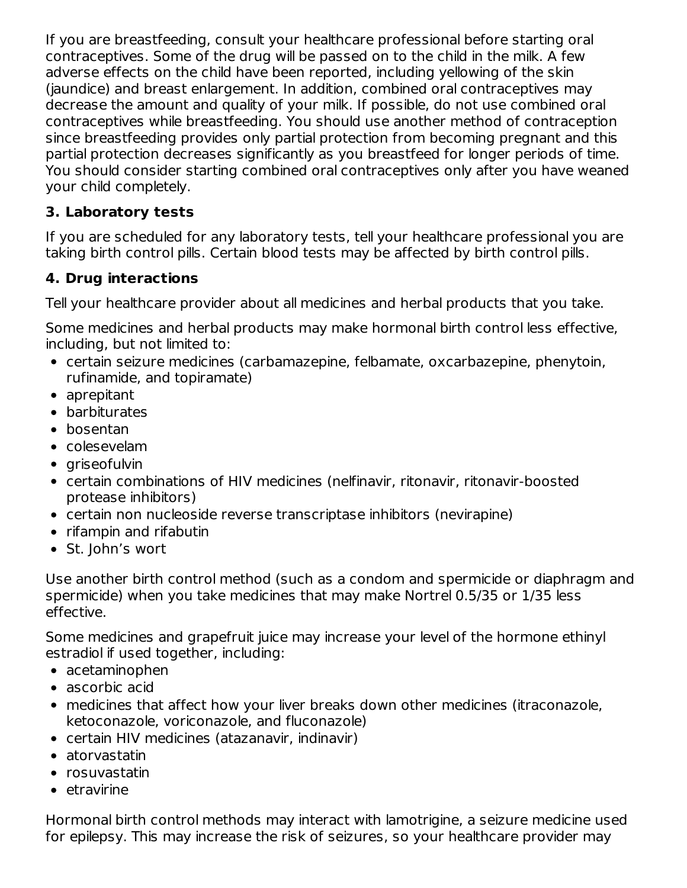If you are breastfeeding, consult your healthcare professional before starting oral contraceptives. Some of the drug will be passed on to the child in the milk. A few adverse effects on the child have been reported, including yellowing of the skin (jaundice) and breast enlargement. In addition, combined oral contraceptives may decrease the amount and quality of your milk. If possible, do not use combined oral contraceptives while breastfeeding. You should use another method of contraception since breastfeeding provides only partial protection from becoming pregnant and this partial protection decreases significantly as you breastfeed for longer periods of time. You should consider starting combined oral contraceptives only after you have weaned your child completely.

### 3. Laboratory tests

If you are scheduled for any laboratory tests, tell your healthcare professional you are taking birth control pills. Certain blood tests may be affected by birth control pills.

### 4. Drug interactions

Tell your healthcare provider about all medicines and herbal products that you take.

Some medicines and herbal products may make hormonal birth control less effective, including, but not limited to:

- certain seizure medicines (carbamazepine, felbamate, oxcarbazepine, phenytoin, rufinamide, and topiramate)
- aprepitant
- barbiturates
- bosentan
- colesevelam
- griseofulvin
- certain combinations of HIV medicines (nelfinavir, ritonavir, ritonavir-boosted protease inhibitors)
- certain non nucleoside reverse transcriptase inhibitors (nevirapine)
- rifampin and rifabutin
- St. John's wort

Use another birth control method (such as a condom and spermicide or diaphragm and spermicide) when you take medicines that may make Nortrel 0.5/35 or 1/35 less effective.

Some medicines and grapefruit juice may increase your level of the hormone ethinyl estradiol if used together, including:

- acetaminophen
- ascorbic acid
- medicines that affect how your liver breaks down other medicines (itraconazole, ketoconazole, voriconazole, and fluconazole)
- certain HIV medicines (atazanavir, indinavir)
- atorvastatin
- rosuvastatin
- etravirine

Hormonal birth control methods may interact with lamotrigine, a seizure medicine used for epilepsy. This may increase the risk of seizures, so your healthcare provider may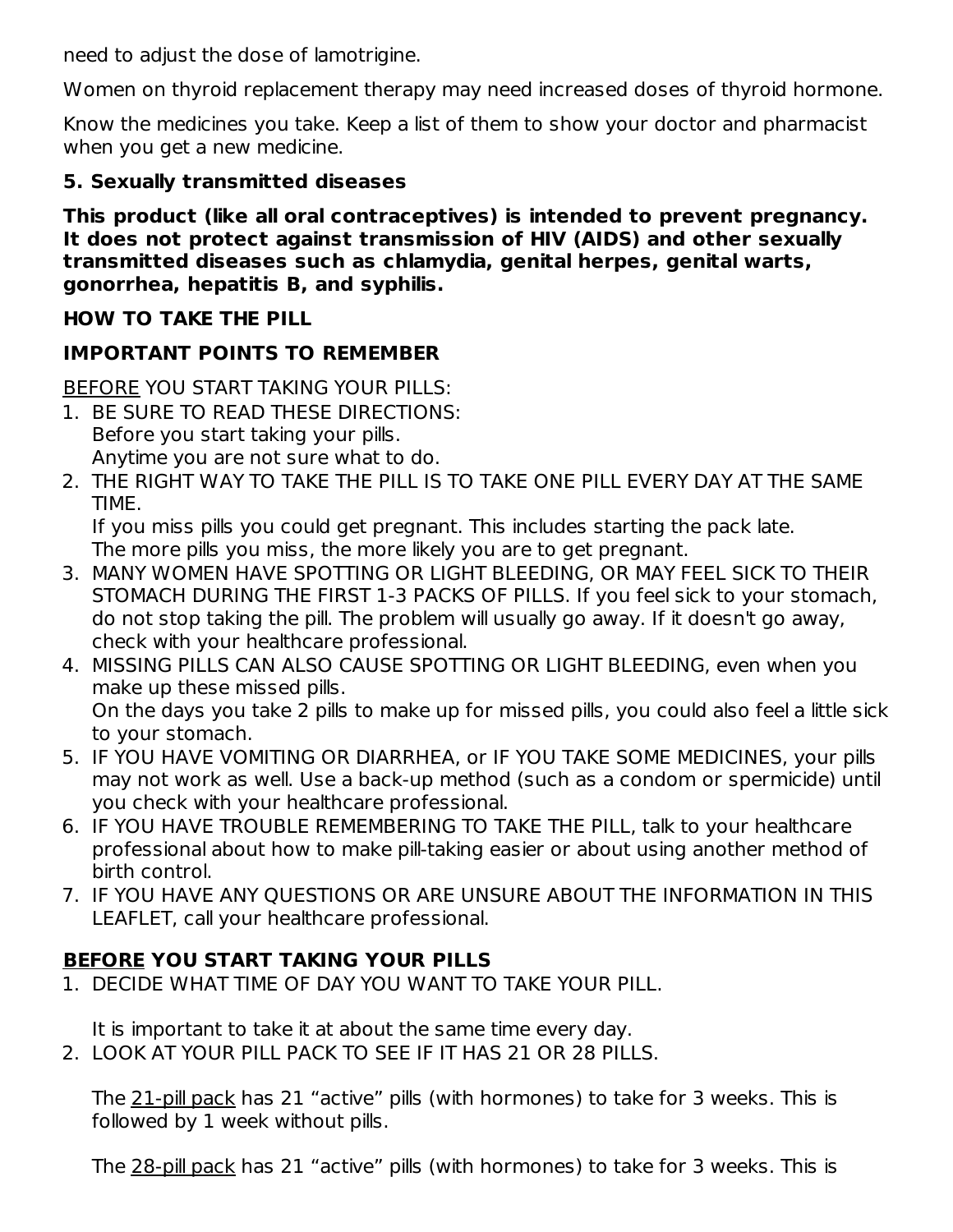need to adjust the dose of lamotrigine.

Women on thyroid replacement therapy may need increased doses of thyroid hormone.

Know the medicines you take. Keep a list of them to show your doctor and pharmacist when you get a new medicine.

**5. Sexually transmitted diseases**

**This product (like all oral contraceptives) is intended to prevent pregnancy. It does not protect against transmission of HIV (AIDS) and other sexually transmitted diseases such as chlamydia, genital herpes, genital warts, gonorrhea, hepatitis B, and syphilis.**

**HOW TO TAKE THE PILL**

**IMPORTANT POINTS TO REMEMBER**

BEFORE YOU START TAKING YOUR PILLS:

1. BE SURE TO READ THESE DIRECTIONS:
   Before you start taking your pills.
   Anytime you are not sure what to do.
2. THE RIGHT WAY TO TAKE THE PILL IS TO TAKE ONE PILL EVERY DAY AT THE SAME TIME.
   If you miss pills you could get pregnant. This includes starting the pack late.
   The more pills you miss, the more likely you are to get pregnant.
3. MANY WOMEN HAVE SPOTTING OR LIGHT BLEEDING, OR MAY FEEL SICK TO THEIR STOMACH DURING THE FIRST 1-3 PACKS OF PILLS. If you feel sick to your stomach, do not stop taking the pill. The problem will usually go away. If it doesn't go away, check with your healthcare professional.
4. MISSING PILLS CAN ALSO CAUSE SPOTTING OR LIGHT BLEEDING, even when you make up these missed pills.
   On the days you take 2 pills to make up for missed pills, you could also feel a little sick to your stomach.
5. IF YOU HAVE VOMITING OR DIARRHEA, or IF YOU TAKE SOME MEDICINES, your pills may not work as well. Use a back-up method (such as a condom or spermicide) until you check with your healthcare professional.
6. IF YOU HAVE TROUBLE REMEMBERING TO TAKE THE PILL, talk to your healthcare professional about how to make pill-taking easier or about using another method of birth control.
7. IF YOU HAVE ANY QUESTIONS OR ARE UNSURE ABOUT THE INFORMATION IN THIS LEAFLET, call your healthcare professional.

**BEFORE YOU START TAKING YOUR PILLS**

1. DECIDE WHAT TIME OF DAY YOU WANT TO TAKE YOUR PILL.

   It is important to take it at about the same time every day.
2. LOOK AT YOUR PILL PACK TO SEE IF IT HAS 21 OR 28 PILLS.

   The 21-pill pack has 21 "active" pills (with hormones) to take for 3 weeks. This is followed by 1 week without pills.

   The 28-pill pack has 21 "active" pills (with hormones) to take for 3 weeks. This is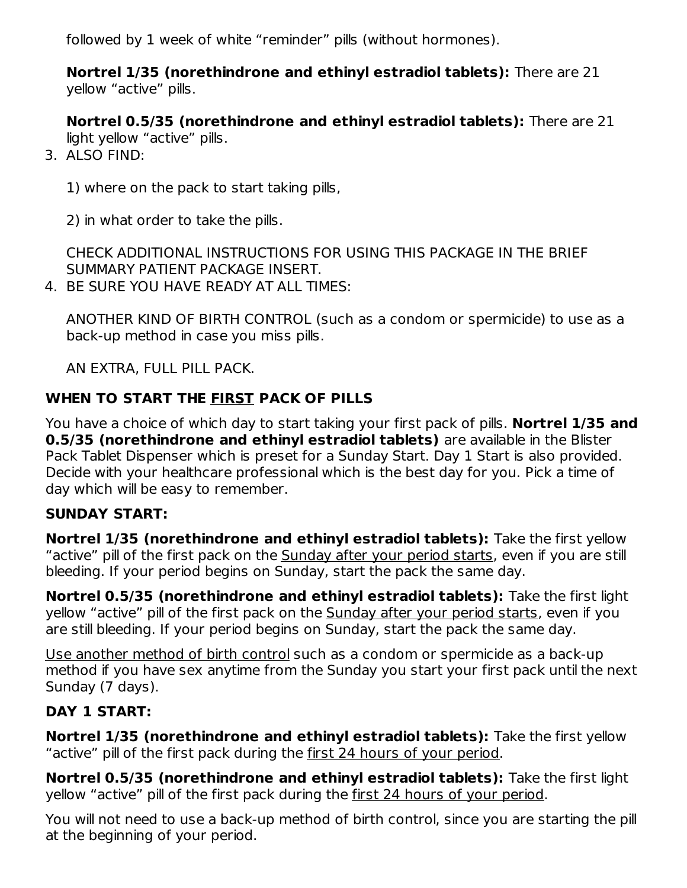followed by 1 week of white “reminder” pills (without hormones).

**Nortrel 1/35 (norethindrone and ethinyl estradiol tablets):** There are 21 yellow “active” pills.

**Nortrel 0.5/35 (norethindrone and ethinyl estradiol tablets):** There are 21 light yellow “active” pills.

3. ALSO FIND:

   1) where on the pack to start taking pills,

   2) in what order to take the pills.

   CHECK ADDITIONAL INSTRUCTIONS FOR USING THIS PACKAGE IN THE BRIEF SUMMARY PATIENT PACKAGE INSERT.

4. BE SURE YOU HAVE READY AT ALL TIMES:

   ANOTHER KIND OF BIRTH CONTROL (such as a condom or spermicide) to use as a back-up method in case you miss pills.

   AN EXTRA, FULL PILL PACK.

### WHEN TO START THE FIRST PACK OF PILLS

You have a choice of which day to start taking your first pack of pills. **Nortrel 1/35 and 0.5/35 (norethindrone and ethinyl estradiol tablets)** are available in the Blister Pack Tablet Dispenser which is preset for a Sunday Start. Day 1 Start is also provided. Decide with your healthcare professional which is the best day for you. Pick a time of day which will be easy to remember.

**SUNDAY START:**

**Nortrel 1/35 (norethindrone and ethinyl estradiol tablets):** Take the first yellow “active” pill of the first pack on the Sunday after your period starts, even if you are still bleeding. If your period begins on Sunday, start the pack the same day.

**Nortrel 0.5/35 (norethindrone and ethinyl estradiol tablets):** Take the first light yellow “active” pill of the first pack on the Sunday after your period starts, even if you are still bleeding. If your period begins on Sunday, start the pack the same day.

Use another method of birth control such as a condom or spermicide as a back-up method if you have sex anytime from the Sunday you start your first pack until the next Sunday (7 days).

**DAY 1 START:**

**Nortrel 1/35 (norethindrone and ethinyl estradiol tablets):** Take the first yellow “active” pill of the first pack during the first 24 hours of your period.

**Nortrel 0.5/35 (norethindrone and ethinyl estradiol tablets):** Take the first light yellow “active” pill of the first pack during the first 24 hours of your period.

You will not need to use a back-up method of birth control, since you are starting the pill at the beginning of your period.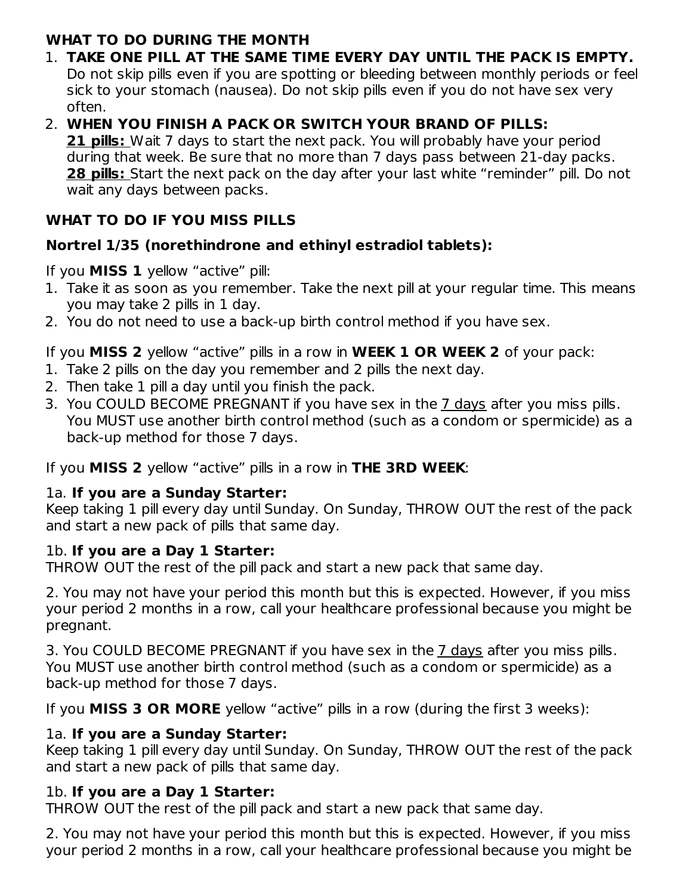**WHAT TO DO DURING THE MONTH**

1. **TAKE ONE PILL AT THE SAME TIME EVERY DAY UNTIL THE PACK IS EMPTY.** Do not skip pills even if you are spotting or bleeding between monthly periods or feel sick to your stomach (nausea). Do not skip pills even if you do not have sex very often.
2. **WHEN YOU FINISH A PACK OR SWITCH YOUR BRAND OF PILLS:**
   **21 pills:** Wait 7 days to start the next pack. You will probably have your period during that week. Be sure that no more than 7 days pass between 21-day packs.
   **28 pills:** Start the next pack on the day after your last white "reminder" pill. Do not wait any days between packs.

**WHAT TO DO IF YOU MISS PILLS**

**Nortrel 1/35 (norethindrone and ethinyl estradiol tablets):**

If you **MISS 1** yellow "active" pill:

1. Take it as soon as you remember. Take the next pill at your regular time. This means you may take 2 pills in 1 day.
2. You do not need to use a back-up birth control method if you have sex.

If you **MISS 2** yellow "active" pills in a row in **WEEK 1 OR WEEK 2** of your pack:

1. Take 2 pills on the day you remember and 2 pills the next day.
2. Then take 1 pill a day until you finish the pack.
3. You COULD BECOME PREGNANT if you have sex in the 7 days after you miss pills. You MUST use another birth control method (such as a condom or spermicide) as a back-up method for those 7 days.

If you **MISS 2** yellow "active" pills in a row in **THE 3RD WEEK**:

1a. **If you are a Sunday Starter:**
Keep taking 1 pill every day until Sunday. On Sunday, THROW OUT the rest of the pack and start a new pack of pills that same day.

1b. **If you are a Day 1 Starter:**
THROW OUT the rest of the pill pack and start a new pack that same day.

2. You may not have your period this month but this is expected. However, if you miss your period 2 months in a row, call your healthcare professional because you might be pregnant.

3. You COULD BECOME PREGNANT if you have sex in the 7 days after you miss pills. You MUST use another birth control method (such as a condom or spermicide) as a back-up method for those 7 days.

If you **MISS 3 OR MORE** yellow "active" pills in a row (during the first 3 weeks):

1a. **If you are a Sunday Starter:**
Keep taking 1 pill every day until Sunday. On Sunday, THROW OUT the rest of the pack and start a new pack of pills that same day.

1b. **If you are a Day 1 Starter:**
THROW OUT the rest of the pill pack and start a new pack that same day.

2. You may not have your period this month but this is expected. However, if you miss your period 2 months in a row, call your healthcare professional because you might be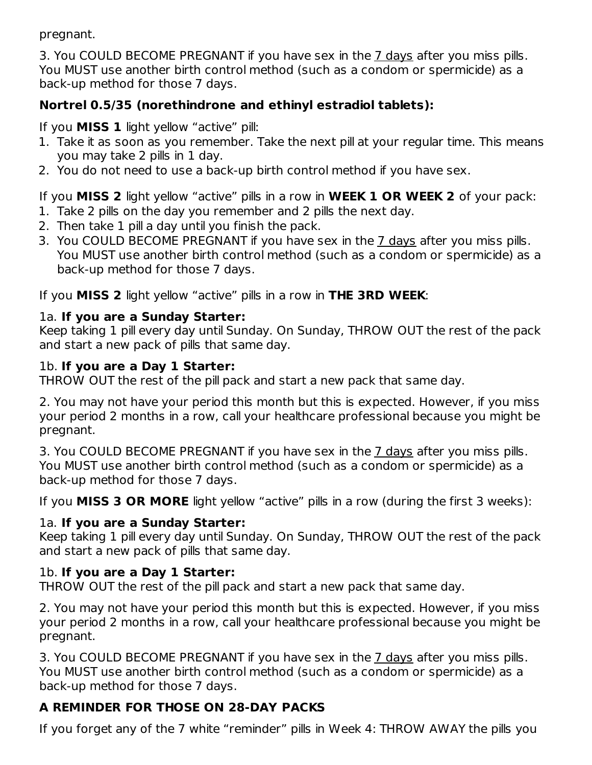pregnant.

3. You COULD BECOME PREGNANT if you have sex in the 7 days after you miss pills. You MUST use another birth control method (such as a condom or spermicide) as a back-up method for those 7 days.

**Nortrel 0.5/35 (norethindrone and ethinyl estradiol tablets):**

If you **MISS 1** light yellow "active" pill:

1. Take it as soon as you remember. Take the next pill at your regular time. This means you may take 2 pills in 1 day.
2. You do not need to use a back-up birth control method if you have sex.

If you **MISS 2** light yellow "active" pills in a row in **WEEK 1 OR WEEK 2** of your pack:

1. Take 2 pills on the day you remember and 2 pills the next day.
2. Then take 1 pill a day until you finish the pack.
3. You COULD BECOME PREGNANT if you have sex in the 7 days after you miss pills. You MUST use another birth control method (such as a condom or spermicide) as a back-up method for those 7 days.

If you **MISS 2** light yellow "active" pills in a row in **THE 3RD WEEK**:

1a. **If you are a Sunday Starter:**
Keep taking 1 pill every day until Sunday. On Sunday, THROW OUT the rest of the pack and start a new pack of pills that same day.

1b. **If you are a Day 1 Starter:**
THROW OUT the rest of the pill pack and start a new pack that same day.

2. You may not have your period this month but this is expected. However, if you miss your period 2 months in a row, call your healthcare professional because you might be pregnant.

3. You COULD BECOME PREGNANT if you have sex in the 7 days after you miss pills. You MUST use another birth control method (such as a condom or spermicide) as a back-up method for those 7 days.

If you **MISS 3 OR MORE** light yellow "active" pills in a row (during the first 3 weeks):

1a. **If you are a Sunday Starter:**
Keep taking 1 pill every day until Sunday. On Sunday, THROW OUT the rest of the pack and start a new pack of pills that same day.

1b. **If you are a Day 1 Starter:**
THROW OUT the rest of the pill pack and start a new pack that same day.

2. You may not have your period this month but this is expected. However, if you miss your period 2 months in a row, call your healthcare professional because you might be pregnant.

3. You COULD BECOME PREGNANT if you have sex in the 7 days after you miss pills. You MUST use another birth control method (such as a condom or spermicide) as a back-up method for those 7 days.

**A REMINDER FOR THOSE ON 28-DAY PACKS**

If you forget any of the 7 white "reminder" pills in Week 4: THROW AWAY the pills you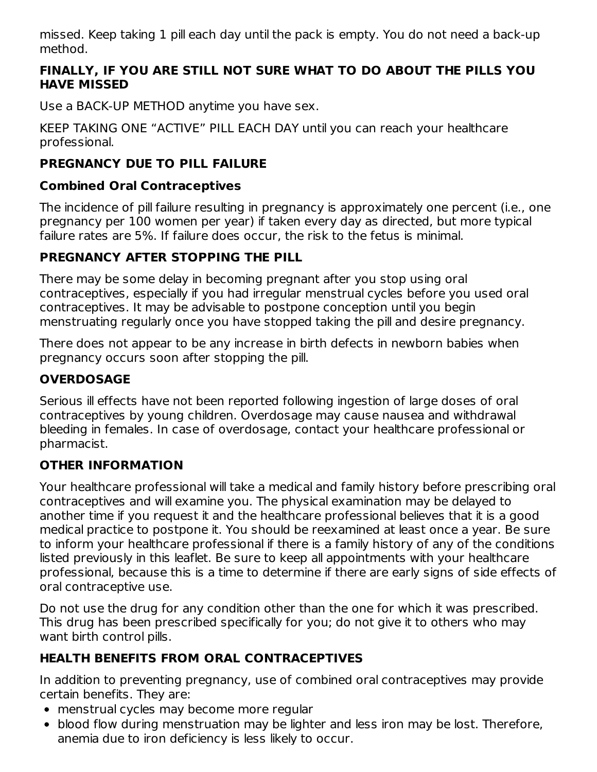missed. Keep taking 1 pill each day until the pack is empty. You do not need a back-up method.

**FINALLY, IF YOU ARE STILL NOT SURE WHAT TO DO ABOUT THE PILLS YOU HAVE MISSED**

Use a BACK-UP METHOD anytime you have sex.

KEEP TAKING ONE "ACTIVE" PILL EACH DAY until you can reach your healthcare professional.

## PREGNANCY DUE TO PILL FAILURE

### Combined Oral Contraceptives

The incidence of pill failure resulting in pregnancy is approximately one percent (i.e., one pregnancy per 100 women per year) if taken every day as directed, but more typical failure rates are 5%. If failure does occur, the risk to the fetus is minimal.

## PREGNANCY AFTER STOPPING THE PILL

There may be some delay in becoming pregnant after you stop using oral contraceptives, especially if you had irregular menstrual cycles before you used oral contraceptives. It may be advisable to postpone conception until you begin menstruating regularly once you have stopped taking the pill and desire pregnancy.

There does not appear to be any increase in birth defects in newborn babies when pregnancy occurs soon after stopping the pill.

## OVERDOSAGE

Serious ill effects have not been reported following ingestion of large doses of oral contraceptives by young children. Overdosage may cause nausea and withdrawal bleeding in females. In case of overdosage, contact your healthcare professional or pharmacist.

## OTHER INFORMATION

Your healthcare professional will take a medical and family history before prescribing oral contraceptives and will examine you. The physical examination may be delayed to another time if you request it and the healthcare professional believes that it is a good medical practice to postpone it. You should be reexamined at least once a year. Be sure to inform your healthcare professional if there is a family history of any of the conditions listed previously in this leaflet. Be sure to keep all appointments with your healthcare professional, because this is a time to determine if there are early signs of side effects of oral contraceptive use.

Do not use the drug for any condition other than the one for which it was prescribed. This drug has been prescribed specifically for you; do not give it to others who may want birth control pills.

## HEALTH BENEFITS FROM ORAL CONTRACEPTIVES

In addition to preventing pregnancy, use of combined oral contraceptives may provide certain benefits. They are:

- menstrual cycles may become more regular
- blood flow during menstruation may be lighter and less iron may be lost. Therefore, anemia due to iron deficiency is less likely to occur.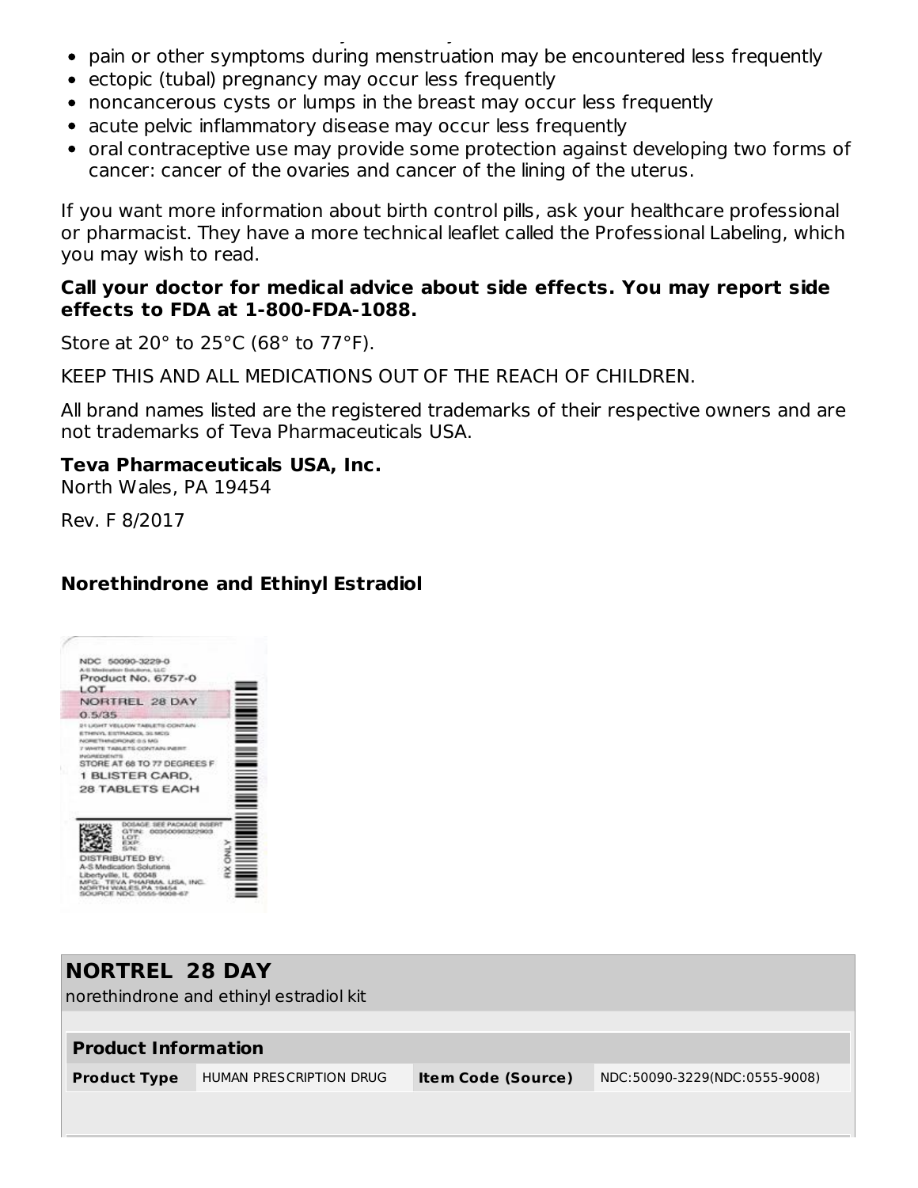- pain or other symptoms during menstruation may be encountered less frequently
- ectopic (tubal) pregnancy may occur less frequently
- noncancerous cysts or lumps in the breast may occur less frequently
- acute pelvic inflammatory disease may occur less frequently
- oral contraceptive use may provide some protection against developing two forms of cancer: cancer of the ovaries and cancer of the lining of the uterus.

If you want more information about birth control pills, ask your healthcare professional or pharmacist. They have a more technical leaflet called the Professional Labeling, which you may wish to read.

**Call your doctor for medical advice about side effects. You may report side effects to FDA at 1-800-FDA-1088.**

Store at 20° to 25°C (68° to 77°F).

KEEP THIS AND ALL MEDICATIONS OUT OF THE REACH OF CHILDREN.

All brand names listed are the registered trademarks of their respective owners and are not trademarks of Teva Pharmaceuticals USA.

**Teva Pharmaceuticals USA, Inc.**
North Wales, PA 19454

Rev. F 8/2017

**Norethindrone and Ethinyl Estradiol**

NDC 50090-3229-0
A-S Medication Solutions, LLC
Product No. 6757-0
LOT
NORTREL 28 DAY
0.5/35
21 LIGHT YELLOW TABLETS CONTAIN
ETHINYL ESTRADIOL 35 MCG
NORETHINDRONE 0.5 MG
7 WHITE TABLETS CONTAIN INERT
INGREDIENTS
STORE AT 68 TO 77 DEGREES F
1 BLISTER CARD,
28 TABLETS EACH

DOSAGE: SEE PACKAGE INSERT
GTIN: 00350090322903
LOT:
EXP:
S/N:
DISTRIBUTED BY:
A-S Medication Solutions
Libertyville, IL 60048
MFG: TEVA PHARMA. USA, INC.
NORTH WALES,PA 19454
SOURCE NDC: 0555-9008-67
RX ONLY

| NORTREL 28 DAY | | | |
|---|---|---|---|
| norethindrone and ethinyl estradiol kit | | | |
| **Product Information** | | | |
| **Product Type** | HUMAN PRESCRIPTION DRUG | **Item Code (Source)** | NDC:50090-3229(NDC:0555-9008) |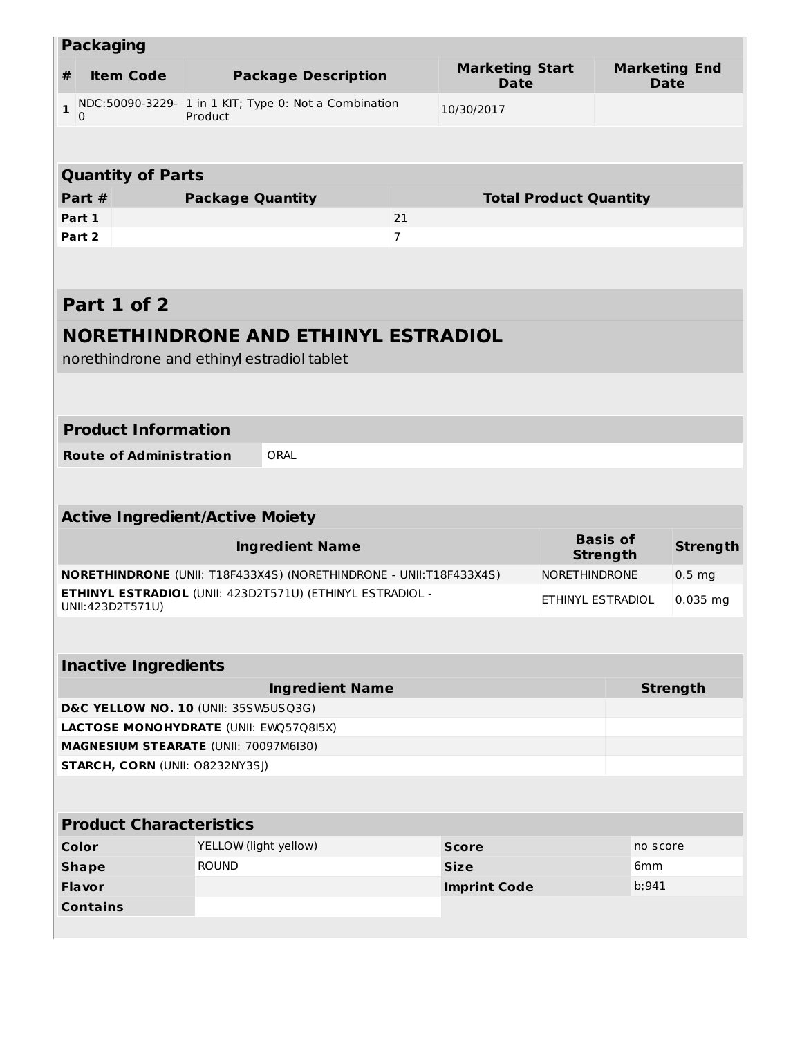| Packaging | | | | |
|---|---|---|---|---|
| **#** | **Item Code** | **Package Description** | **Marketing Start Date** | **Marketing End Date** |
| **1** | NDC:50090-3229-0 | 1 in 1 KIT; Type 0: Not a Combination Product | 10/30/2017 | |

| Quantity of Parts | | |
|---|---|---|
| **Part #** | **Package Quantity** | **Total Product Quantity** |
| **Part 1** | | 21 |
| **Part 2** | | 7 |

## Part 1 of 2

## NORETHINDRONE AND ETHINYL ESTRADIOL

norethindrone and ethinyl estradiol tablet

| Product Information | |
|---|---|
| **Route of Administration** | ORAL |

| Active Ingredient/Active Moiety | | |
|---|---|---|
| **Ingredient Name** | **Basis of Strength** | **Strength** |
| **NORETHINDRONE** (UNII: T18F433X4S) (NORETHINDRONE - UNII:T18F433X4S) | NORETHINDRONE | 0.5 mg |
| **ETHINYL ESTRADIOL** (UNII: 423D2T571U) (ETHINYL ESTRADIOL - UNII:423D2T571U) | ETHINYL ESTRADIOL | 0.035 mg |

| Inactive Ingredients | |
|---|---|
| **Ingredient Name** | **Strength** |
| **D&C YELLOW NO. 10** (UNII: 35SW5USQ3G) | |
| **LACTOSE MONOHYDRATE** (UNII: EWQ57Q8I5X) | |
| **MAGNESIUM STEARATE** (UNII: 70097M6I30) | |
| **STARCH, CORN** (UNII: O8232NY3SJ) | |

| Product Characteristics | | | |
|---|---|---|---|
| **Color** | YELLOW (light yellow) | **Score** | no score |
| **Shape** | ROUND | **Size** | 6mm |
| **Flavor** | | **Imprint Code** | b;941 |
| **Contains** | | | |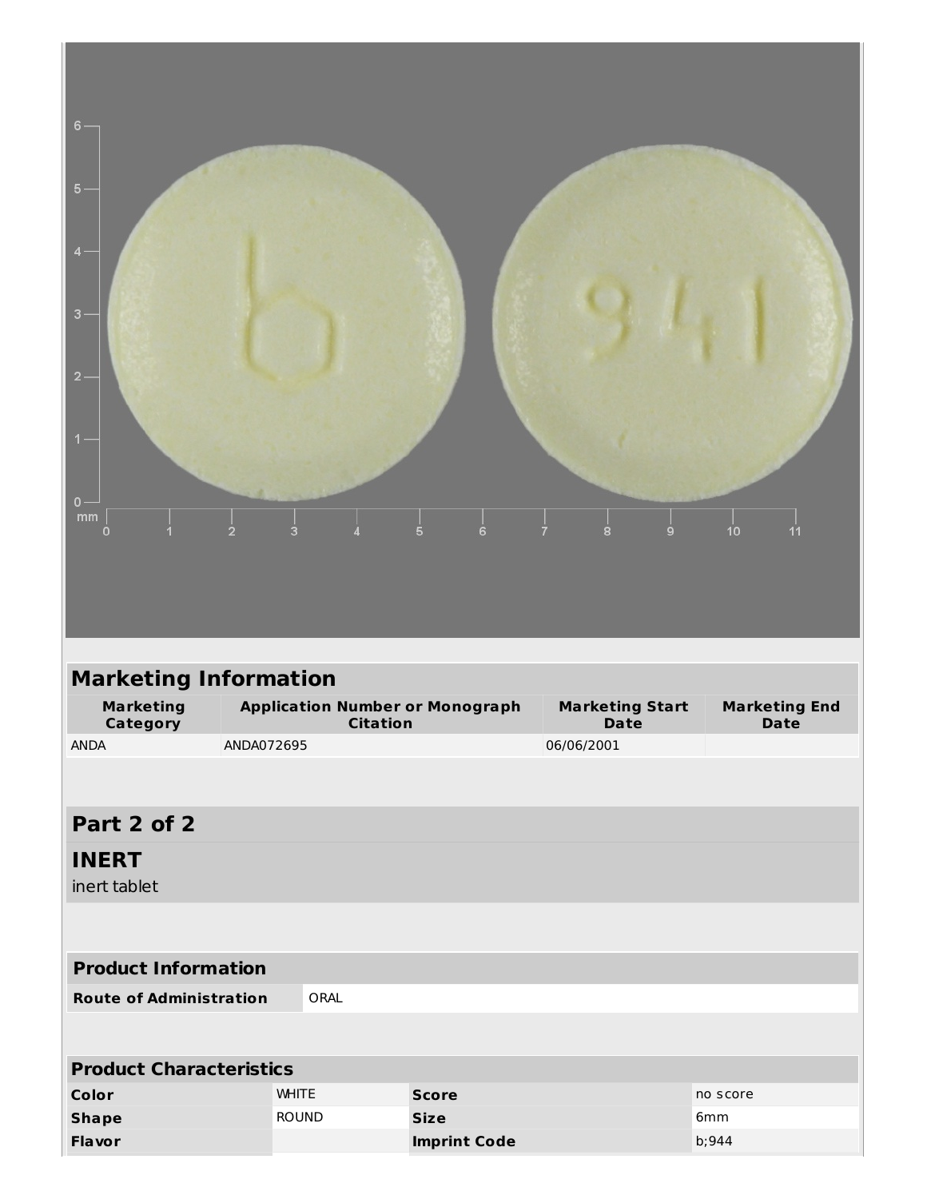| Marketing Information | | | |
|---|---|---|---|
| **Marketing Category** | **Application Number or Monograph Citation** | **Marketing Start Date** | **Marketing End Date** |
| ANDA | ANDA072695 | 06/06/2001 | |

## Part 2 of 2

### INERT

inert tablet

| Product Information | |
|---|---|
| **Route of Administration** | ORAL |

| Product Characteristics | | | |
|---|---|---|---|
| **Color** | WHITE | **Score** | no score |
| **Shape** | ROUND | **Size** | 6mm |
| **Flavor** | | **Imprint Code** | b;944 |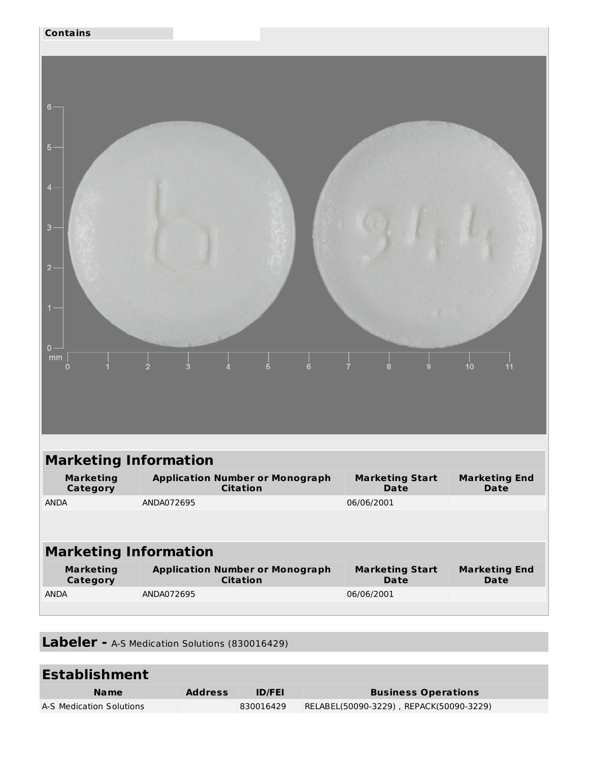| Contains | |
|---|---|

## Marketing Information

| Marketing Category | Application Number or Monograph Citation | Marketing Start Date | Marketing End Date |
|---|---|---|---|
| ANDA | ANDA072695 | 06/06/2001 | |

## Marketing Information

| Marketing Category | Application Number or Monograph Citation | Marketing Start Date | Marketing End Date |
|---|---|---|---|
| ANDA | ANDA072695 | 06/06/2001 | |

## Labeler - A-S Medication Solutions (830016429)

## Establishment

| Name | Address | ID/FEI | Business Operations |
|---|---|---|---|
| A-S Medication Solutions | | 830016429 | RELABEL(50090-3229) , REPACK(50090-3229) |